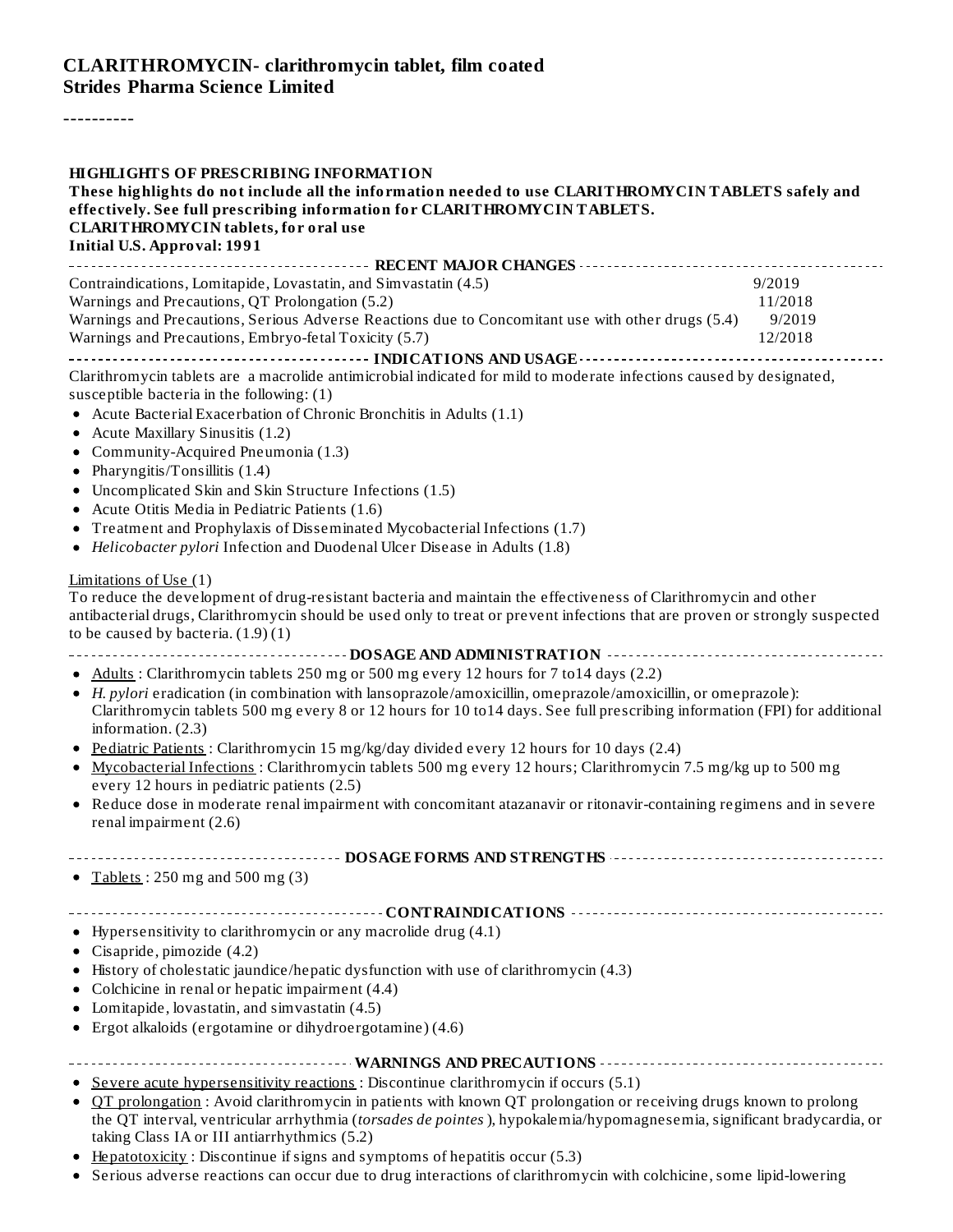# CLARITHROMYCIN- clarithromycin tablet, film coated
**Strides Pharma Science Limited**

----------

**HIGHLIGHTS OF PRESCRIBING INFORMATION**
**These highlights do not include all the information needed to use CLARITHROMYCIN TABLETS safely and effectively. See full prescribing information for CLARITHROMYCIN TABLETS.**
**CLARITHROMYCIN tablets, for oral use**
**Initial U.S. Approval: 1991**

## RECENT MAJOR CHANGES

| | |
|---|---|
| Contraindications, Lomitapide, Lovastatin, and Simvastatin (4.5) | 9/2019 |
| Warnings and Precautions, QT Prolongation (5.2) | 11/2018 |
| Warnings and Precautions, Serious Adverse Reactions due to Concomitant use with other drugs (5.4) | 9/2019 |
| Warnings and Precautions, Embryo-fetal Toxicity (5.7) | 12/2018 |

## INDICATIONS AND USAGE

Clarithromycin tablets are a macrolide antimicrobial indicated for mild to moderate infections caused by designated, susceptible bacteria in the following: (1)

- Acute Bacterial Exacerbation of Chronic Bronchitis in Adults (1.1)
- Acute Maxillary Sinusitis (1.2)
- Community-Acquired Pneumonia (1.3)
- Pharyngitis/Tonsillitis (1.4)
- Uncomplicated Skin and Skin Structure Infections (1.5)
- Acute Otitis Media in Pediatric Patients (1.6)
- Treatment and Prophylaxis of Disseminated Mycobacterial Infections (1.7)
- *Helicobacter pylori* Infection and Duodenal Ulcer Disease in Adults (1.8)

Limitations of Use (1)
To reduce the development of drug-resistant bacteria and maintain the effectiveness of Clarithromycin and other antibacterial drugs, Clarithromycin should be used only to treat or prevent infections that are proven or strongly suspected to be caused by bacteria. (1.9) (1)

## DOSAGE AND ADMINISTRATION

- Adults : Clarithromycin tablets 250 mg or 500 mg every 12 hours for 7 to14 days (2.2)
- *H. pylori* eradication (in combination with lansoprazole/amoxicillin, omeprazole/amoxicillin, or omeprazole): Clarithromycin tablets 500 mg every 8 or 12 hours for 10 to14 days. See full prescribing information (FPI) for additional information. (2.3)
- Pediatric Patients : Clarithromycin 15 mg/kg/day divided every 12 hours for 10 days (2.4)
- Mycobacterial Infections : Clarithromycin tablets 500 mg every 12 hours; Clarithromycin 7.5 mg/kg up to 500 mg every 12 hours in pediatric patients (2.5)
- Reduce dose in moderate renal impairment with concomitant atazanavir or ritonavir-containing regimens and in severe renal impairment (2.6)

## DOSAGE FORMS AND STRENGTHS

- Tablets : 250 mg and 500 mg (3)

## CONTRAINDICATIONS

- Hypersensitivity to clarithromycin or any macrolide drug (4.1)
- Cisapride, pimozide (4.2)
- History of cholestatic jaundice/hepatic dysfunction with use of clarithromycin (4.3)
- Colchicine in renal or hepatic impairment (4.4)
- Lomitapide, lovastatin, and simvastatin (4.5)
- Ergot alkaloids (ergotamine or dihydroergotamine) (4.6)

## WARNINGS AND PRECAUTIONS

- Severe acute hypersensitivity reactions : Discontinue clarithromycin if occurs (5.1)
- QT prolongation : Avoid clarithromycin in patients with known QT prolongation or receiving drugs known to prolong the QT interval, ventricular arrhythmia (*torsades de pointes* ), hypokalemia/hypomagnesemia, significant bradycardia, or taking Class IA or III antiarrhythmics (5.2)
- Hepatotoxicity : Discontinue if signs and symptoms of hepatitis occur (5.3)
- Serious adverse reactions can occur due to drug interactions of clarithromycin with colchicine, some lipid-lowering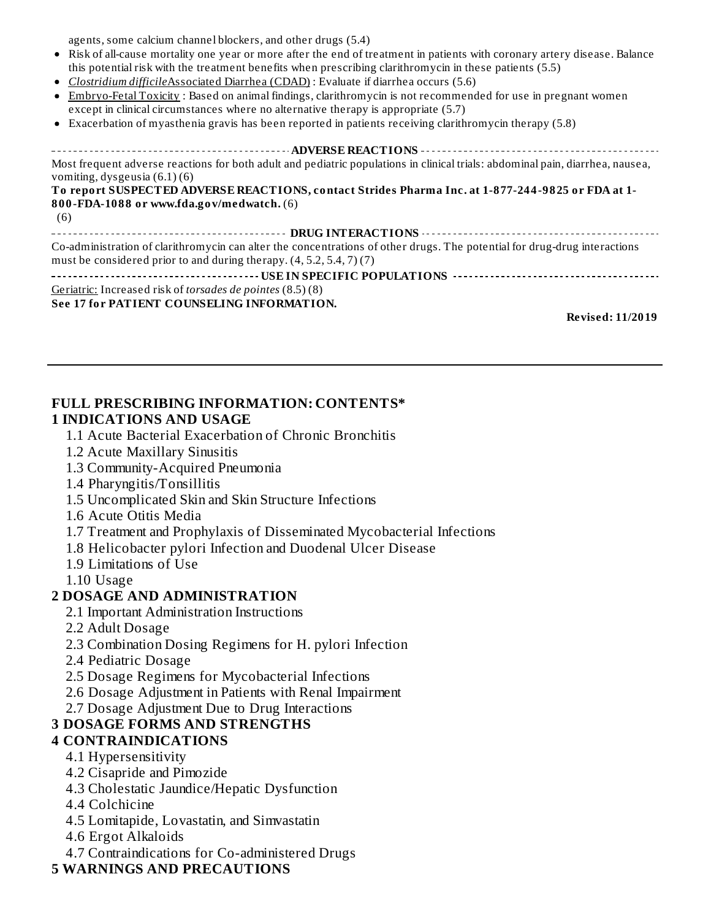agents, some calcium channel blockers, and other drugs (5.4)

- Risk of all-cause mortality one year or more after the end of treatment in patients with coronary artery disease. Balance this potential risk with the treatment benefits when prescribing clarithromycin in these patients (5.5)
- *Clostridium difficile* Associated Diarrhea (CDAD) : Evaluate if diarrhea occurs (5.6)
- Embryo-Fetal Toxicity : Based on animal findings, clarithromycin is not recommended for use in pregnant women except in clinical circumstances where no alternative therapy is appropriate (5.7)
- Exacerbation of myasthenia gravis has been reported in patients receiving clarithromycin therapy (5.8)

**ADVERSE REACTIONS**

Most frequent adverse reactions for both adult and pediatric populations in clinical trials: abdominal pain, diarrhea, nausea, vomiting, dysgeusia (6.1) (6)

**To report SUSPECTED ADVERSE REACTIONS, contact Strides Pharma Inc. at 1-877-244-9825 or FDA at 1-800-FDA-1088 or www.fda.gov/medwatch.** (6)

(6)

**DRUG INTERACTIONS**

Co-administration of clarithromycin can alter the concentrations of other drugs. The potential for drug-drug interactions must be considered prior to and during therapy. (4, 5.2, 5.4, 7) (7)

**USE IN SPECIFIC POPULATIONS**

Geriatric: Increased risk of *torsades de pointes* (8.5) (8)

**See 17 for PATIENT COUNSELING INFORMATION.**

**Revised: 11/2019**

---

## FULL PRESCRIBING INFORMATION: CONTENTS*

### 1 INDICATIONS AND USAGE

- 1.1 Acute Bacterial Exacerbation of Chronic Bronchitis
- 1.2 Acute Maxillary Sinusitis
- 1.3 Community-Acquired Pneumonia
- 1.4 Pharyngitis/Tonsillitis
- 1.5 Uncomplicated Skin and Skin Structure Infections
- 1.6 Acute Otitis Media
- 1.7 Treatment and Prophylaxis of Disseminated Mycobacterial Infections
- 1.8 Helicobacter pylori Infection and Duodenal Ulcer Disease
- 1.9 Limitations of Use
- 1.10 Usage

### 2 DOSAGE AND ADMINISTRATION

- 2.1 Important Administration Instructions
- 2.2 Adult Dosage
- 2.3 Combination Dosing Regimens for H. pylori Infection
- 2.4 Pediatric Dosage
- 2.5 Dosage Regimens for Mycobacterial Infections
- 2.6 Dosage Adjustment in Patients with Renal Impairment
- 2.7 Dosage Adjustment Due to Drug Interactions

### 3 DOSAGE FORMS AND STRENGTHS

### 4 CONTRAINDICATIONS

- 4.1 Hypersensitivity
- 4.2 Cisapride and Pimozide
- 4.3 Cholestatic Jaundice/Hepatic Dysfunction
- 4.4 Colchicine
- 4.5 Lomitapide, Lovastatin, and Simvastatin
- 4.6 Ergot Alkaloids
- 4.7 Contraindications for Co-administered Drugs

### 5 WARNINGS AND PRECAUTIONS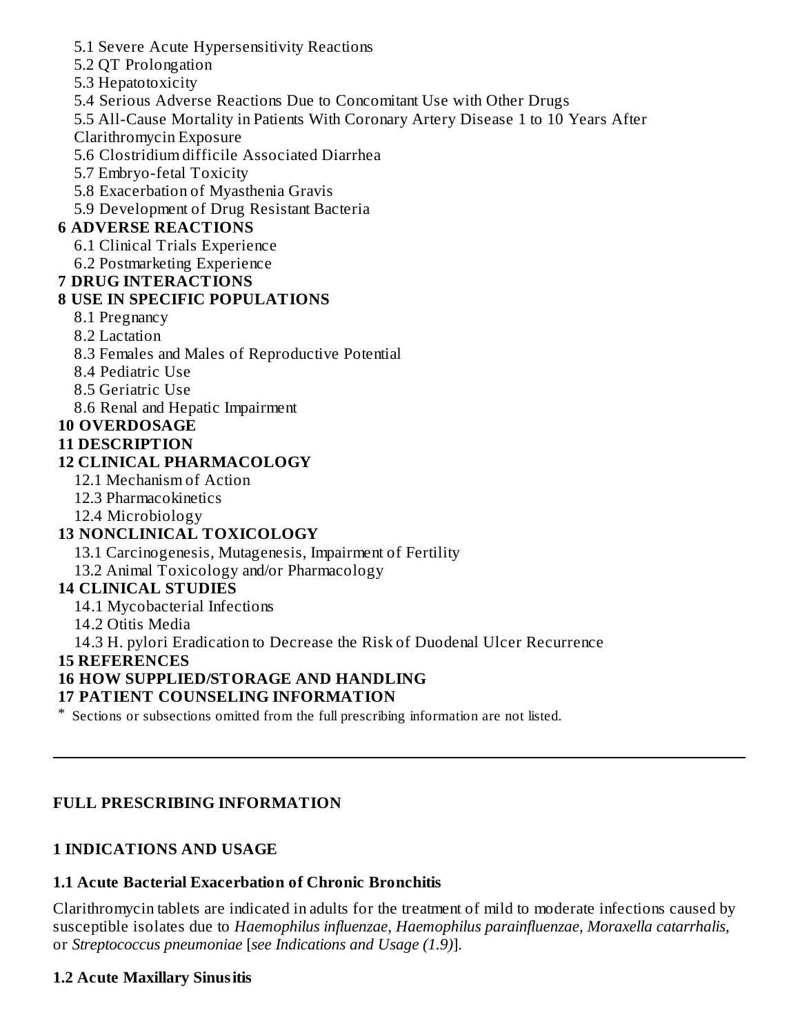5.1 Severe Acute Hypersensitivity Reactions
5.2 QT Prolongation
5.3 Hepatotoxicity
5.4 Serious Adverse Reactions Due to Concomitant Use with Other Drugs
5.5 All-Cause Mortality in Patients With Coronary Artery Disease 1 to 10 Years After Clarithromycin Exposure
5.6 Clostridium difficile Associated Diarrhea
5.7 Embryo-fetal Toxicity
5.8 Exacerbation of Myasthenia Gravis
5.9 Development of Drug Resistant Bacteria

**6 ADVERSE REACTIONS**
6.1 Clinical Trials Experience
6.2 Postmarketing Experience

**7 DRUG INTERACTIONS**

**8 USE IN SPECIFIC POPULATIONS**
8.1 Pregnancy
8.2 Lactation
8.3 Females and Males of Reproductive Potential
8.4 Pediatric Use
8.5 Geriatric Use
8.6 Renal and Hepatic Impairment

**10 OVERDOSAGE**

**11 DESCRIPTION**

**12 CLINICAL PHARMACOLOGY**
12.1 Mechanism of Action
12.3 Pharmacokinetics
12.4 Microbiology

**13 NONCLINICAL TOXICOLOGY**
13.1 Carcinogenesis, Mutagenesis, Impairment of Fertility
13.2 Animal Toxicology and/or Pharmacology

**14 CLINICAL STUDIES**
14.1 Mycobacterial Infections
14.2 Otitis Media
14.3 H. pylori Eradication to Decrease the Risk of Duodenal Ulcer Recurrence

**15 REFERENCES**

**16 HOW SUPPLIED/STORAGE AND HANDLING**

**17 PATIENT COUNSELING INFORMATION**

* Sections or subsections omitted from the full prescribing information are not listed.

---

## FULL PRESCRIBING INFORMATION

## 1 INDICATIONS AND USAGE

### 1.1 Acute Bacterial Exacerbation of Chronic Bronchitis

Clarithromycin tablets are indicated in adults for the treatment of mild to moderate infections caused by susceptible isolates due to *Haemophilus influenzae, Haemophilus parainfluenzae, Moraxella catarrhalis,* or *Streptococcus pneumoniae* [*see Indications and Usage (1.9)*].

### 1.2 Acute Maxillary Sinusitis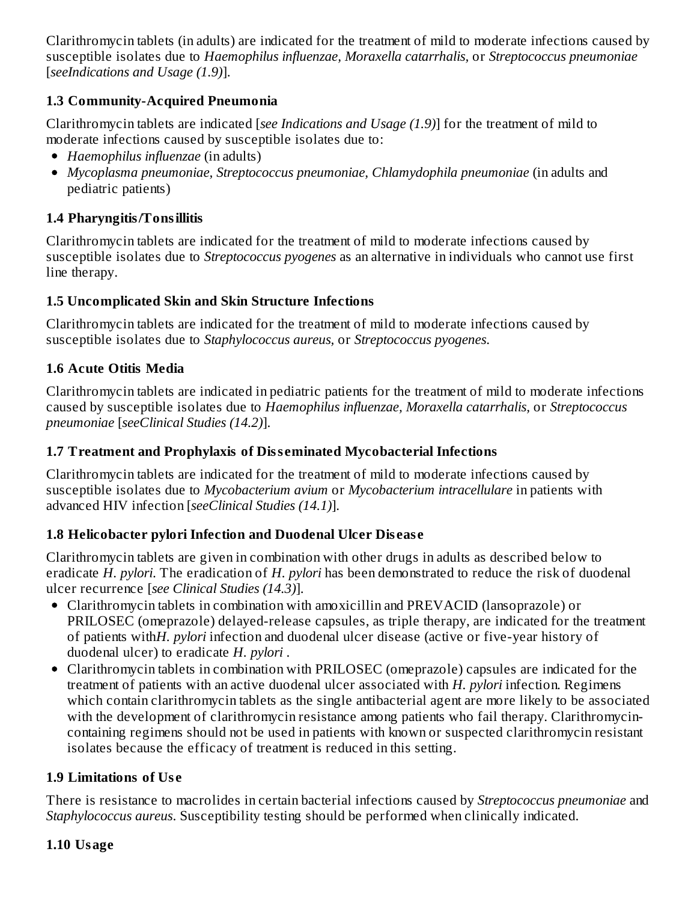Clarithromycin tablets (in adults) are indicated for the treatment of mild to moderate infections caused by susceptible isolates due to *Haemophilus influenzae, Moraxella catarrhalis,* or *Streptococcus pneumoniae* [*seeIndications and Usage (1.9)*].

### 1.3 Community-Acquired Pneumonia

Clarithromycin tablets are indicated [*see Indications and Usage (1.9)*] for the treatment of mild to moderate infections caused by susceptible isolates due to:

- *Haemophilus influenzae* (in adults)
- *Mycoplasma pneumoniae, Streptococcus pneumoniae, Chlamydophila pneumoniae* (in adults and pediatric patients)

### 1.4 Pharyngitis/Tonsillitis

Clarithromycin tablets are indicated for the treatment of mild to moderate infections caused by susceptible isolates due to *Streptococcus pyogenes* as an alternative in individuals who cannot use first line therapy.

### 1.5 Uncomplicated Skin and Skin Structure Infections

Clarithromycin tablets are indicated for the treatment of mild to moderate infections caused by susceptible isolates due to *Staphylococcus aureus*, or *Streptococcus pyogenes*.

### 1.6 Acute Otitis Media

Clarithromycin tablets are indicated in pediatric patients for the treatment of mild to moderate infections caused by susceptible isolates due to *Haemophilus influenzae, Moraxella catarrhalis,* or *Streptococcus pneumoniae* [*seeClinical Studies (14.2)*].

### 1.7 Treatment and Prophylaxis of Disseminated Mycobacterial Infections

Clarithromycin tablets are indicated for the treatment of mild to moderate infections caused by susceptible isolates due to *Mycobacterium avium* or *Mycobacterium intracellulare* in patients with advanced HIV infection [*seeClinical Studies (14.1)*].

### 1.8 Helicobacter pylori Infection and Duodenal Ulcer Disease

Clarithromycin tablets are given in combination with other drugs in adults as described below to eradicate *H. pylori.* The eradication of *H. pylori* has been demonstrated to reduce the risk of duodenal ulcer recurrence [*see Clinical Studies (14.3)*].

- Clarithromycin tablets in combination with amoxicillin and PREVACID (lansoprazole) or PRILOSEC (omeprazole) delayed-release capsules, as triple therapy, are indicated for the treatment of patients with*H. pylori* infection and duodenal ulcer disease (active or five-year history of duodenal ulcer) to eradicate *H. pylori* .
- Clarithromycin tablets in combination with PRILOSEC (omeprazole) capsules are indicated for the treatment of patients with an active duodenal ulcer associated with *H. pylori* infection. Regimens which contain clarithromycin tablets as the single antibacterial agent are more likely to be associated with the development of clarithromycin resistance among patients who fail therapy. Clarithromycin-containing regimens should not be used in patients with known or suspected clarithromycin resistant isolates because the efficacy of treatment is reduced in this setting.

### 1.9 Limitations of Use

There is resistance to macrolides in certain bacterial infections caused by *Streptococcus pneumoniae* and *Staphylococcus aureus*. Susceptibility testing should be performed when clinically indicated.

### 1.10 Usage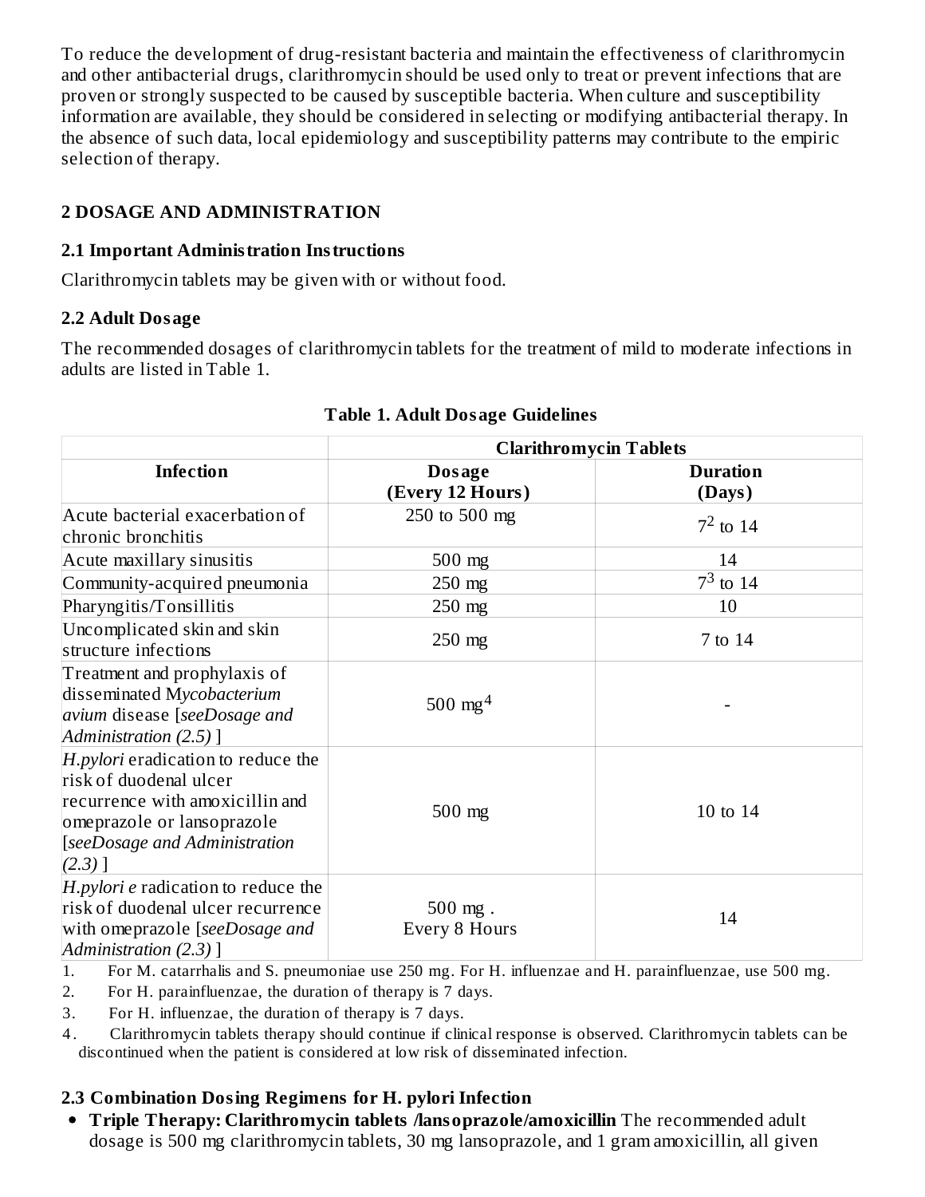To reduce the development of drug-resistant bacteria and maintain the effectiveness of clarithromycin and other antibacterial drugs, clarithromycin should be used only to treat or prevent infections that are proven or strongly suspected to be caused by susceptible bacteria. When culture and susceptibility information are available, they should be considered in selecting or modifying antibacterial therapy. In the absence of such data, local epidemiology and susceptibility patterns may contribute to the empiric selection of therapy.

## 2 DOSAGE AND ADMINISTRATION

### 2.1 Important Administration Instructions

Clarithromycin tablets may be given with or without food.

### 2.2 Adult Dosage

The recommended dosages of clarithromycin tablets for the treatment of mild to moderate infections in adults are listed in Table 1.

**Table 1. Adult Dosage Guidelines**

| | Clarithromycin Tablets | |
|---|---|---|
| **Infection** | **Dosage (Every 12 Hours)** | **Duration (Days)** |
| Acute bacterial exacerbation of chronic bronchitis | 250 to 500 mg | 7[2] to 14 |
| Acute maxillary sinusitis | 500 mg | 14 |
| Community-acquired pneumonia | 250 mg | 7[3] to 14 |
| Pharyngitis/Tonsillitis | 250 mg | 10 |
| Uncomplicated skin and skin structure infections | 250 mg | 7 to 14 |
| Treatment and prophylaxis of disseminated *Mycobacterium avium* disease [*seeDosage and Administration (2.5)* ] | 500 mg[4] | - |
| *H.pylori* eradication to reduce the risk of duodenal ulcer recurrence with amoxicillin and omeprazole or lansoprazole [*seeDosage and Administration (2.3)* ] | 500 mg | 10 to 14 |
| *H.pylori e* radication to reduce the risk of duodenal ulcer recurrence with omeprazole [*seeDosage and Administration (2.3)* ] | 500 mg . Every 8 Hours | 14 |

1. For M. catarrhalis and S. pneumoniae use 250 mg. For H. influenzae and H. parainfluenzae, use 500 mg.
2. For H. parainfluenzae, the duration of therapy is 7 days.
3. For H. influenzae, the duration of therapy is 7 days.
4. Clarithromycin tablets therapy should continue if clinical response is observed. Clarithromycin tablets can be discontinued when the patient is considered at low risk of disseminated infection.

### 2.3 Combination Dosing Regimens for H. pylori Infection

- **Triple Therapy: Clarithromycin tablets /lansoprazole/amoxicillin** The recommended adult dosage is 500 mg clarithromycin tablets, 30 mg lansoprazole, and 1 gram amoxicillin, all given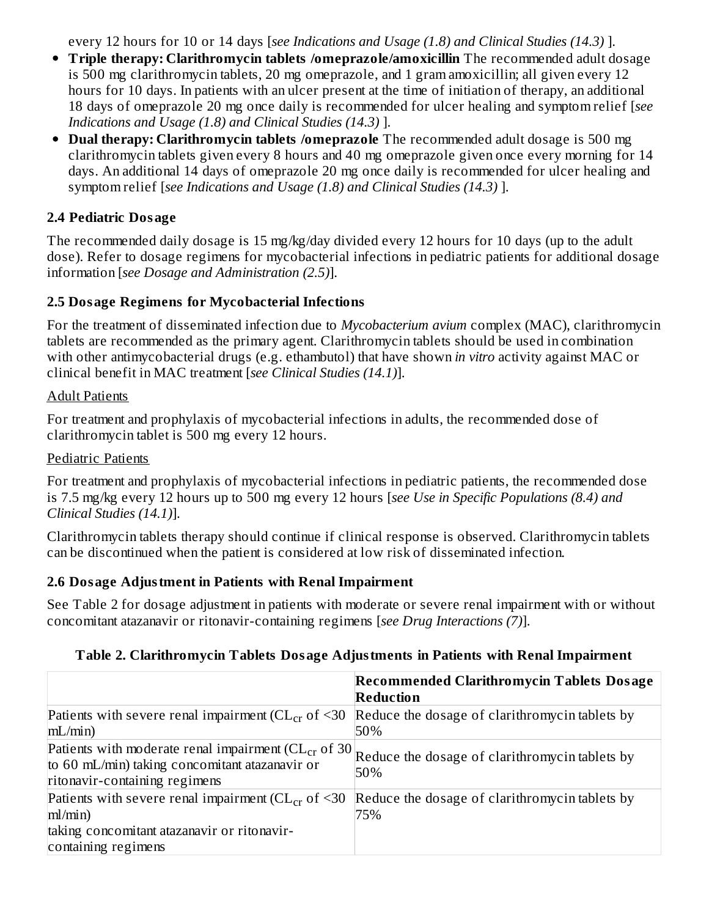every 12 hours for 10 or 14 days [*see Indications and Usage (1.8) and Clinical Studies (14.3)* ].

- **Triple therapy: Clarithromycin tablets /omeprazole/amoxicillin** The recommended adult dosage is 500 mg clarithromycin tablets, 20 mg omeprazole, and 1 gram amoxicillin; all given every 12 hours for 10 days. In patients with an ulcer present at the time of initiation of therapy, an additional 18 days of omeprazole 20 mg once daily is recommended for ulcer healing and symptom relief [*see Indications and Usage (1.8) and Clinical Studies (14.3)* ].
- **Dual therapy: Clarithromycin tablets /omeprazole** The recommended adult dosage is 500 mg clarithromycin tablets given every 8 hours and 40 mg omeprazole given once every morning for 14 days. An additional 14 days of omeprazole 20 mg once daily is recommended for ulcer healing and symptom relief [*see Indications and Usage (1.8) and Clinical Studies (14.3)* ].

### 2.4 Pediatric Dosage

The recommended daily dosage is 15 mg/kg/day divided every 12 hours for 10 days (up to the adult dose). Refer to dosage regimens for mycobacterial infections in pediatric patients for additional dosage information [*see Dosage and Administration (2.5)*].

### 2.5 Dosage Regimens for Mycobacterial Infections

For the treatment of disseminated infection due to *Mycobacterium avium* complex (MAC), clarithromycin tablets are recommended as the primary agent. Clarithromycin tablets should be used in combination with other antimycobacterial drugs (e.g. ethambutol) that have shown *in vitro* activity against MAC or clinical benefit in MAC treatment [*see Clinical Studies (14.1)*].

Adult Patients

For treatment and prophylaxis of mycobacterial infections in adults, the recommended dose of clarithromycin tablet is 500 mg every 12 hours.

Pediatric Patients

For treatment and prophylaxis of mycobacterial infections in pediatric patients, the recommended dose is 7.5 mg/kg every 12 hours up to 500 mg every 12 hours [*see Use in Specific Populations (8.4) and Clinical Studies (14.1)*].

Clarithromycin tablets therapy should continue if clinical response is observed. Clarithromycin tablets can be discontinued when the patient is considered at low risk of disseminated infection.

### 2.6 Dosage Adjustment in Patients with Renal Impairment

See Table 2 for dosage adjustment in patients with moderate or severe renal impairment with or without concomitant atazanavir or ritonavir-containing regimens [*see Drug Interactions (7)*].

**Table 2. Clarithromycin Tablets Dosage Adjustments in Patients with Renal Impairment**

| | **Recommended Clarithromycin Tablets Dosage Reduction** |
|---|---|
| Patients with severe renal impairment ($CL_{cr}$ of <30 mL/min) | Reduce the dosage of clarithromycin tablets by 50% |
| Patients with moderate renal impairment ($CL_{cr}$ of 30 to 60 mL/min) taking concomitant atazanavir or ritonavir-containing regimens | Reduce the dosage of clarithromycin tablets by 50% |
| Patients with severe renal impairment ($CL_{cr}$ of <30 ml/min) taking concomitant atazanavir or ritonavir-containing regimens | Reduce the dosage of clarithromycin tablets by 75% |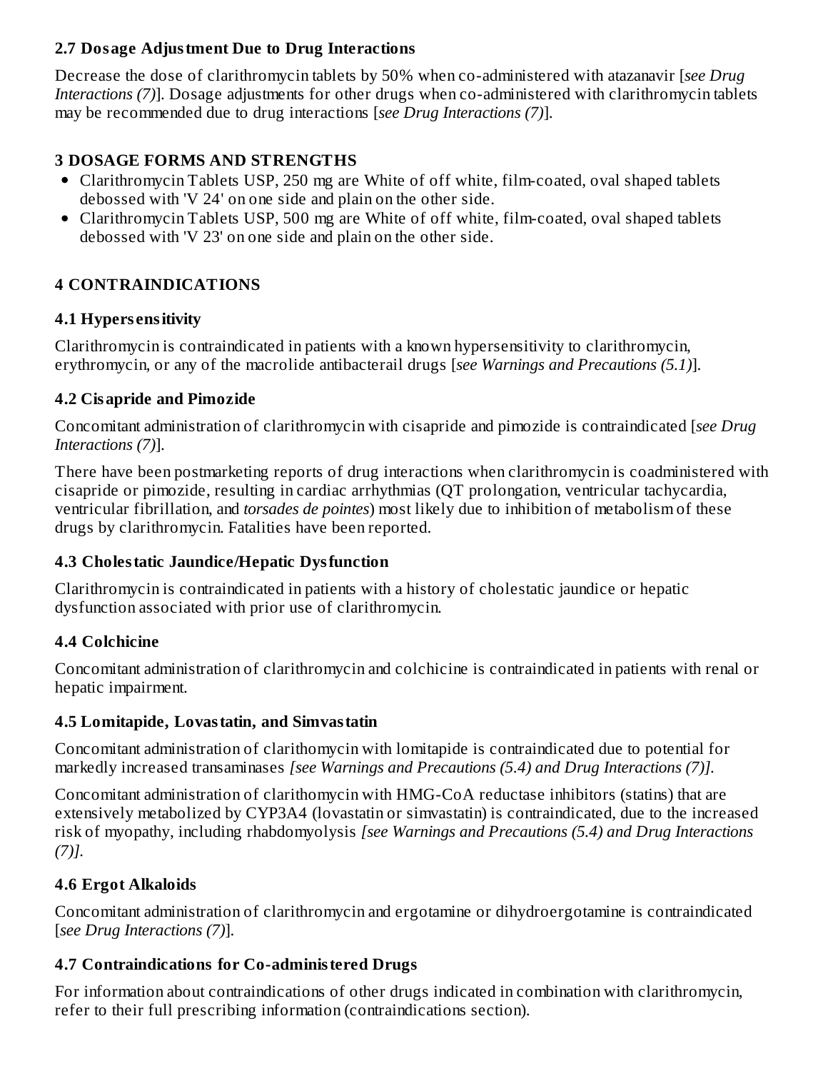### 2.7 Dosage Adjustment Due to Drug Interactions

Decrease the dose of clarithromycin tablets by 50% when co-administered with atazanavir [*see Drug Interactions (7)*]. Dosage adjustments for other drugs when co-administered with clarithromycin tablets may be recommended due to drug interactions [*see Drug Interactions (7)*].

## 3 DOSAGE FORMS AND STRENGTHS

- Clarithromycin Tablets USP, 250 mg are White of off white, film-coated, oval shaped tablets debossed with 'V 24' on one side and plain on the other side.
- Clarithromycin Tablets USP, 500 mg are White of off white, film-coated, oval shaped tablets debossed with 'V 23' on one side and plain on the other side.

## 4 CONTRAINDICATIONS

### 4.1 Hypersensitivity

Clarithromycin is contraindicated in patients with a known hypersensitivity to clarithromycin, erythromycin, or any of the macrolide antibacterail drugs [*see Warnings and Precautions (5.1)*].

### 4.2 Cisapride and Pimozide

Concomitant administration of clarithromycin with cisapride and pimozide is contraindicated [*see Drug Interactions (7)*].

There have been postmarketing reports of drug interactions when clarithromycin is coadministered with cisapride or pimozide, resulting in cardiac arrhythmias (QT prolongation, ventricular tachycardia, ventricular fibrillation, and *torsades de pointes*) most likely due to inhibition of metabolism of these drugs by clarithromycin. Fatalities have been reported.

### 4.3 Cholestatic Jaundice/Hepatic Dysfunction

Clarithromycin is contraindicated in patients with a history of cholestatic jaundice or hepatic dysfunction associated with prior use of clarithromycin.

### 4.4 Colchicine

Concomitant administration of clarithromycin and colchicine is contraindicated in patients with renal or hepatic impairment.

### 4.5 Lomitapide, Lovastatin, and Simvastatin

Concomitant administration of clarithomycin with lomitapide is contraindicated due to potential for markedly increased transaminases *[see Warnings and Precautions (5.4) and Drug Interactions (7)]*.

Concomitant administration of clarithomycin with HMG-CoA reductase inhibitors (statins) that are extensively metabolized by CYP3A4 (lovastatin or simvastatin) is contraindicated, due to the increased risk of myopathy, including rhabdomyolysis *[see Warnings and Precautions (5.4) and Drug Interactions (7)]*.

### 4.6 Ergot Alkaloids

Concomitant administration of clarithromycin and ergotamine or dihydroergotamine is contraindicated [*see Drug Interactions (7)*].

### 4.7 Contraindications for Co-administered Drugs

For information about contraindications of other drugs indicated in combination with clarithromycin, refer to their full prescribing information (contraindications section).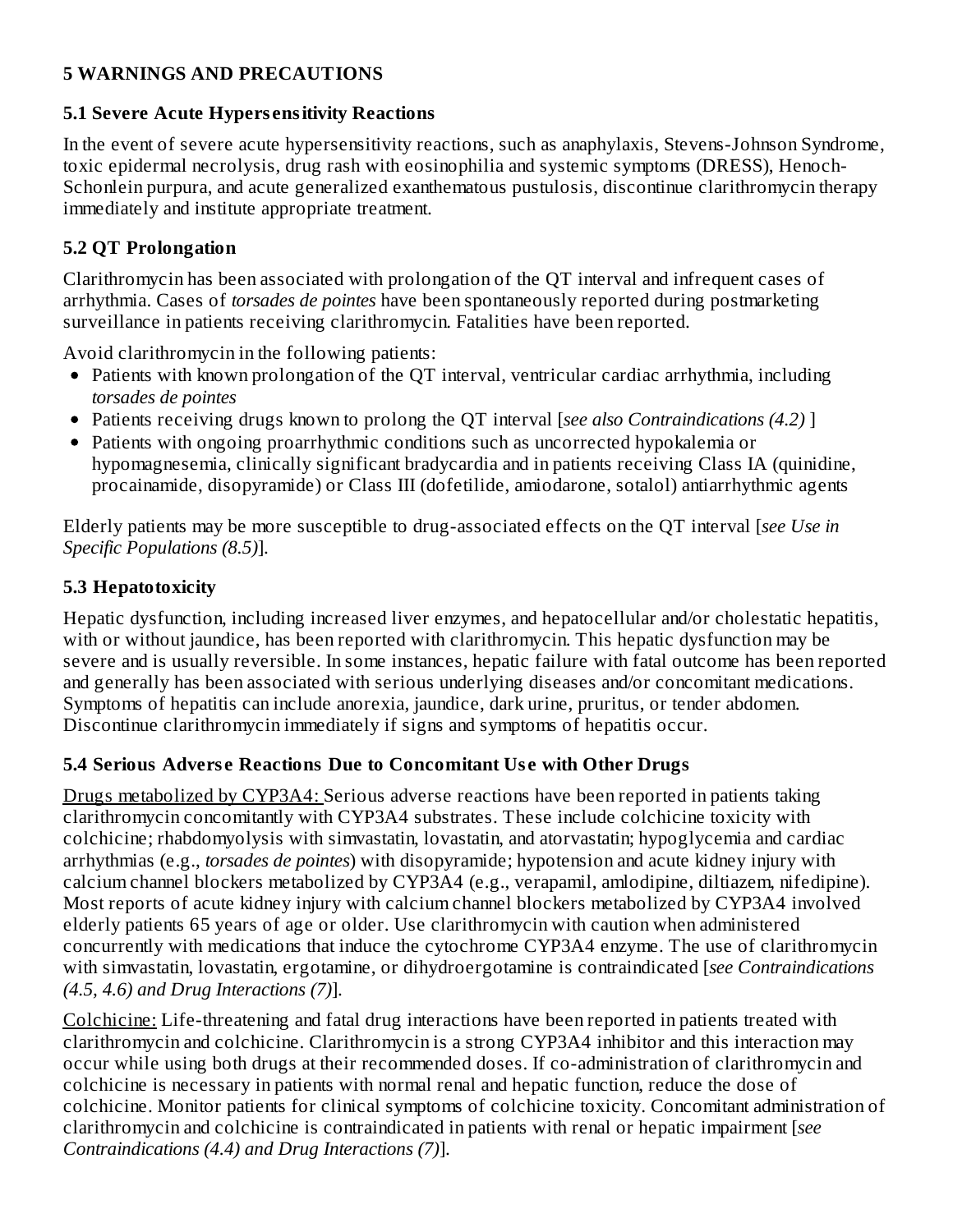# 5 WARNINGS AND PRECAUTIONS

## 5.1 Severe Acute Hypersensitivity Reactions

In the event of severe acute hypersensitivity reactions, such as anaphylaxis, Stevens-Johnson Syndrome, toxic epidermal necrolysis, drug rash with eosinophilia and systemic symptoms (DRESS), Henoch-Schonlein purpura, and acute generalized exanthematous pustulosis, discontinue clarithromycin therapy immediately and institute appropriate treatment.

## 5.2 QT Prolongation

Clarithromycin has been associated with prolongation of the QT interval and infrequent cases of arrhythmia. Cases of *torsades de pointes* have been spontaneously reported during postmarketing surveillance in patients receiving clarithromycin. Fatalities have been reported.

Avoid clarithromycin in the following patients:

- Patients with known prolongation of the QT interval, ventricular cardiac arrhythmia, including *torsades de pointes*
- Patients receiving drugs known to prolong the QT interval [*see also Contraindications (4.2)* ]
- Patients with ongoing proarrhythmic conditions such as uncorrected hypokalemia or hypomagnesemia, clinically significant bradycardia and in patients receiving Class IA (quinidine, procainamide, disopyramide) or Class III (dofetilide, amiodarone, sotalol) antiarrhythmic agents

Elderly patients may be more susceptible to drug-associated effects on the QT interval [*see Use in Specific Populations (8.5)*].

## 5.3 Hepatotoxicity

Hepatic dysfunction, including increased liver enzymes, and hepatocellular and/or cholestatic hepatitis, with or without jaundice, has been reported with clarithromycin. This hepatic dysfunction may be severe and is usually reversible. In some instances, hepatic failure with fatal outcome has been reported and generally has been associated with serious underlying diseases and/or concomitant medications. Symptoms of hepatitis can include anorexia, jaundice, dark urine, pruritus, or tender abdomen. Discontinue clarithromycin immediately if signs and symptoms of hepatitis occur.

## 5.4 Serious Adverse Reactions Due to Concomitant Use with Other Drugs

Drugs metabolized by CYP3A4: Serious adverse reactions have been reported in patients taking clarithromycin concomitantly with CYP3A4 substrates. These include colchicine toxicity with colchicine; rhabdomyolysis with simvastatin, lovastatin, and atorvastatin; hypoglycemia and cardiac arrhythmias (e.g., *torsades de pointes*) with disopyramide; hypotension and acute kidney injury with calcium channel blockers metabolized by CYP3A4 (e.g., verapamil, amlodipine, diltiazem, nifedipine). Most reports of acute kidney injury with calcium channel blockers metabolized by CYP3A4 involved elderly patients 65 years of age or older. Use clarithromycin with caution when administered concurrently with medications that induce the cytochrome CYP3A4 enzyme. The use of clarithromycin with simvastatin, lovastatin, ergotamine, or dihydroergotamine is contraindicated [*see Contraindications (4.5, 4.6) and Drug Interactions (7)*].

Colchicine: Life-threatening and fatal drug interactions have been reported in patients treated with clarithromycin and colchicine. Clarithromycin is a strong CYP3A4 inhibitor and this interaction may occur while using both drugs at their recommended doses. If co-administration of clarithromycin and colchicine is necessary in patients with normal renal and hepatic function, reduce the dose of colchicine. Monitor patients for clinical symptoms of colchicine toxicity. Concomitant administration of clarithromycin and colchicine is contraindicated in patients with renal or hepatic impairment [*see Contraindications (4.4) and Drug Interactions (7)*].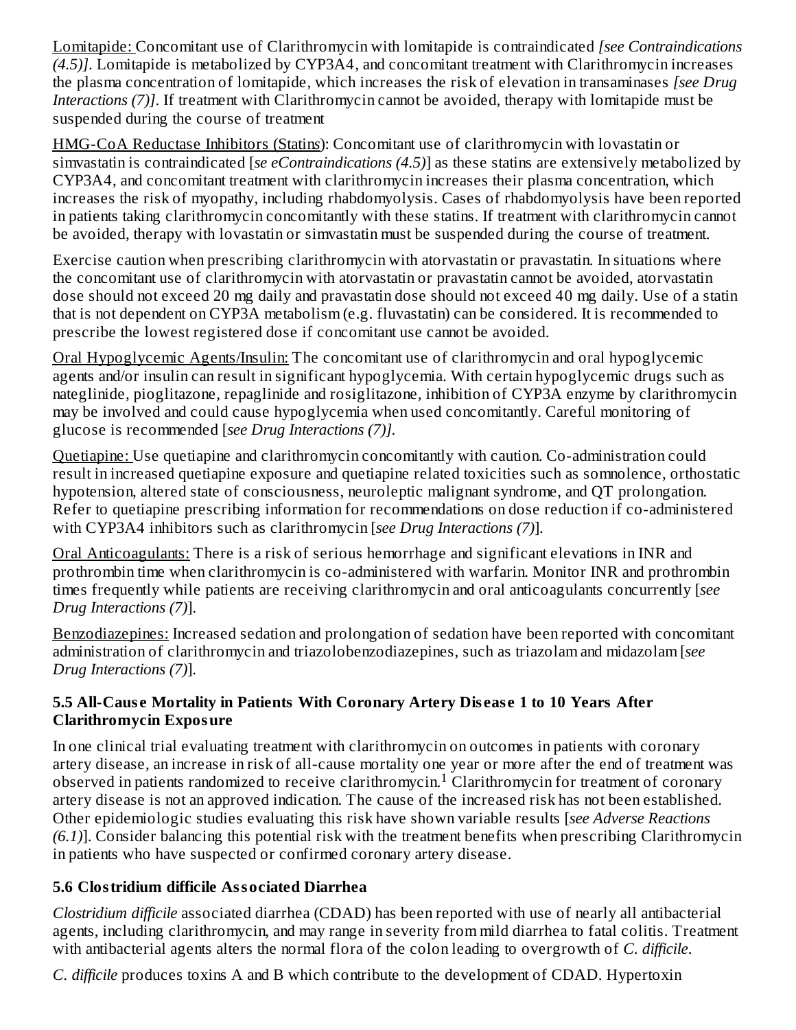Lomitapide: Concomitant use of Clarithromycin with lomitapide is contraindicated *[see Contraindications (4.5)]*. Lomitapide is metabolized by CYP3A4, and concomitant treatment with Clarithromycin increases the plasma concentration of lomitapide, which increases the risk of elevation in transaminases *[see Drug Interactions (7)]*. If treatment with Clarithromycin cannot be avoided, therapy with lomitapide must be suspended during the course of treatment

HMG-CoA Reductase Inhibitors (Statins): Concomitant use of clarithromycin with lovastatin or simvastatin is contraindicated [*se eContraindications (4.5)*] as these statins are extensively metabolized by CYP3A4, and concomitant treatment with clarithromycin increases their plasma concentration, which increases the risk of myopathy, including rhabdomyolysis. Cases of rhabdomyolysis have been reported in patients taking clarithromycin concomitantly with these statins. If treatment with clarithromycin cannot be avoided, therapy with lovastatin or simvastatin must be suspended during the course of treatment.

Exercise caution when prescribing clarithromycin with atorvastatin or pravastatin. In situations where the concomitant use of clarithromycin with atorvastatin or pravastatin cannot be avoided, atorvastatin dose should not exceed 20 mg daily and pravastatin dose should not exceed 40 mg daily. Use of a statin that is not dependent on CYP3A metabolism (e.g. fluvastatin) can be considered. It is recommended to prescribe the lowest registered dose if concomitant use cannot be avoided.

Oral Hypoglycemic Agents/Insulin: The concomitant use of clarithromycin and oral hypoglycemic agents and/or insulin can result in significant hypoglycemia. With certain hypoglycemic drugs such as nateglinide, pioglitazone, repaglinide and rosiglitazone, inhibition of CYP3A enzyme by clarithromycin may be involved and could cause hypoglycemia when used concomitantly. Careful monitoring of glucose is recommended [*see Drug Interactions (7)]*.

Quetiapine: Use quetiapine and clarithromycin concomitantly with caution. Co-administration could result in increased quetiapine exposure and quetiapine related toxicities such as somnolence, orthostatic hypotension, altered state of consciousness, neuroleptic malignant syndrome, and QT prolongation. Refer to quetiapine prescribing information for recommendations on dose reduction if co-administered with CYP3A4 inhibitors such as clarithromycin [*see Drug Interactions (7)*].

Oral Anticoagulants: There is a risk of serious hemorrhage and significant elevations in INR and prothrombin time when clarithromycin is co-administered with warfarin. Monitor INR and prothrombin times frequently while patients are receiving clarithromycin and oral anticoagulants concurrently [*see Drug Interactions (7)*].

Benzodiazepines: Increased sedation and prolongation of sedation have been reported with concomitant administration of clarithromycin and triazolobenzodiazepines, such as triazolam and midazolam [*see Drug Interactions (7)*].

### 5.5 All-Cause Mortality in Patients With Coronary Artery Disease 1 to 10 Years After Clarithromycin Exposure

In one clinical trial evaluating treatment with clarithromycin on outcomes in patients with coronary artery disease, an increase in risk of all-cause mortality one year or more after the end of treatment was observed in patients randomized to receive clarithromycin.[1] Clarithromycin for treatment of coronary artery disease is not an approved indication. The cause of the increased risk has not been established. Other epidemiologic studies evaluating this risk have shown variable results [*see Adverse Reactions (6.1)*]. Consider balancing this potential risk with the treatment benefits when prescribing Clarithromycin in patients who have suspected or confirmed coronary artery disease.

### 5.6 Clostridium difficile Associated Diarrhea

*Clostridium difficile* associated diarrhea (CDAD) has been reported with use of nearly all antibacterial agents, including clarithromycin, and may range in severity from mild diarrhea to fatal colitis. Treatment with antibacterial agents alters the normal flora of the colon leading to overgrowth of *C. difficile*.

*C. difficile* produces toxins A and B which contribute to the development of CDAD. Hypertoxin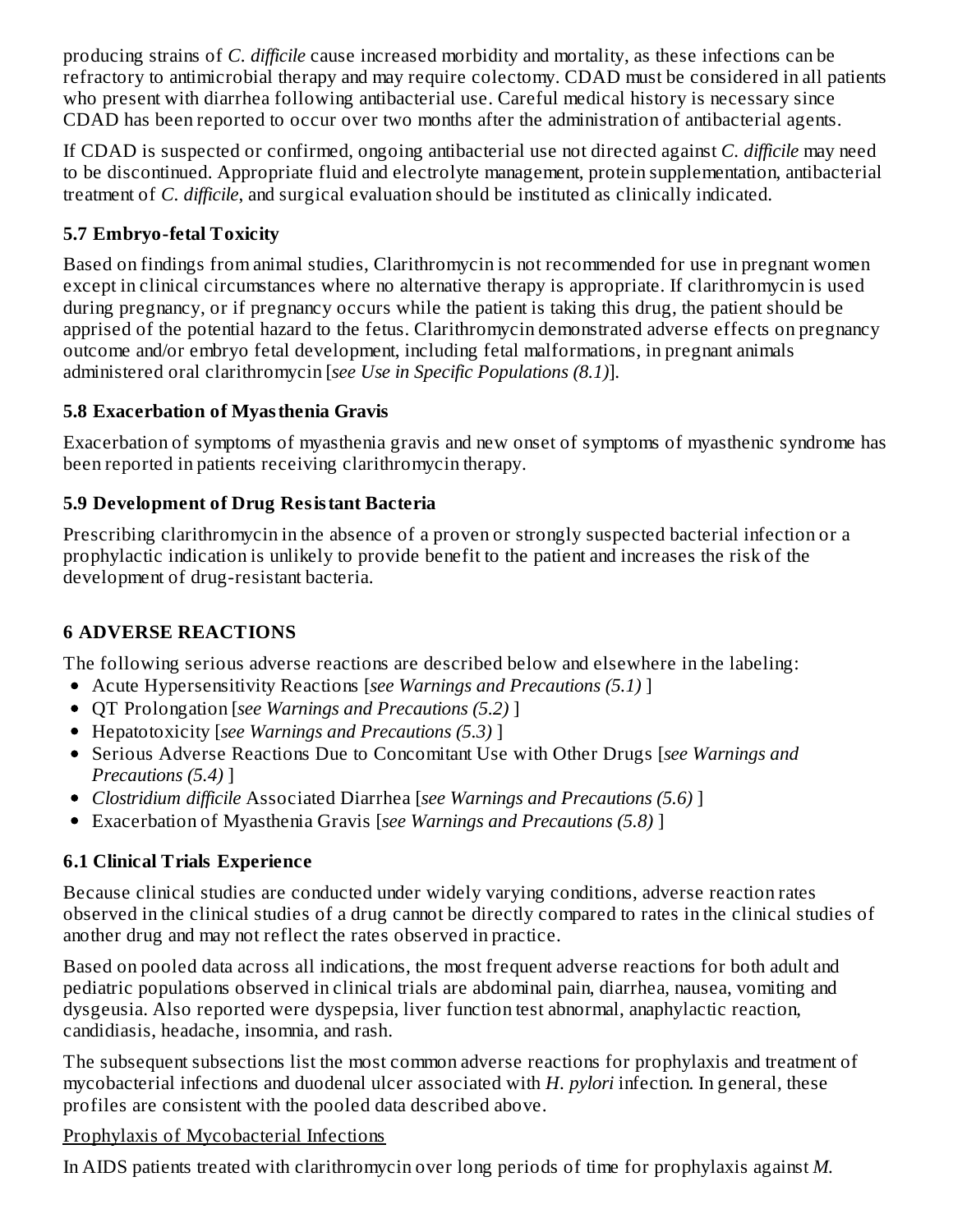producing strains of *C. difficile* cause increased morbidity and mortality, as these infections can be refractory to antimicrobial therapy and may require colectomy. CDAD must be considered in all patients who present with diarrhea following antibacterial use. Careful medical history is necessary since CDAD has been reported to occur over two months after the administration of antibacterial agents.

If CDAD is suspected or confirmed, ongoing antibacterial use not directed against *C. difficile* may need to be discontinued. Appropriate fluid and electrolyte management, protein supplementation, antibacterial treatment of *C. difficile*, and surgical evaluation should be instituted as clinically indicated.

### 5.7 Embryo-fetal Toxicity

Based on findings from animal studies, Clarithromycin is not recommended for use in pregnant women except in clinical circumstances where no alternative therapy is appropriate. If clarithromycin is used during pregnancy, or if pregnancy occurs while the patient is taking this drug, the patient should be apprised of the potential hazard to the fetus. Clarithromycin demonstrated adverse effects on pregnancy outcome and/or embryo fetal development, including fetal malformations, in pregnant animals administered oral clarithromycin [*see Use in Specific Populations (8.1)*].

### 5.8 Exacerbation of Myasthenia Gravis

Exacerbation of symptoms of myasthenia gravis and new onset of symptoms of myasthenic syndrome has been reported in patients receiving clarithromycin therapy.

### 5.9 Development of Drug Resistant Bacteria

Prescribing clarithromycin in the absence of a proven or strongly suspected bacterial infection or a prophylactic indication is unlikely to provide benefit to the patient and increases the risk of the development of drug-resistant bacteria.

## 6 ADVERSE REACTIONS

The following serious adverse reactions are described below and elsewhere in the labeling:

- Acute Hypersensitivity Reactions [*see Warnings and Precautions (5.1)* ]
- QT Prolongation [*see Warnings and Precautions (5.2)* ]
- Hepatotoxicity [*see Warnings and Precautions (5.3)* ]
- Serious Adverse Reactions Due to Concomitant Use with Other Drugs [*see Warnings and Precautions (5.4)* ]
- *Clostridium difficile* Associated Diarrhea [*see Warnings and Precautions (5.6)* ]
- Exacerbation of Myasthenia Gravis [*see Warnings and Precautions (5.8)* ]

### 6.1 Clinical Trials Experience

Because clinical studies are conducted under widely varying conditions, adverse reaction rates observed in the clinical studies of a drug cannot be directly compared to rates in the clinical studies of another drug and may not reflect the rates observed in practice.

Based on pooled data across all indications, the most frequent adverse reactions for both adult and pediatric populations observed in clinical trials are abdominal pain, diarrhea, nausea, vomiting and dysgeusia. Also reported were dyspepsia, liver function test abnormal, anaphylactic reaction, candidiasis, headache, insomnia, and rash.

The subsequent subsections list the most common adverse reactions for prophylaxis and treatment of mycobacterial infections and duodenal ulcer associated with *H. pylori* infection. In general, these profiles are consistent with the pooled data described above.

<u>Prophylaxis of Mycobacterial Infections</u>

In AIDS patients treated with clarithromycin over long periods of time for prophylaxis against *M.*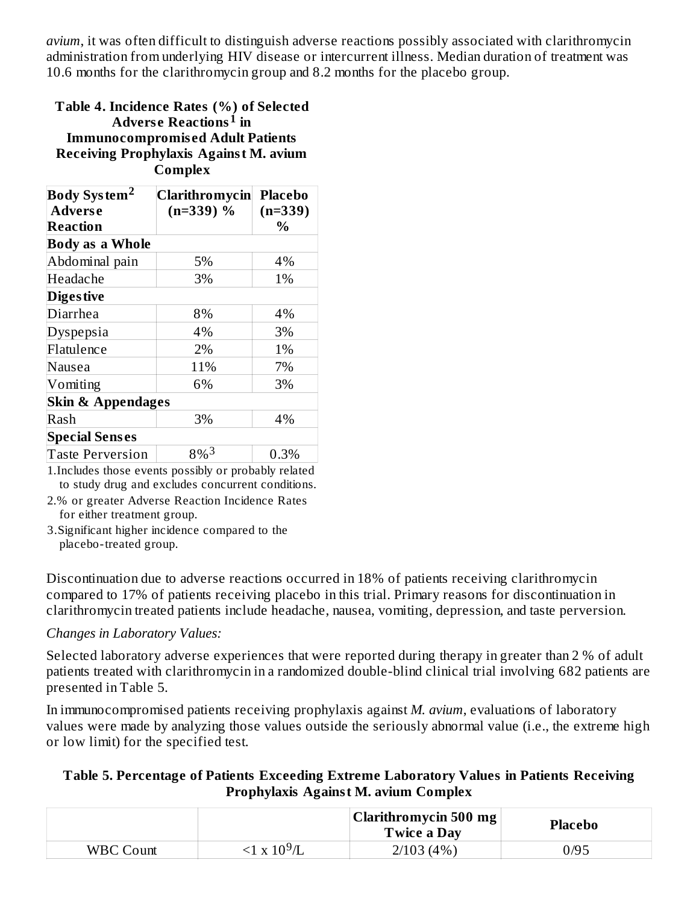*avium*, it was often difficult to distinguish adverse reactions possibly associated with clarithromycin administration from underlying HIV disease or intercurrent illness. Median duration of treatment was 10.6 months for the clarithromycin group and 8.2 months for the placebo group.

**Table 4. Incidence Rates (%) of Selected Adverse Reactions[1] in Immunocompromised Adult Patients Receiving Prophylaxis Against M. avium Complex**

| Body System[2] Adverse Reaction | Clarithromycin (n=339) % | Placebo (n=339) % |
|---|---|---|
| **Body as a Whole** | | |
| Abdominal pain | 5% | 4% |
| Headache | 3% | 1% |
| **Digestive** | | |
| Diarrhea | 8% | 4% |
| Dyspepsia | 4% | 3% |
| Flatulence | 2% | 1% |
| Nausea | 11% | 7% |
| Vomiting | 6% | 3% |
| **Skin & Appendages** | | |
| Rash | 3% | 4% |
| **Special Senses** | | |
| Taste Perversion | 8%[3] | 0.3% |

1. Includes those events possibly or probably related to study drug and excludes concurrent conditions.
2. % or greater Adverse Reaction Incidence Rates for either treatment group.
3. Significant higher incidence compared to the placebo-treated group.

Discontinuation due to adverse reactions occurred in 18% of patients receiving clarithromycin compared to 17% of patients receiving placebo in this trial. Primary reasons for discontinuation in clarithromycin treated patients include headache, nausea, vomiting, depression, and taste perversion.

*Changes in Laboratory Values:*

Selected laboratory adverse experiences that were reported during therapy in greater than 2 % of adult patients treated with clarithromycin in a randomized double-blind clinical trial involving 682 patients are presented in Table 5.

In immunocompromised patients receiving prophylaxis against *M. avium*, evaluations of laboratory values were made by analyzing those values outside the seriously abnormal value (i.e., the extreme high or low limit) for the specified test.

**Table 5. Percentage of Patients Exceeding Extreme Laboratory Values in Patients Receiving Prophylaxis Against M. avium Complex**

| | | Clarithromycin 500 mg Twice a Day | Placebo |
|---|---|---|---|
| WBC Count | $<1 \times 10^9$/L | 2/103 (4%) | 0/95 |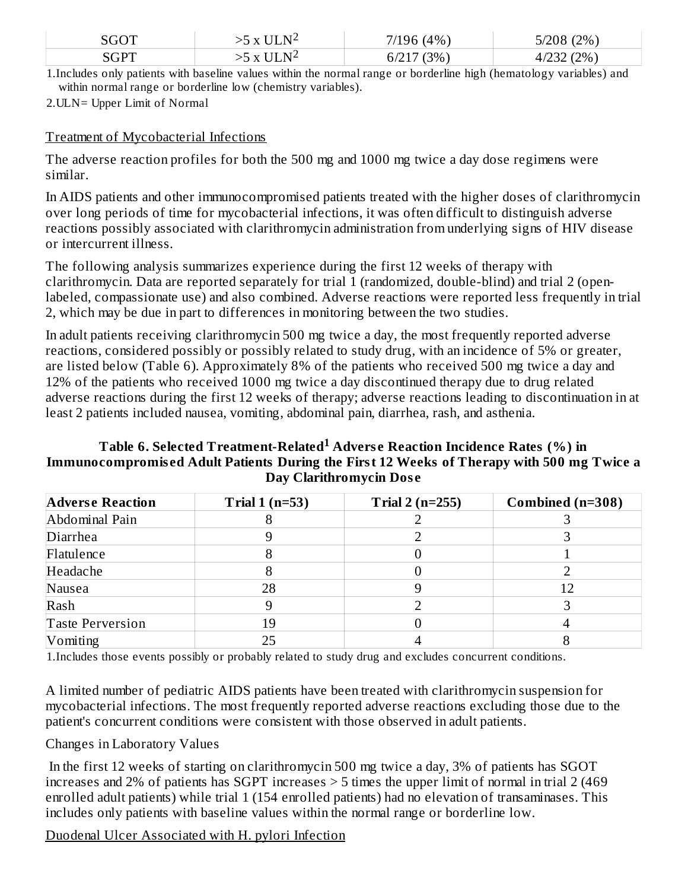| SGOT | >5 x ULN[2] | 7/196 (4%) | 5/208 (2%) |
|---|---|---|---|
| SGPT | >5 x ULN[2] | 6/217 (3%) | 4/232 (2%) |

1.Includes only patients with baseline values within the normal range or borderline high (hematology variables) and within normal range or borderline low (chemistry variables).

2.ULN= Upper Limit of Normal

Treatment of Mycobacterial Infections

The adverse reaction profiles for both the 500 mg and 1000 mg twice a day dose regimens were similar.

In AIDS patients and other immunocompromised patients treated with the higher doses of clarithromycin over long periods of time for mycobacterial infections, it was often difficult to distinguish adverse reactions possibly associated with clarithromycin administration from underlying signs of HIV disease or intercurrent illness.

The following analysis summarizes experience during the first 12 weeks of therapy with clarithromycin. Data are reported separately for trial 1 (randomized, double-blind) and trial 2 (open-labeled, compassionate use) and also combined. Adverse reactions were reported less frequently in trial 2, which may be due in part to differences in monitoring between the two studies.

In adult patients receiving clarithromycin 500 mg twice a day, the most frequently reported adverse reactions, considered possibly or possibly related to study drug, with an incidence of 5% or greater, are listed below (Table 6). Approximately 8% of the patients who received 500 mg twice a day and 12% of the patients who received 1000 mg twice a day discontinued therapy due to drug related adverse reactions during the first 12 weeks of therapy; adverse reactions leading to discontinuation in at least 2 patients included nausea, vomiting, abdominal pain, diarrhea, rash, and asthenia.

**Table 6. Selected Treatment-Related[1] Adverse Reaction Incidence Rates (%) in Immunocompromised Adult Patients During the First 12 Weeks of Therapy with 500 mg Twice a Day Clarithromycin Dose**

| Adverse Reaction | Trial 1 (n=53) | Trial 2 (n=255) | Combined (n=308) |
|---|---|---|---|
| Abdominal Pain | 8 | 2 | 3 |
| Diarrhea | 9 | 2 | 3 |
| Flatulence | 8 | 0 | 1 |
| Headache | 8 | 0 | 2 |
| Nausea | 28 | 9 | 12 |
| Rash | 9 | 2 | 3 |
| Taste Perversion | 19 | 0 | 4 |
| Vomiting | 25 | 4 | 8 |

1.Includes those events possibly or probably related to study drug and excludes concurrent conditions.

A limited number of pediatric AIDS patients have been treated with clarithromycin suspension for mycobacterial infections. The most frequently reported adverse reactions excluding those due to the patient's concurrent conditions were consistent with those observed in adult patients.

Changes in Laboratory Values

In the first 12 weeks of starting on clarithromycin 500 mg twice a day, 3% of patients has SGOT increases and 2% of patients has SGPT increases > 5 times the upper limit of normal in trial 2 (469 enrolled adult patients) while trial 1 (154 enrolled patients) had no elevation of transaminases. This includes only patients with baseline values within the normal range or borderline low.

Duodenal Ulcer Associated with H. pylori Infection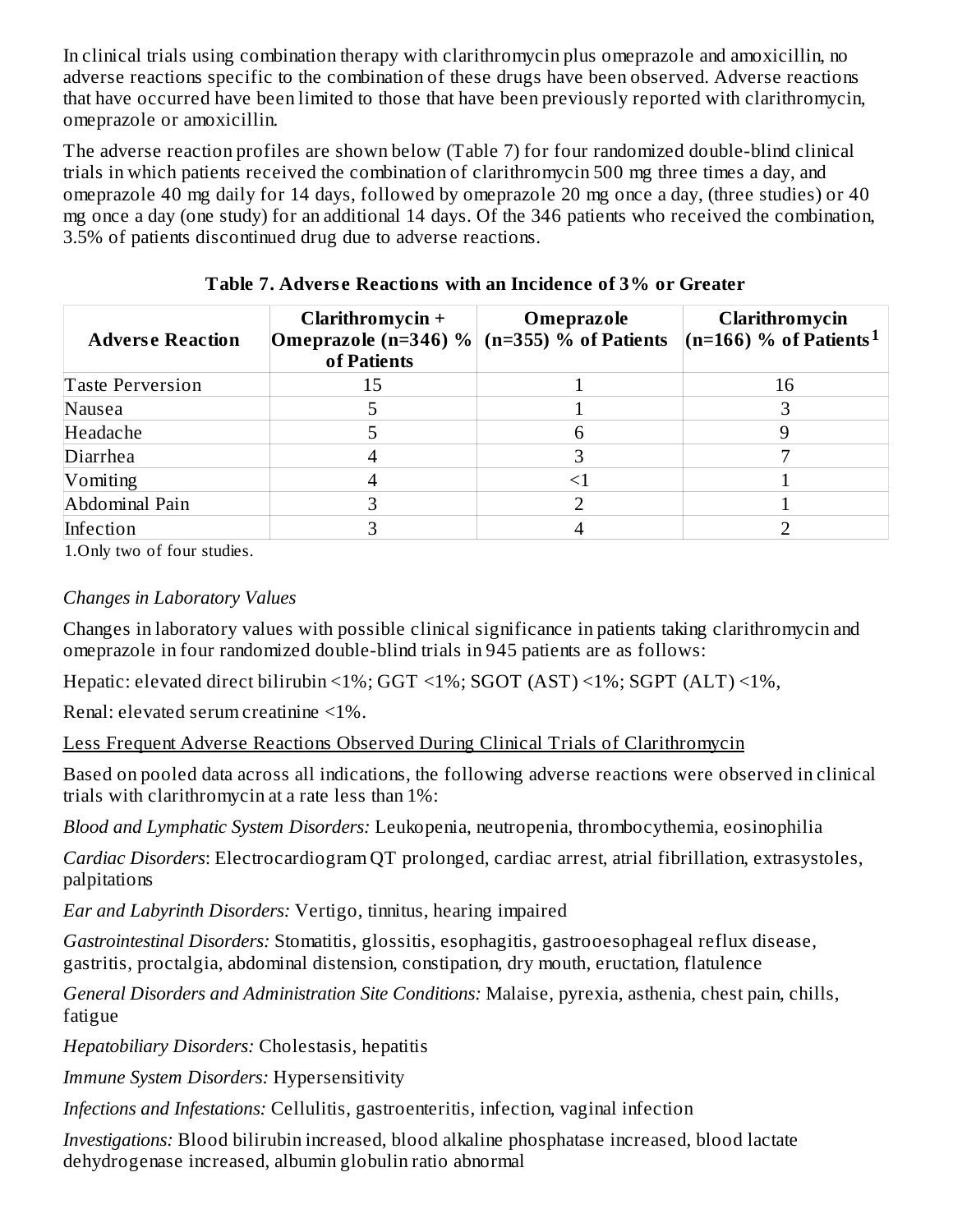In clinical trials using combination therapy with clarithromycin plus omeprazole and amoxicillin, no adverse reactions specific to the combination of these drugs have been observed. Adverse reactions that have occurred have been limited to those that have been previously reported with clarithromycin, omeprazole or amoxicillin.

The adverse reaction profiles are shown below (Table 7) for four randomized double-blind clinical trials in which patients received the combination of clarithromycin 500 mg three times a day, and omeprazole 40 mg daily for 14 days, followed by omeprazole 20 mg once a day, (three studies) or 40 mg once a day (one study) for an additional 14 days. Of the 346 patients who received the combination, 3.5% of patients discontinued drug due to adverse reactions.

**Table 7. Adverse Reactions with an Incidence of 3% or Greater**

| Adverse Reaction | Clarithromycin + Omeprazole (n=346) % of Patients | Omeprazole (n=355) % of Patients | Clarithromycin (n=166) % of Patients[1] |
|---|---|---|---|
| Taste Perversion | 15 | 1 | 16 |
| Nausea | 5 | 1 | 3 |
| Headache | 5 | 6 | 9 |
| Diarrhea | 4 | 3 | 7 |
| Vomiting | 4 | <1 | 1 |
| Abdominal Pain | 3 | 2 | 1 |
| Infection | 3 | 4 | 2 |

1.Only two of four studies.

*Changes in Laboratory Values*

Changes in laboratory values with possible clinical significance in patients taking clarithromycin and omeprazole in four randomized double-blind trials in 945 patients are as follows:

Hepatic: elevated direct bilirubin <1%; GGT <1%; SGOT (AST) <1%; SGPT (ALT) <1%,

Renal: elevated serum creatinine <1%.

Less Frequent Adverse Reactions Observed During Clinical Trials of Clarithromycin

Based on pooled data across all indications, the following adverse reactions were observed in clinical trials with clarithromycin at a rate less than 1%:

*Blood and Lymphatic System Disorders:* Leukopenia, neutropenia, thrombocythemia, eosinophilia

*Cardiac Disorders*: Electrocardiogram QT prolonged, cardiac arrest, atrial fibrillation, extrasystoles, palpitations

*Ear and Labyrinth Disorders:* Vertigo, tinnitus, hearing impaired

*Gastrointestinal Disorders:* Stomatitis, glossitis, esophagitis, gastrooesophageal reflux disease, gastritis, proctalgia, abdominal distension, constipation, dry mouth, eructation, flatulence

*General Disorders and Administration Site Conditions:* Malaise, pyrexia, asthenia, chest pain, chills, fatigue

*Hepatobiliary Disorders:* Cholestasis, hepatitis

*Immune System Disorders:* Hypersensitivity

*Infections and Infestations:* Cellulitis, gastroenteritis, infection, vaginal infection

*Investigations:* Blood bilirubin increased, blood alkaline phosphatase increased, blood lactate dehydrogenase increased, albumin globulin ratio abnormal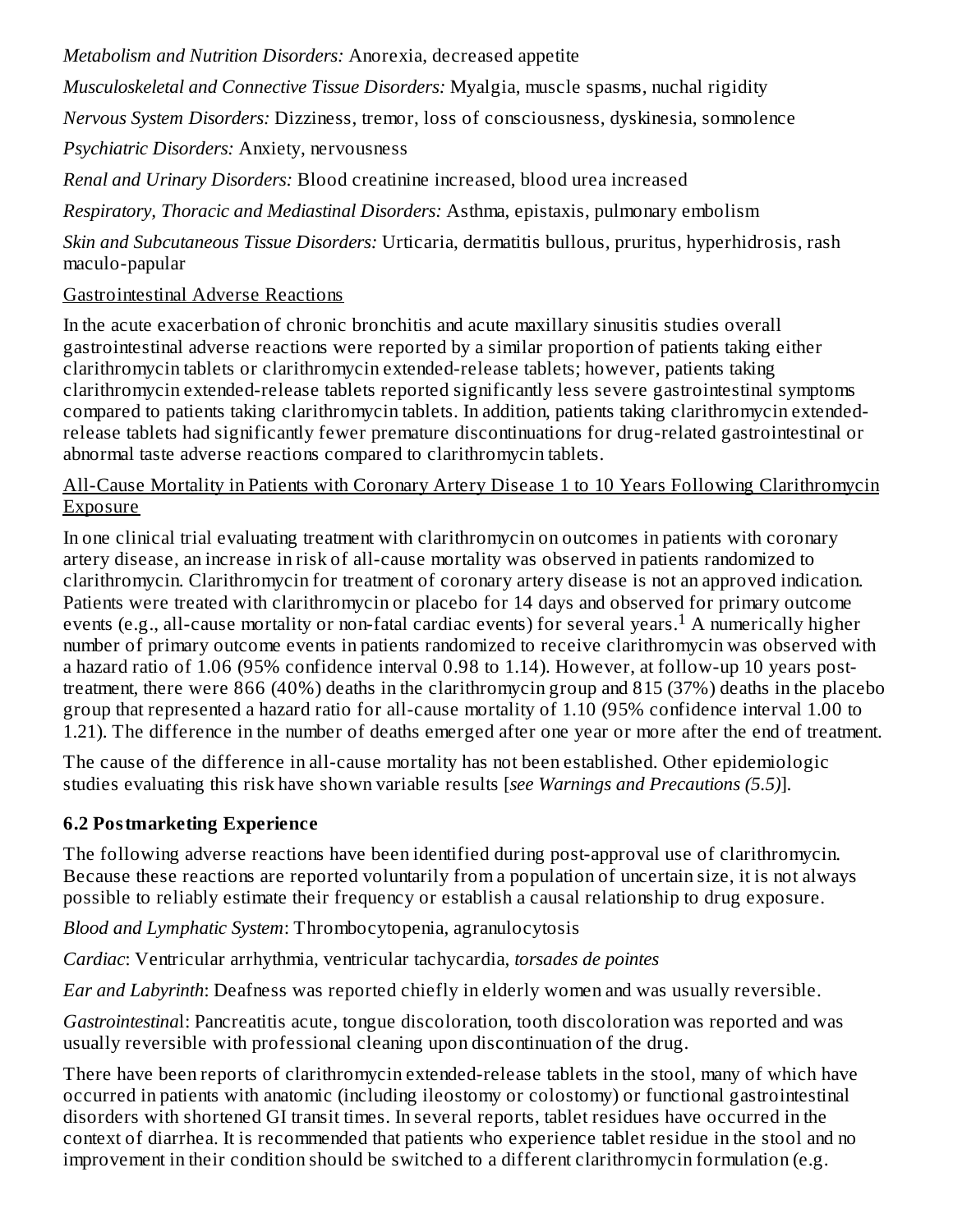*Metabolism and Nutrition Disorders:* Anorexia, decreased appetite

*Musculoskeletal and Connective Tissue Disorders:* Myalgia, muscle spasms, nuchal rigidity

*Nervous System Disorders:* Dizziness, tremor, loss of consciousness, dyskinesia, somnolence

*Psychiatric Disorders:* Anxiety, nervousness

*Renal and Urinary Disorders:* Blood creatinine increased, blood urea increased

*Respiratory, Thoracic and Mediastinal Disorders:* Asthma, epistaxis, pulmonary embolism

*Skin and Subcutaneous Tissue Disorders:* Urticaria, dermatitis bullous, pruritus, hyperhidrosis, rash maculo-papular

<u>Gastrointestinal Adverse Reactions</u>

In the acute exacerbation of chronic bronchitis and acute maxillary sinusitis studies overall gastrointestinal adverse reactions were reported by a similar proportion of patients taking either clarithromycin tablets or clarithromycin extended-release tablets; however, patients taking clarithromycin extended-release tablets reported significantly less severe gastrointestinal symptoms compared to patients taking clarithromycin tablets. In addition, patients taking clarithromycin extended-release tablets had significantly fewer premature discontinuations for drug-related gastrointestinal or abnormal taste adverse reactions compared to clarithromycin tablets.

<u>All-Cause Mortality in Patients with Coronary Artery Disease 1 to 10 Years Following Clarithromycin Exposure</u>

In one clinical trial evaluating treatment with clarithromycin on outcomes in patients with coronary artery disease, an increase in risk of all-cause mortality was observed in patients randomized to clarithromycin. Clarithromycin for treatment of coronary artery disease is not an approved indication. Patients were treated with clarithromycin or placebo for 14 days and observed for primary outcome events (e.g., all-cause mortality or non-fatal cardiac events) for several years.[1] A numerically higher number of primary outcome events in patients randomized to receive clarithromycin was observed with a hazard ratio of 1.06 (95% confidence interval 0.98 to 1.14). However, at follow-up 10 years post-treatment, there were 866 (40%) deaths in the clarithromycin group and 815 (37%) deaths in the placebo group that represented a hazard ratio for all-cause mortality of 1.10 (95% confidence interval 1.00 to 1.21). The difference in the number of deaths emerged after one year or more after the end of treatment.

The cause of the difference in all-cause mortality has not been established. Other epidemiologic studies evaluating this risk have shown variable results [*see Warnings and Precautions (5.5)*].

### 6.2 Postmarketing Experience

The following adverse reactions have been identified during post-approval use of clarithromycin. Because these reactions are reported voluntarily from a population of uncertain size, it is not always possible to reliably estimate their frequency or establish a causal relationship to drug exposure.

*Blood and Lymphatic System*: Thrombocytopenia, agranulocytosis

*Cardiac*: Ventricular arrhythmia, ventricular tachycardia, *torsades de pointes*

*Ear and Labyrinth*: Deafness was reported chiefly in elderly women and was usually reversible.

*Gastrointestinal*: Pancreatitis acute, tongue discoloration, tooth discoloration was reported and was usually reversible with professional cleaning upon discontinuation of the drug.

There have been reports of clarithromycin extended-release tablets in the stool, many of which have occurred in patients with anatomic (including ileostomy or colostomy) or functional gastrointestinal disorders with shortened GI transit times. In several reports, tablet residues have occurred in the context of diarrhea. It is recommended that patients who experience tablet residue in the stool and no improvement in their condition should be switched to a different clarithromycin formulation (e.g.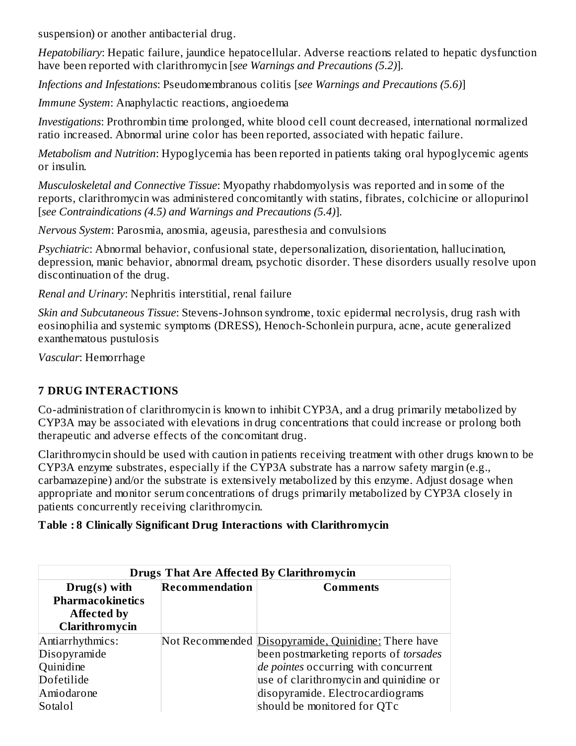suspension) or another antibacterial drug.

*Hepatobiliary*: Hepatic failure, jaundice hepatocellular. Adverse reactions related to hepatic dysfunction have been reported with clarithromycin [*see Warnings and Precautions (5.2)*].

*Infections and Infestations*: Pseudomembranous colitis [*see Warnings and Precautions (5.6)*]

*Immune System*: Anaphylactic reactions, angioedema

*Investigations*: Prothrombin time prolonged, white blood cell count decreased, international normalized ratio increased. Abnormal urine color has been reported, associated with hepatic failure.

*Metabolism and Nutrition*: Hypoglycemia has been reported in patients taking oral hypoglycemic agents or insulin.

*Musculoskeletal and Connective Tissue*: Myopathy rhabdomyolysis was reported and in some of the reports, clarithromycin was administered concomitantly with statins, fibrates, colchicine or allopurinol [*see Contraindications (4.5) and Warnings and Precautions (5.4)*].

*Nervous System*: Parosmia, anosmia, ageusia, paresthesia and convulsions

*Psychiatric*: Abnormal behavior, confusional state, depersonalization, disorientation, hallucination, depression, manic behavior, abnormal dream, psychotic disorder. These disorders usually resolve upon discontinuation of the drug.

*Renal and Urinary*: Nephritis interstitial, renal failure

*Skin and Subcutaneous Tissue*: Stevens-Johnson syndrome, toxic epidermal necrolysis, drug rash with eosinophilia and systemic symptoms (DRESS), Henoch-Schonlein purpura, acne, acute generalized exanthematous pustulosis

*Vascular*: Hemorrhage

## 7 DRUG INTERACTIONS

Co-administration of clarithromycin is known to inhibit CYP3A, and a drug primarily metabolized by CYP3A may be associated with elevations in drug concentrations that could increase or prolong both therapeutic and adverse effects of the concomitant drug.

Clarithromycin should be used with caution in patients receiving treatment with other drugs known to be CYP3A enzyme substrates, especially if the CYP3A substrate has a narrow safety margin (e.g., carbamazepine) and/or the substrate is extensively metabolized by this enzyme. Adjust dosage when appropriate and monitor serum concentrations of drugs primarily metabolized by CYP3A closely in patients concurrently receiving clarithromycin.

**Table : 8 Clinically Significant Drug Interactions with Clarithromycin**

| **Drugs That Are Affected By Clarithromycin** | | |
|---|---|---|
| **Drug(s) with Pharmacokinetics Affected by Clarithromycin** | **Recommendation** | **Comments** |
| Antiarrhythmics:<br>Disopyramide<br>Quinidine<br>Dofetilide<br>Amiodarone<br>Sotalol | Not Recommended | Disopyramide, Quinidine: There have been postmarketing reports of *torsades de pointes* occurring with concurrent use of clarithromycin and quinidine or disopyramide. Electrocardiograms should be monitored for QTc |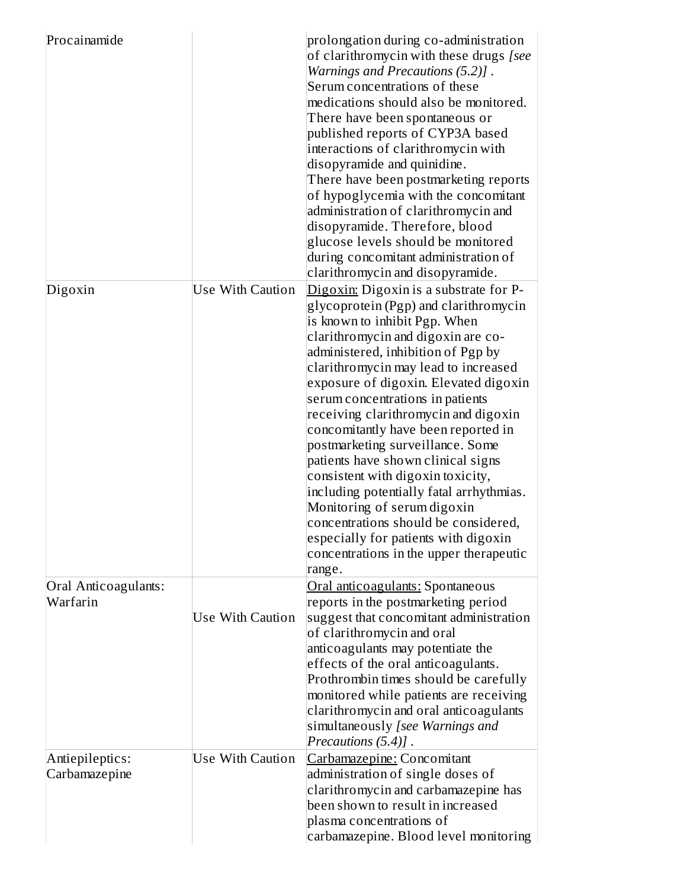| | | |
|---|---|---|
| Procainamide | | prolongation during co-administration of clarithromycin with these drugs *[see Warnings and Precautions (5.2)]* . Serum concentrations of these medications should also be monitored. There have been spontaneous or published reports of CYP3A based interactions of clarithromycin with disopyramide and quinidine. There have been postmarketing reports of hypoglycemia with the concomitant administration of clarithromycin and disopyramide. Therefore, blood glucose levels should be monitored during concomitant administration of clarithromycin and disopyramide. |
| Digoxin | Use With Caution | Digoxin: Digoxin is a substrate for P-glycoprotein (Pgp) and clarithromycin is known to inhibit Pgp. When clarithromycin and digoxin are co-administered, inhibition of Pgp by clarithromycin may lead to increased exposure of digoxin. Elevated digoxin serum concentrations in patients receiving clarithromycin and digoxin concomitantly have been reported in postmarketing surveillance. Some patients have shown clinical signs consistent with digoxin toxicity, including potentially fatal arrhythmias. Monitoring of serum digoxin concentrations should be considered, especially for patients with digoxin concentrations in the upper therapeutic range. |
| Oral Anticoagulants: Warfarin | Use With Caution | Oral anticoagulants: Spontaneous reports in the postmarketing period suggest that concomitant administration of clarithromycin and oral anticoagulants may potentiate the effects of the oral anticoagulants. Prothrombin times should be carefully monitored while patients are receiving clarithromycin and oral anticoagulants simultaneously *[see Warnings and Precautions (5.4)]* . |
| Antiepileptics: Carbamazepine | Use With Caution | Carbamazepine: Concomitant administration of single doses of clarithromycin and carbamazepine has been shown to result in increased plasma concentrations of carbamazepine. Blood level monitoring |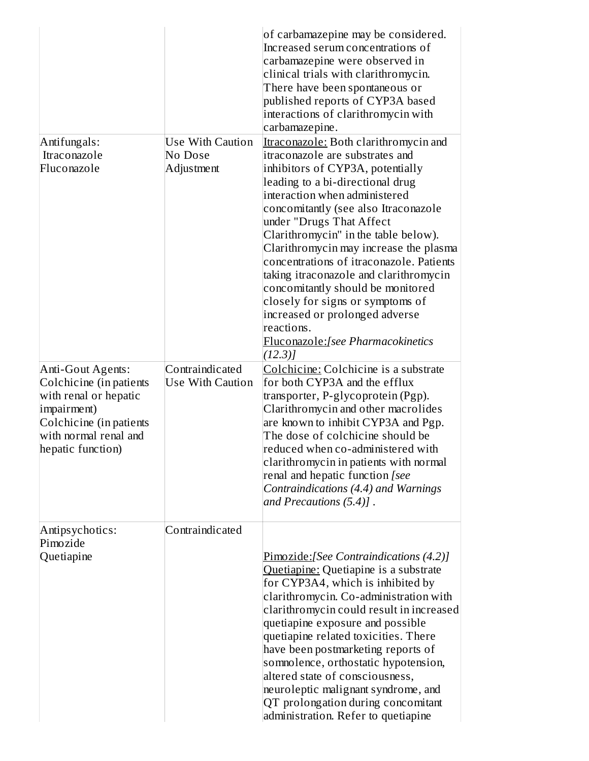| | | |
|---|---|---|
| | | of carbamazepine may be considered. Increased serum concentrations of carbamazepine were observed in clinical trials with clarithromycin. There have been spontaneous or published reports of CYP3A based interactions of clarithromycin with carbamazepine. |
| Antifungals:<br>Itraconazole<br>Fluconazole | Use With Caution<br>No Dose Adjustment | Itraconazole: Both clarithromycin and itraconazole are substrates and inhibitors of CYP3A, potentially leading to a bi-directional drug interaction when administered concomitantly (see also Itraconazole under "Drugs That Affect Clarithromycin" in the table below). Clarithromycin may increase the plasma concentrations of itraconazole. Patients taking itraconazole and clarithromycin concomitantly should be monitored closely for signs or symptoms of increased or prolonged adverse reactions.<br>Fluconazole:*[see Pharmacokinetics (12.3)]* |
| Anti-Gout Agents:<br>Colchicine (in patients with renal or hepatic impairment)<br>Colchicine (in patients with normal renal and hepatic function) | Contraindicated<br>Use With Caution | Colchicine: Colchicine is a substrate for both CYP3A and the efflux transporter, P-glycoprotein (Pgp). Clarithromycin and other macrolides are known to inhibit CYP3A and Pgp. The dose of colchicine should be reduced when co-administered with clarithromycin in patients with normal renal and hepatic function *[see Contraindications (4.4) and Warnings and Precautions (5.4)]* . |
| Antipsychotics:<br>Pimozide<br>Quetiapine | Contraindicated | Pimozide:*[See Contraindications (4.2)]*<br>Quetiapine: Quetiapine is a substrate for CYP3A4, which is inhibited by clarithromycin. Co-administration with clarithromycin could result in increased quetiapine exposure and possible quetiapine related toxicities. There have been postmarketing reports of somnolence, orthostatic hypotension, altered state of consciousness, neuroleptic malignant syndrome, and QT prolongation during concomitant administration. Refer to quetiapine |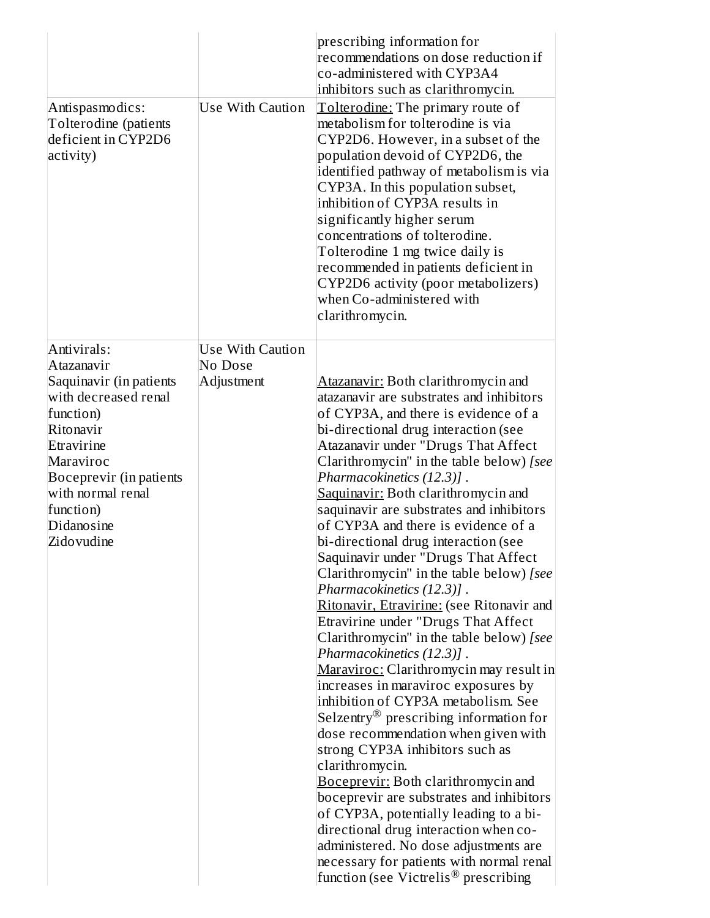| | | |
|---|---|---|
| | | prescribing information for recommendations on dose reduction if co-administered with CYP3A4 inhibitors such as clarithromycin. |
| Antispasmodics: Tolterodine (patients deficient in CYP2D6 activity) | Use With Caution | Tolterodine: The primary route of metabolism for tolterodine is via CYP2D6. However, in a subset of the population devoid of CYP2D6, the identified pathway of metabolism is via CYP3A. In this population subset, inhibition of CYP3A results in significantly higher serum concentrations of tolterodine. Tolterodine 1 mg twice daily is recommended in patients deficient in CYP2D6 activity (poor metabolizers) when Co-administered with clarithromycin. |
| Antivirals: Atazanavir Saquinavir (in patients with decreased renal function) Ritonavir Etravirine Maraviroc Boceprevir (in patients with normal renal function) Didanosine Zidovudine | Use With Caution No Dose Adjustment | Atazanavir: Both clarithromycin and atazanavir are substrates and inhibitors of CYP3A, and there is evidence of a bi-directional drug interaction (see Atazanavir under "Drugs That Affect Clarithromycin" in the table below) *[see Pharmacokinetics (12.3)]* . Saquinavir: Both clarithromycin and saquinavir are substrates and inhibitors of CYP3A and there is evidence of a bi-directional drug interaction (see Saquinavir under "Drugs That Affect Clarithromycin" in the table below) *[see Pharmacokinetics (12.3)]* . Ritonavir, Etravirine: (see Ritonavir and Etravirine under "Drugs That Affect Clarithromycin" in the table below) *[see Pharmacokinetics (12.3)]* . Maraviroc: Clarithromycin may result in increases in maraviroc exposures by inhibition of CYP3A metabolism. See Selzentry® prescribing information for dose recommendation when given with strong CYP3A inhibitors such as clarithromycin. Boceprevir: Both clarithromycin and boceprevir are substrates and inhibitors of CYP3A, potentially leading to a bi-directional drug interaction when co-administered. No dose adjustments are necessary for patients with normal renal function (see Victrelis® prescribing |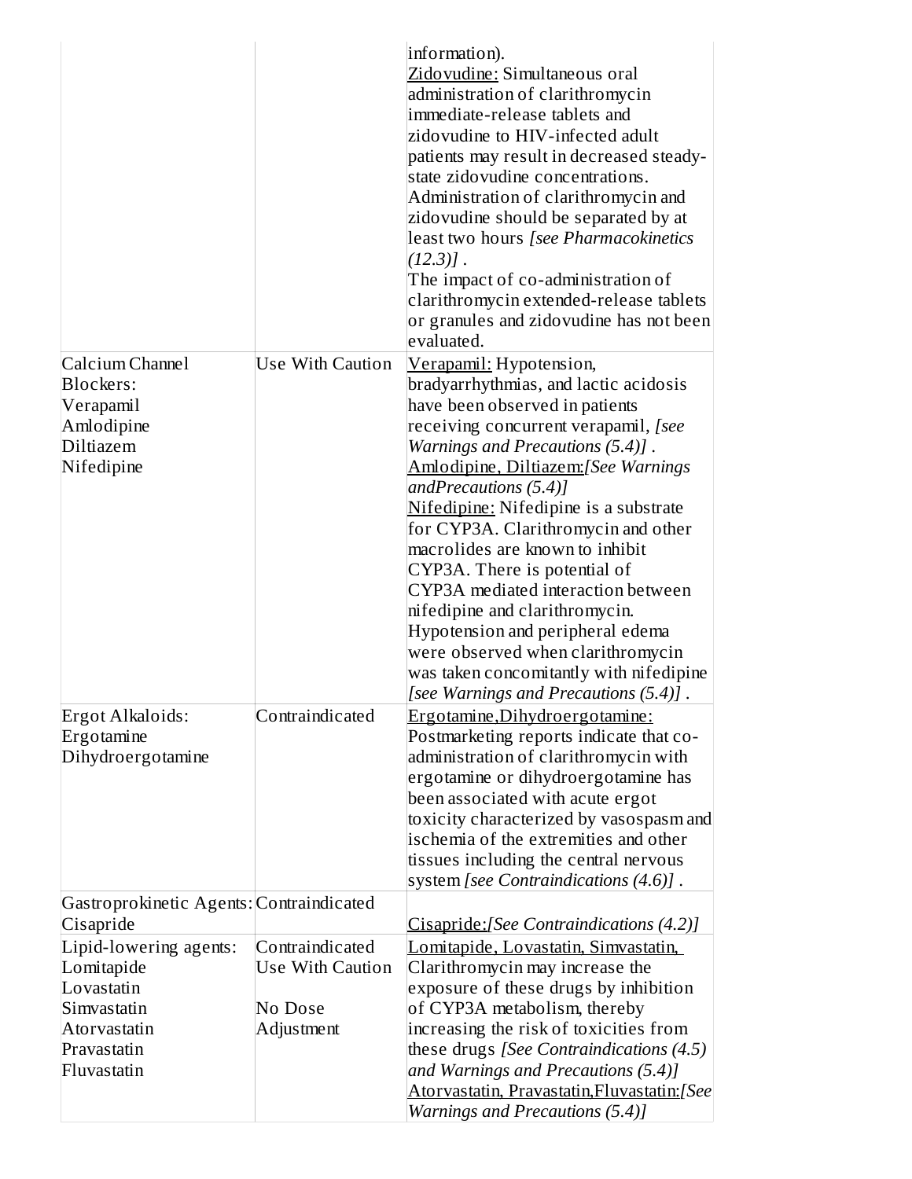| | | |
|---|---|---|
| | | information).<br>Zidovudine: Simultaneous oral administration of clarithromycin immediate-release tablets and zidovudine to HIV-infected adult patients may result in decreased steady-state zidovudine concentrations. Administration of clarithromycin and zidovudine should be separated by at least two hours *[see Pharmacokinetics (12.3)]* .<br>The impact of co-administration of clarithromycin extended-release tablets or granules and zidovudine has not been evaluated. |
| Calcium Channel Blockers:<br>Verapamil<br>Amlodipine<br>Diltiazem<br>Nifedipine | Use With Caution | Verapamil: Hypotension, bradyarrhythmias, and lactic acidosis have been observed in patients receiving concurrent verapamil, *[see Warnings and Precautions (5.4)]* .<br>Amlodipine, Diltiazem:*[See Warnings andPrecautions (5.4)]*<br>Nifedipine: Nifedipine is a substrate for CYP3A. Clarithromycin and other macrolides are known to inhibit CYP3A. There is potential of CYP3A mediated interaction between nifedipine and clarithromycin. Hypotension and peripheral edema were observed when clarithromycin was taken concomitantly with nifedipine *[see Warnings and Precautions (5.4)]* . |
| Ergot Alkaloids:<br>Ergotamine<br>Dihydroergotamine | Contraindicated | Ergotamine,Dihydroergotamine: Postmarketing reports indicate that co-administration of clarithromycin with ergotamine or dihydroergotamine has been associated with acute ergot toxicity characterized by vasospasm and ischemia of the extremities and other tissues including the central nervous system *[see Contraindications (4.6)]* . |
| Gastroprokinetic Agents: Cisapride | Contraindicated | Cisapride:*[See Contraindications (4.2)]* |
| Lipid-lowering agents:<br>Lomitapide<br>Lovastatin<br>Simvastatin<br>Atorvastatin<br>Pravastatin<br>Fluvastatin | Contraindicated<br>Use With Caution<br><br>No Dose Adjustment | Lomitapide, Lovastatin, Simvastatin, Clarithromycin may increase the exposure of these drugs by inhibition of CYP3A metabolism, thereby increasing the risk of toxicities from these drugs *[See Contraindications (4.5) and Warnings and Precautions (5.4)]*<br>Atorvastatin, Pravastatin,Fluvastatin:*[See Warnings and Precautions (5.4)]* |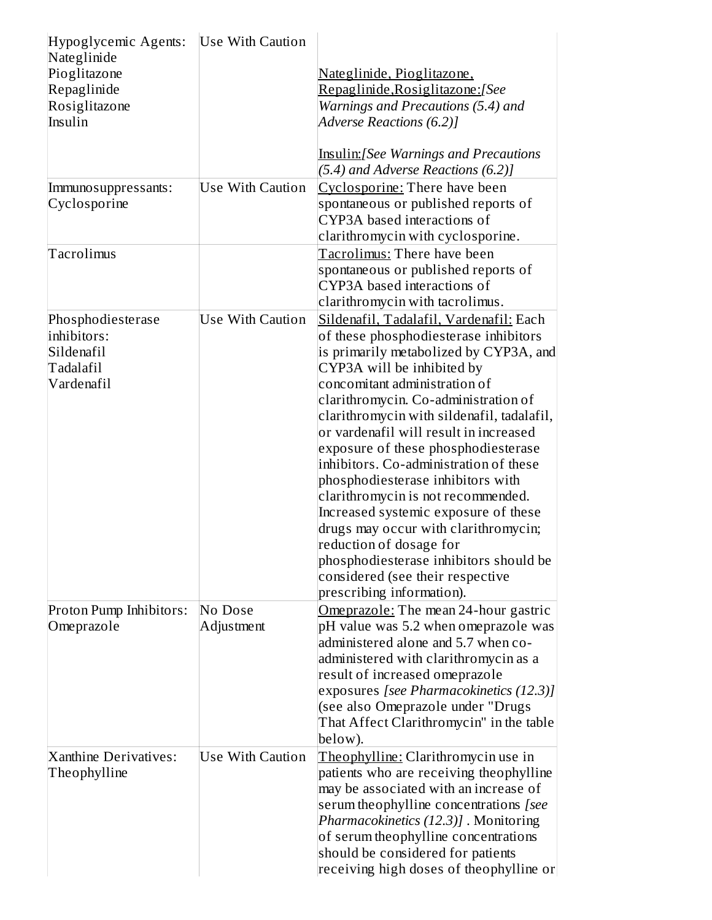| Hypoglycemic Agents:<br>Nateglinide<br>Pioglitazone<br>Repaglinide<br>Rosiglitazone<br>Insulin | Use With Caution | Nateglinide, Pioglitazone, Repaglinide,Rosiglitazone:*[See Warnings and Precautions (5.4) and Adverse Reactions (6.2)]*<br><br>Insulin:*[See Warnings and Precautions (5.4) and Adverse Reactions (6.2)]* |
|---|---|---|
| Immunosuppressants:<br>Cyclosporine | Use With Caution | Cyclosporine: There have been spontaneous or published reports of CYP3A based interactions of clarithromycin with cyclosporine. |
| Tacrolimus | | Tacrolimus: There have been spontaneous or published reports of CYP3A based interactions of clarithromycin with tacrolimus. |
| Phosphodiesterase inhibitors:<br>Sildenafil<br>Tadalafil<br>Vardenafil | Use With Caution | Sildenafil, Tadalafil, Vardenafil: Each of these phosphodiesterase inhibitors is primarily metabolized by CYP3A, and CYP3A will be inhibited by concomitant administration of clarithromycin. Co-administration of clarithromycin with sildenafil, tadalafil, or vardenafil will result in increased exposure of these phosphodiesterase inhibitors. Co-administration of these phosphodiesterase inhibitors with clarithromycin is not recommended. Increased systemic exposure of these drugs may occur with clarithromycin; reduction of dosage for phosphodiesterase inhibitors should be considered (see their respective prescribing information). |
| Proton Pump Inhibitors:<br>Omeprazole | No Dose Adjustment | Omeprazole: The mean 24-hour gastric pH value was 5.2 when omeprazole was administered alone and 5.7 when co-administered with clarithromycin as a result of increased omeprazole exposures *[see Pharmacokinetics (12.3)]* (see also Omeprazole under "Drugs That Affect Clarithromycin" in the table below). |
| Xanthine Derivatives:<br>Theophylline | Use With Caution | Theophylline: Clarithromycin use in patients who are receiving theophylline may be associated with an increase of serum theophylline concentrations *[see Pharmacokinetics (12.3)]* . Monitoring of serum theophylline concentrations should be considered for patients receiving high doses of theophylline or |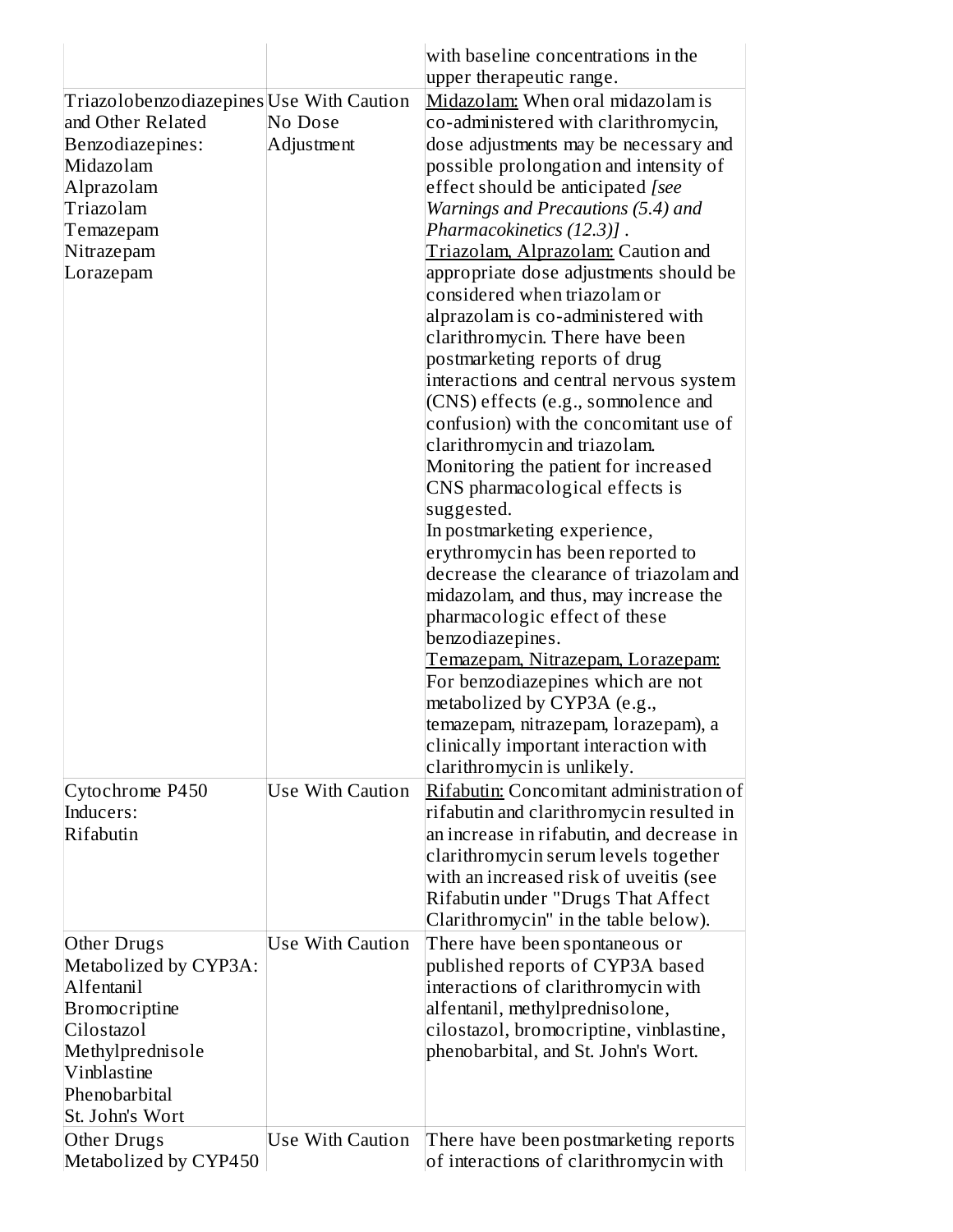| | | |
|---|---|---|
| | | with baseline concentrations in the upper therapeutic range. |
| Triazolobenzodiazepines and Other Related Benzodiazepines:<br>Midazolam<br>Alprazolam<br>Triazolam<br>Temazepam<br>Nitrazepam<br>Lorazepam | Use With Caution<br>No Dose Adjustment | Midazolam: When oral midazolam is co-administered with clarithromycin, dose adjustments may be necessary and possible prolongation and intensity of effect should be anticipated *[see Warnings and Precautions (5.4) and Pharmacokinetics (12.3)]* .<br>Triazolam, Alprazolam: Caution and appropriate dose adjustments should be considered when triazolam or alprazolam is co-administered with clarithromycin. There have been postmarketing reports of drug interactions and central nervous system (CNS) effects (e.g., somnolence and confusion) with the concomitant use of clarithromycin and triazolam. Monitoring the patient for increased CNS pharmacological effects is suggested.<br>In postmarketing experience, erythromycin has been reported to decrease the clearance of triazolam and midazolam, and thus, may increase the pharmacologic effect of these benzodiazepines.<br>Temazepam, Nitrazepam, Lorazepam: For benzodiazepines which are not metabolized by CYP3A (e.g., temazepam, nitrazepam, lorazepam), a clinically important interaction with clarithromycin is unlikely. |
| Cytochrome P450 Inducers:<br>Rifabutin | Use With Caution | Rifabutin: Concomitant administration of rifabutin and clarithromycin resulted in an increase in rifabutin, and decrease in clarithromycin serum levels together with an increased risk of uveitis (see Rifabutin under "Drugs That Affect Clarithromycin" in the table below). |
| Other Drugs Metabolized by CYP3A:<br>Alfentanil<br>Bromocriptine<br>Cilostazol<br>Methylprednisole<br>Vinblastine<br>Phenobarbital<br>St. John's Wort | Use With Caution | There have been spontaneous or published reports of CYP3A based interactions of clarithromycin with alfentanil, methylprednisolone, cilostazol, bromocriptine, vinblastine, phenobarbital, and St. John's Wort. |
| Other Drugs Metabolized by CYP450 | Use With Caution | There have been postmarketing reports of interactions of clarithromycin with |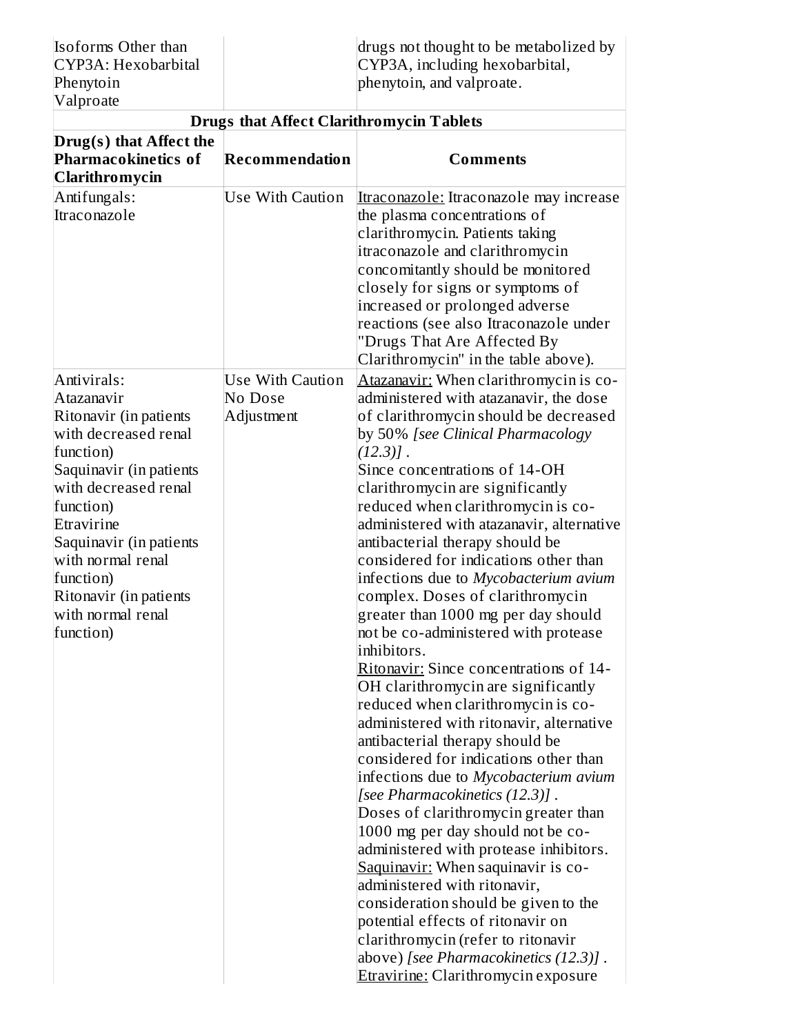| | | |
|---|---|---|
| Isoforms Other than CYP3A: Hexobarbital Phenytoin Valproate | | drugs not thought to be metabolized by CYP3A, including hexobarbital, phenytoin, and valproate. |
| **Drugs that Affect Clarithromycin Tablets** | | |
| **Drug(s) that Affect the Pharmacokinetics of Clarithromycin** | **Recommendation** | **Comments** |
| Antifungals: Itraconazole | Use With Caution | Itraconazole: Itraconazole may increase the plasma concentrations of clarithromycin. Patients taking itraconazole and clarithromycin concomitantly should be monitored closely for signs or symptoms of increased or prolonged adverse reactions (see also Itraconazole under "Drugs That Are Affected By Clarithromycin" in the table above). |
| Antivirals: Atazanavir Ritonavir (in patients with decreased renal function) Saquinavir (in patients with decreased renal function) Etravirine Saquinavir (in patients with normal renal function) Ritonavir (in patients with normal renal function) | Use With Caution No Dose Adjustment | Atazanavir: When clarithromycin is co-administered with atazanavir, the dose of clarithromycin should be decreased by 50% *[see Clinical Pharmacology (12.3)]* . Since concentrations of 14-OH clarithromycin are significantly reduced when clarithromycin is co-administered with atazanavir, alternative antibacterial therapy should be considered for indications other than infections due to *Mycobacterium avium* complex. Doses of clarithromycin greater than 1000 mg per day should not be co-administered with protease inhibitors. Ritonavir: Since concentrations of 14-OH clarithromycin are significantly reduced when clarithromycin is co-administered with ritonavir, alternative antibacterial therapy should be considered for indications other than infections due to *Mycobacterium avium* *[see Pharmacokinetics (12.3)]* . Doses of clarithromycin greater than 1000 mg per day should not be co-administered with protease inhibitors. Saquinavir: When saquinavir is co-administered with ritonavir, consideration should be given to the potential effects of ritonavir on clarithromycin (refer to ritonavir above) *[see Pharmacokinetics (12.3)]* . Etravirine: Clarithromycin exposure |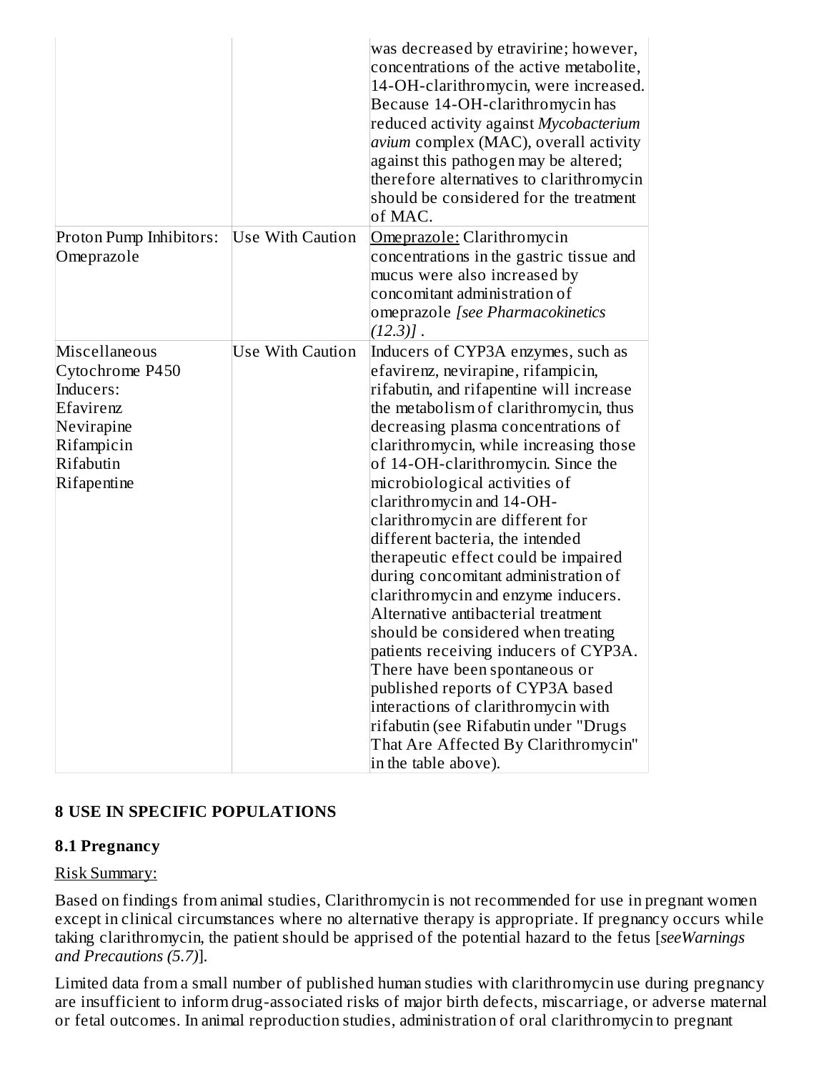| | | was decreased by etravirine; however, concentrations of the active metabolite, 14-OH-clarithromycin, were increased. Because 14-OH-clarithromycin has reduced activity against *Mycobacterium avium* complex (MAC), overall activity against this pathogen may be altered; therefore alternatives to clarithromycin should be considered for the treatment of MAC. |
|---|---|---|
| Proton Pump Inhibitors: Omeprazole | Use With Caution | Omeprazole: Clarithromycin concentrations in the gastric tissue and mucus were also increased by concomitant administration of omeprazole *[see Pharmacokinetics (12.3)]* . |
| Miscellaneous Cytochrome P450 Inducers: Efavirenz Nevirapine Rifampicin Rifabutin Rifapentine | Use With Caution | Inducers of CYP3A enzymes, such as efavirenz, nevirapine, rifampicin, rifabutin, and rifapentine will increase the metabolism of clarithromycin, thus decreasing plasma concentrations of clarithromycin, while increasing those of 14-OH-clarithromycin. Since the microbiological activities of clarithromycin and 14-OH-clarithromycin are different for different bacteria, the intended therapeutic effect could be impaired during concomitant administration of clarithromycin and enzyme inducers. Alternative antibacterial treatment should be considered when treating patients receiving inducers of CYP3A. There have been spontaneous or published reports of CYP3A based interactions of clarithromycin with rifabutin (see Rifabutin under "Drugs That Are Affected By Clarithromycin" in the table above). |

## 8 USE IN SPECIFIC POPULATIONS

### 8.1 Pregnancy

Risk Summary:

Based on findings from animal studies, Clarithromycin is not recommended for use in pregnant women except in clinical circumstances where no alternative therapy is appropriate. If pregnancy occurs while taking clarithromycin, the patient should be apprised of the potential hazard to the fetus [*seeWarnings and Precautions (5.7)*].

Limited data from a small number of published human studies with clarithromycin use during pregnancy are insufficient to inform drug-associated risks of major birth defects, miscarriage, or adverse maternal or fetal outcomes. In animal reproduction studies, administration of oral clarithromycin to pregnant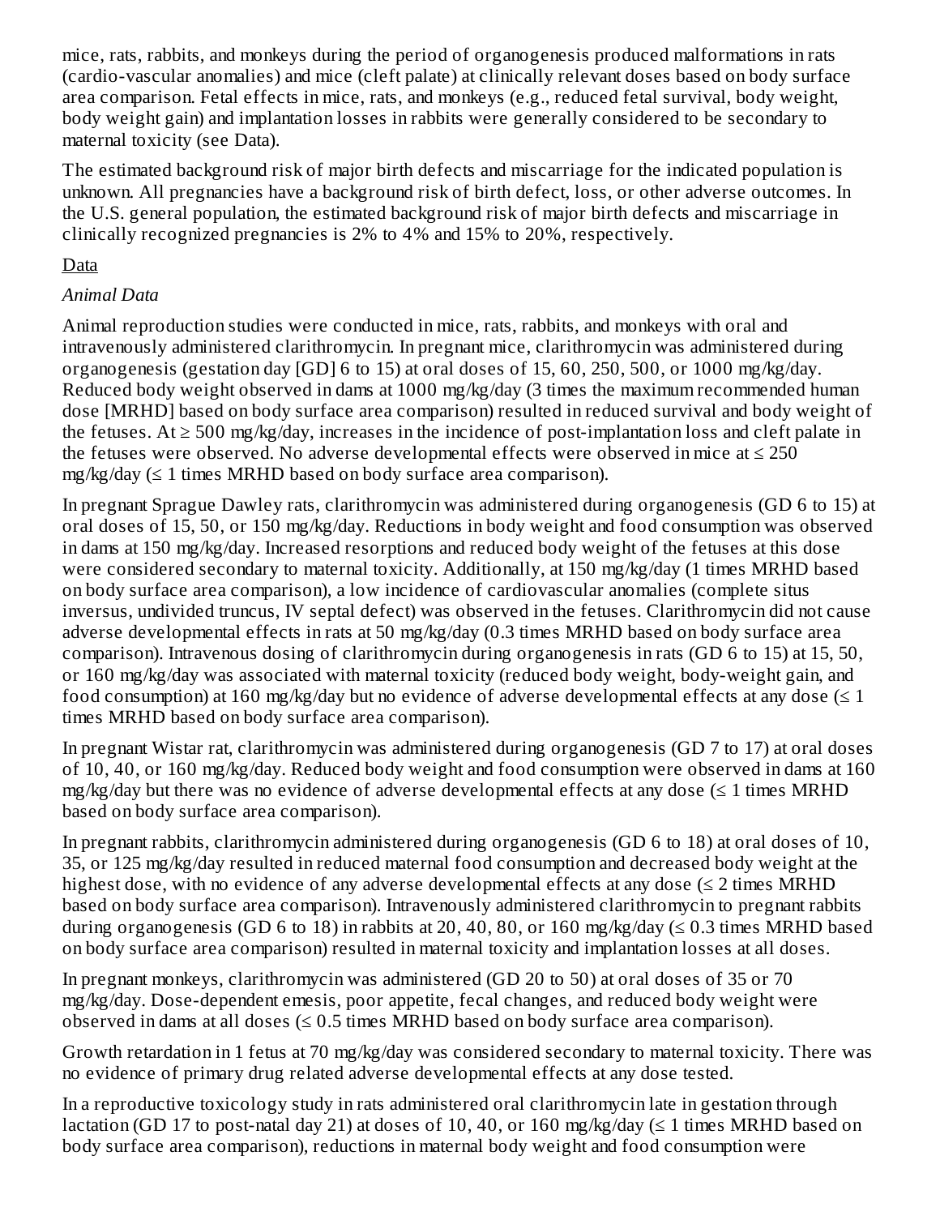mice, rats, rabbits, and monkeys during the period of organogenesis produced malformations in rats (cardio-vascular anomalies) and mice (cleft palate) at clinically relevant doses based on body surface area comparison. Fetal effects in mice, rats, and monkeys (e.g., reduced fetal survival, body weight, body weight gain) and implantation losses in rabbits were generally considered to be secondary to maternal toxicity (see Data).

The estimated background risk of major birth defects and miscarriage for the indicated population is unknown. All pregnancies have a background risk of birth defect, loss, or other adverse outcomes. In the U.S. general population, the estimated background risk of major birth defects and miscarriage in clinically recognized pregnancies is 2% to 4% and 15% to 20%, respectively.

Data

*Animal Data*

Animal reproduction studies were conducted in mice, rats, rabbits, and monkeys with oral and intravenously administered clarithromycin. In pregnant mice, clarithromycin was administered during organogenesis (gestation day [GD] 6 to 15) at oral doses of 15, 60, 250, 500, or 1000 mg/kg/day. Reduced body weight observed in dams at 1000 mg/kg/day (3 times the maximum recommended human dose [MRHD] based on body surface area comparison) resulted in reduced survival and body weight of the fetuses. At ≥ 500 mg/kg/day, increases in the incidence of post-implantation loss and cleft palate in the fetuses were observed. No adverse developmental effects were observed in mice at ≤ 250 mg/kg/day (≤ 1 times MRHD based on body surface area comparison).

In pregnant Sprague Dawley rats, clarithromycin was administered during organogenesis (GD 6 to 15) at oral doses of 15, 50, or 150 mg/kg/day. Reductions in body weight and food consumption was observed in dams at 150 mg/kg/day. Increased resorptions and reduced body weight of the fetuses at this dose were considered secondary to maternal toxicity. Additionally, at 150 mg/kg/day (1 times MRHD based on body surface area comparison), a low incidence of cardiovascular anomalies (complete situs inversus, undivided truncus, IV septal defect) was observed in the fetuses. Clarithromycin did not cause adverse developmental effects in rats at 50 mg/kg/day (0.3 times MRHD based on body surface area comparison). Intravenous dosing of clarithromycin during organogenesis in rats (GD 6 to 15) at 15, 50, or 160 mg/kg/day was associated with maternal toxicity (reduced body weight, body-weight gain, and food consumption) at 160 mg/kg/day but no evidence of adverse developmental effects at any dose (≤ 1 times MRHD based on body surface area comparison).

In pregnant Wistar rat, clarithromycin was administered during organogenesis (GD 7 to 17) at oral doses of 10, 40, or 160 mg/kg/day. Reduced body weight and food consumption were observed in dams at 160 mg/kg/day but there was no evidence of adverse developmental effects at any dose (≤ 1 times MRHD based on body surface area comparison).

In pregnant rabbits, clarithromycin administered during organogenesis (GD 6 to 18) at oral doses of 10, 35, or 125 mg/kg/day resulted in reduced maternal food consumption and decreased body weight at the highest dose, with no evidence of any adverse developmental effects at any dose (≤ 2 times MRHD based on body surface area comparison). Intravenously administered clarithromycin to pregnant rabbits during organogenesis (GD 6 to 18) in rabbits at 20, 40, 80, or 160 mg/kg/day (≤ 0.3 times MRHD based on body surface area comparison) resulted in maternal toxicity and implantation losses at all doses.

In pregnant monkeys, clarithromycin was administered (GD 20 to 50) at oral doses of 35 or 70 mg/kg/day. Dose-dependent emesis, poor appetite, fecal changes, and reduced body weight were observed in dams at all doses (≤ 0.5 times MRHD based on body surface area comparison).

Growth retardation in 1 fetus at 70 mg/kg/day was considered secondary to maternal toxicity. There was no evidence of primary drug related adverse developmental effects at any dose tested.

In a reproductive toxicology study in rats administered oral clarithromycin late in gestation through lactation (GD 17 to post-natal day 21) at doses of 10, 40, or 160 mg/kg/day (≤ 1 times MRHD based on body surface area comparison), reductions in maternal body weight and food consumption were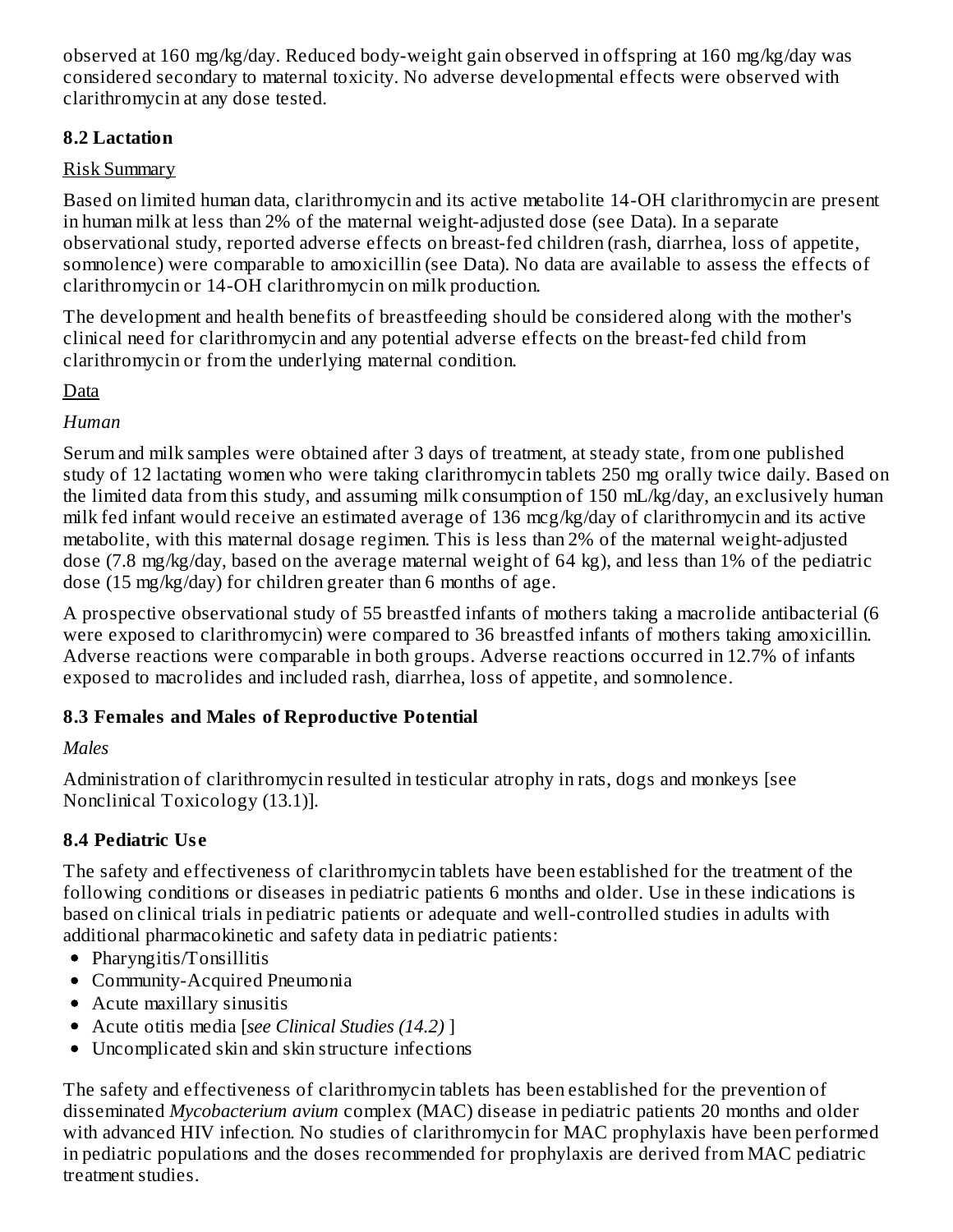observed at 160 mg/kg/day. Reduced body-weight gain observed in offspring at 160 mg/kg/day was considered secondary to maternal toxicity. No adverse developmental effects were observed with clarithromycin at any dose tested.

### 8.2 Lactation

Risk Summary

Based on limited human data, clarithromycin and its active metabolite 14-OH clarithromycin are present in human milk at less than 2% of the maternal weight-adjusted dose (see Data). In a separate observational study, reported adverse effects on breast-fed children (rash, diarrhea, loss of appetite, somnolence) were comparable to amoxicillin (see Data). No data are available to assess the effects of clarithromycin or 14-OH clarithromycin on milk production.

The development and health benefits of breastfeeding should be considered along with the mother's clinical need for clarithromycin and any potential adverse effects on the breast-fed child from clarithromycin or from the underlying maternal condition.

Data

*Human*

Serum and milk samples were obtained after 3 days of treatment, at steady state, from one published study of 12 lactating women who were taking clarithromycin tablets 250 mg orally twice daily. Based on the limited data from this study, and assuming milk consumption of 150 mL/kg/day, an exclusively human milk fed infant would receive an estimated average of 136 mcg/kg/day of clarithromycin and its active metabolite, with this maternal dosage regimen. This is less than 2% of the maternal weight-adjusted dose (7.8 mg/kg/day, based on the average maternal weight of 64 kg), and less than 1% of the pediatric dose (15 mg/kg/day) for children greater than 6 months of age.

A prospective observational study of 55 breastfed infants of mothers taking a macrolide antibacterial (6 were exposed to clarithromycin) were compared to 36 breastfed infants of mothers taking amoxicillin. Adverse reactions were comparable in both groups. Adverse reactions occurred in 12.7% of infants exposed to macrolides and included rash, diarrhea, loss of appetite, and somnolence.

### 8.3 Females and Males of Reproductive Potential

*Males*

Administration of clarithromycin resulted in testicular atrophy in rats, dogs and monkeys [see Nonclinical Toxicology (13.1)].

### 8.4 Pediatric Use

The safety and effectiveness of clarithromycin tablets have been established for the treatment of the following conditions or diseases in pediatric patients 6 months and older. Use in these indications is based on clinical trials in pediatric patients or adequate and well-controlled studies in adults with additional pharmacokinetic and safety data in pediatric patients:

- Pharyngitis/Tonsillitis
- Community-Acquired Pneumonia
- Acute maxillary sinusitis
- Acute otitis media [*see Clinical Studies (14.2)* ]
- Uncomplicated skin and skin structure infections

The safety and effectiveness of clarithromycin tablets has been established for the prevention of disseminated *Mycobacterium avium* complex (MAC) disease in pediatric patients 20 months and older with advanced HIV infection. No studies of clarithromycin for MAC prophylaxis have been performed in pediatric populations and the doses recommended for prophylaxis are derived from MAC pediatric treatment studies.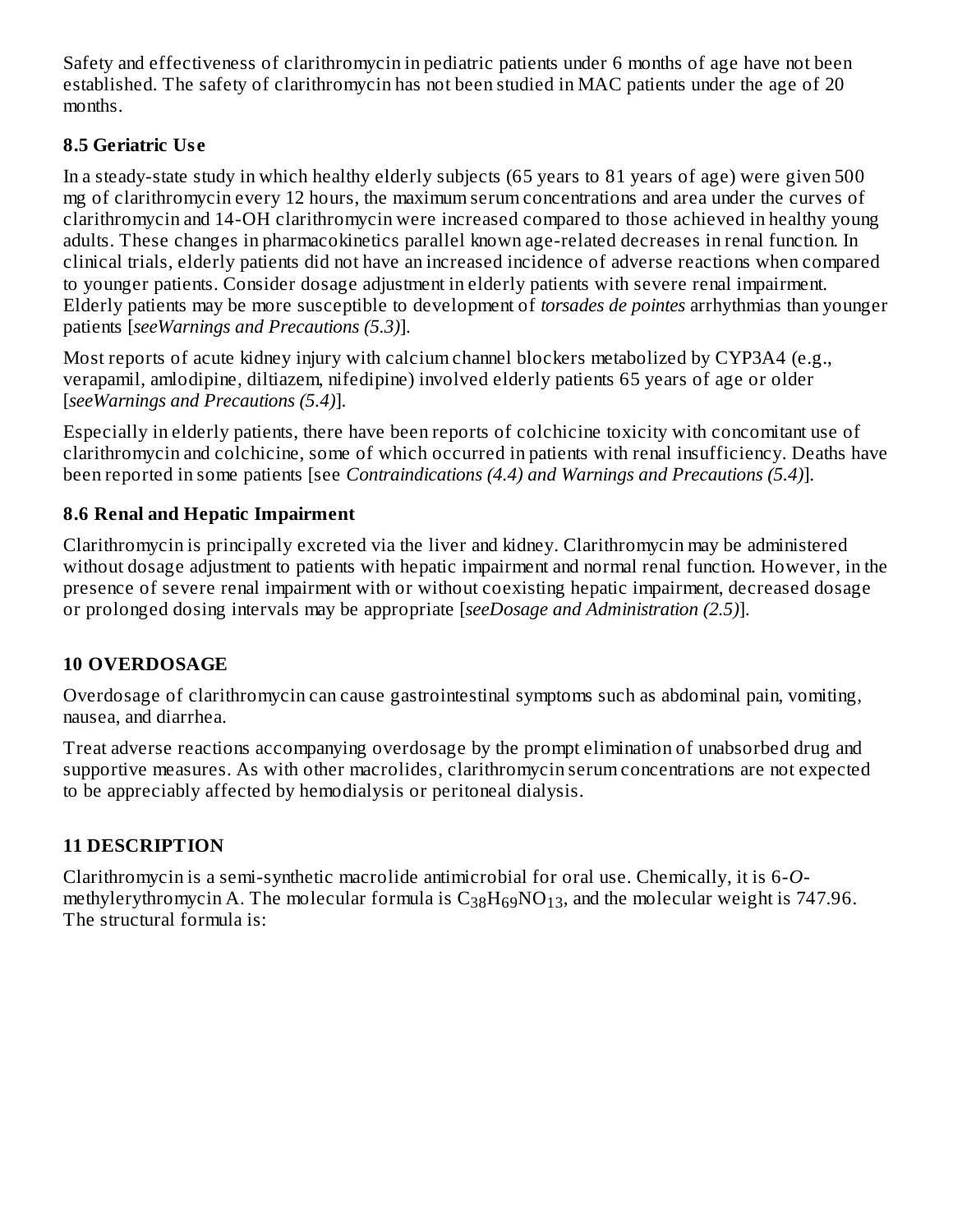Safety and effectiveness of clarithromycin in pediatric patients under 6 months of age have not been established. The safety of clarithromycin has not been studied in MAC patients under the age of 20 months.

### 8.5 Geriatric Use

In a steady-state study in which healthy elderly subjects (65 years to 81 years of age) were given 500 mg of clarithromycin every 12 hours, the maximum serum concentrations and area under the curves of clarithromycin and 14-OH clarithromycin were increased compared to those achieved in healthy young adults. These changes in pharmacokinetics parallel known age-related decreases in renal function. In clinical trials, elderly patients did not have an increased incidence of adverse reactions when compared to younger patients. Consider dosage adjustment in elderly patients with severe renal impairment. Elderly patients may be more susceptible to development of *torsades de pointes* arrhythmias than younger patients [*seeWarnings and Precautions (5.3)*].

Most reports of acute kidney injury with calcium channel blockers metabolized by CYP3A4 (e.g., verapamil, amlodipine, diltiazem, nifedipine) involved elderly patients 65 years of age or older [*seeWarnings and Precautions (5.4)*].

Especially in elderly patients, there have been reports of colchicine toxicity with concomitant use of clarithromycin and colchicine, some of which occurred in patients with renal insufficiency. Deaths have been reported in some patients [see *Contraindications (4.4) and Warnings and Precautions (5.4)*].

### 8.6 Renal and Hepatic Impairment

Clarithromycin is principally excreted via the liver and kidney. Clarithromycin may be administered without dosage adjustment to patients with hepatic impairment and normal renal function. However, in the presence of severe renal impairment with or without coexisting hepatic impairment, decreased dosage or prolonged dosing intervals may be appropriate [*seeDosage and Administration (2.5)*].

## 10 OVERDOSAGE

Overdosage of clarithromycin can cause gastrointestinal symptoms such as abdominal pain, vomiting, nausea, and diarrhea.

Treat adverse reactions accompanying overdosage by the prompt elimination of unabsorbed drug and supportive measures. As with other macrolides, clarithromycin serum concentrations are not expected to be appreciably affected by hemodialysis or peritoneal dialysis.

## 11 DESCRIPTION

Clarithromycin is a semi-synthetic macrolide antimicrobial for oral use. Chemically, it is 6-*O*-methylerythromycin A. The molecular formula is $C_{38}H_{69}NO_{13}$, and the molecular weight is 747.96. The structural formula is: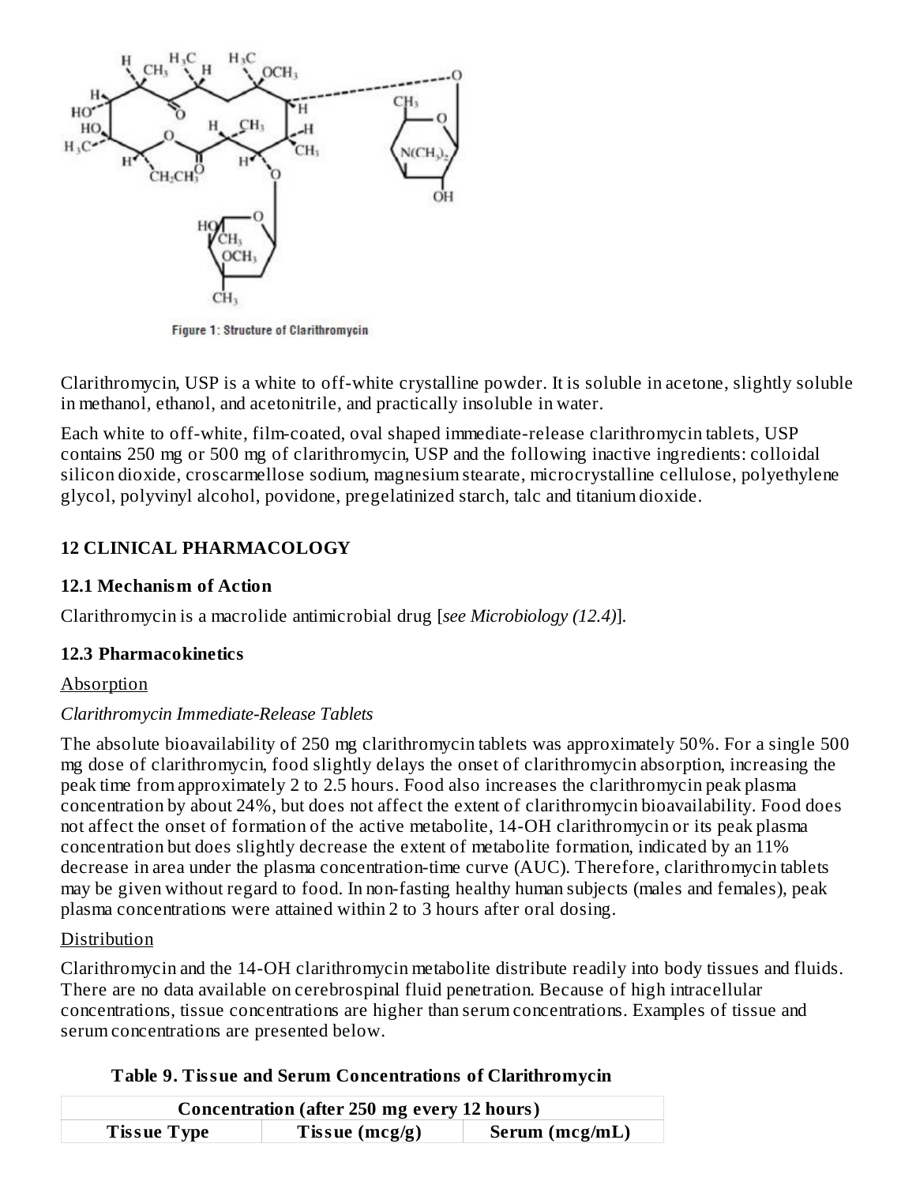Figure 1: Structure of Clarithromycin

Clarithromycin, USP is a white to off-white crystalline powder. It is soluble in acetone, slightly soluble in methanol, ethanol, and acetonitrile, and practically insoluble in water.

Each white to off-white, film-coated, oval shaped immediate-release clarithromycin tablets, USP contains 250 mg or 500 mg of clarithromycin, USP and the following inactive ingredients: colloidal silicon dioxide, croscarmellose sodium, magnesium stearate, microcrystalline cellulose, polyethylene glycol, polyvinyl alcohol, povidone, pregelatinized starch, talc and titanium dioxide.

## 12 CLINICAL PHARMACOLOGY

### 12.1 Mechanism of Action

Clarithromycin is a macrolide antimicrobial drug [*see Microbiology (12.4)*].

### 12.3 Pharmacokinetics

Absorption

*Clarithromycin Immediate-Release Tablets*

The absolute bioavailability of 250 mg clarithromycin tablets was approximately 50%. For a single 500 mg dose of clarithromycin, food slightly delays the onset of clarithromycin absorption, increasing the peak time from approximately 2 to 2.5 hours. Food also increases the clarithromycin peak plasma concentration by about 24%, but does not affect the extent of clarithromycin bioavailability. Food does not affect the onset of formation of the active metabolite, 14-OH clarithromycin or its peak plasma concentration but does slightly decrease the extent of metabolite formation, indicated by an 11% decrease in area under the plasma concentration-time curve (AUC). Therefore, clarithromycin tablets may be given without regard to food. In non-fasting healthy human subjects (males and females), peak plasma concentrations were attained within 2 to 3 hours after oral dosing.

Distribution

Clarithromycin and the 14-OH clarithromycin metabolite distribute readily into body tissues and fluids. There are no data available on cerebrospinal fluid penetration. Because of high intracellular concentrations, tissue concentrations are higher than serum concentrations. Examples of tissue and serum concentrations are presented below.

**Table 9. Tissue and Serum Concentrations of Clarithromycin**

| Concentration (after 250 mg every 12 hours) | | |
|---|---|---|
| **Tissue Type** | **Tissue (mcg/g)** | **Serum (mcg/mL)** |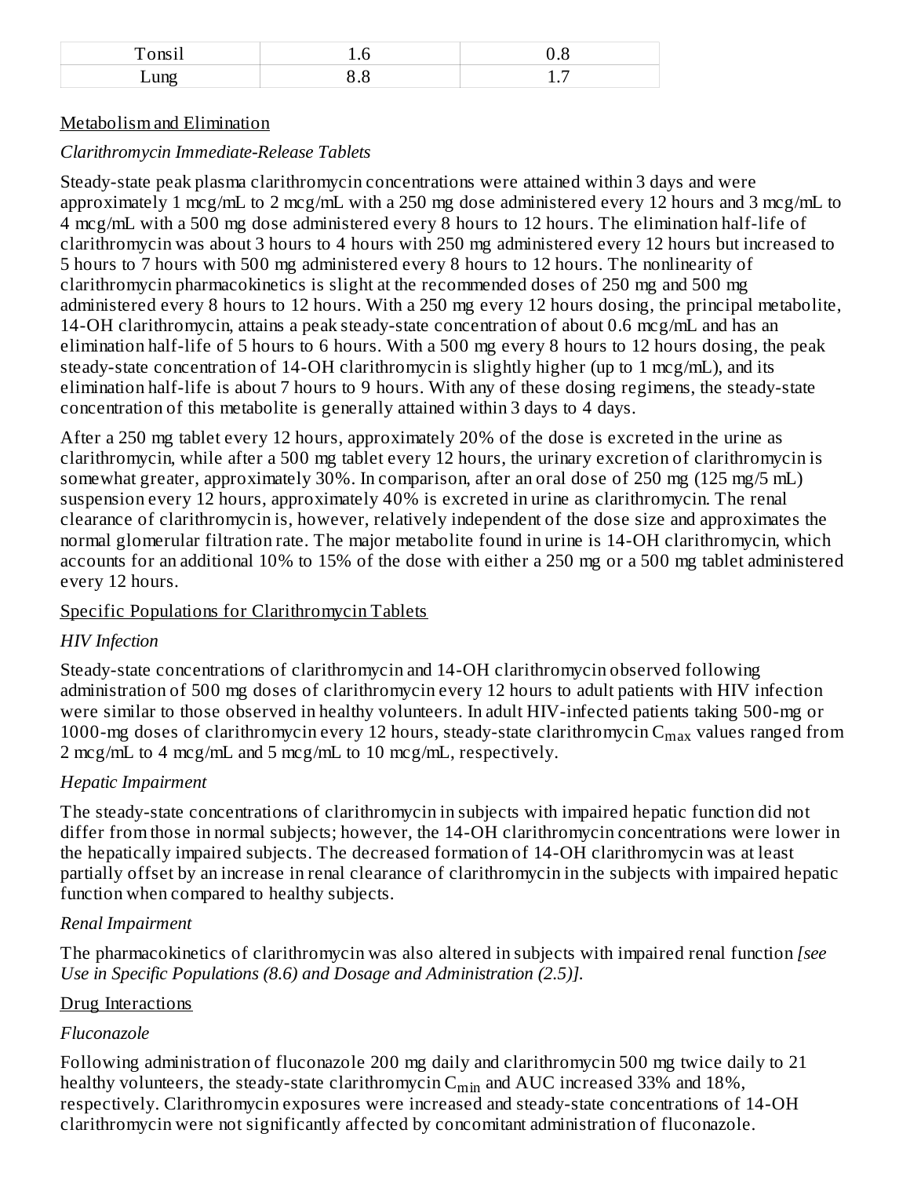| Tonsil | 1.6 | 0.8 |
| --- | --- | --- |
| Lung | 8.8 | 1.7 |

Metabolism and Elimination

*Clarithromycin Immediate-Release Tablets*

Steady-state peak plasma clarithromycin concentrations were attained within 3 days and were approximately 1 mcg/mL to 2 mcg/mL with a 250 mg dose administered every 12 hours and 3 mcg/mL to 4 mcg/mL with a 500 mg dose administered every 8 hours to 12 hours. The elimination half-life of clarithromycin was about 3 hours to 4 hours with 250 mg administered every 12 hours but increased to 5 hours to 7 hours with 500 mg administered every 8 hours to 12 hours. The nonlinearity of clarithromycin pharmacokinetics is slight at the recommended doses of 250 mg and 500 mg administered every 8 hours to 12 hours. With a 250 mg every 12 hours dosing, the principal metabolite, 14-OH clarithromycin, attains a peak steady-state concentration of about 0.6 mcg/mL and has an elimination half-life of 5 hours to 6 hours. With a 500 mg every 8 hours to 12 hours dosing, the peak steady-state concentration of 14-OH clarithromycin is slightly higher (up to 1 mcg/mL), and its elimination half-life is about 7 hours to 9 hours. With any of these dosing regimens, the steady-state concentration of this metabolite is generally attained within 3 days to 4 days.

After a 250 mg tablet every 12 hours, approximately 20% of the dose is excreted in the urine as clarithromycin, while after a 500 mg tablet every 12 hours, the urinary excretion of clarithromycin is somewhat greater, approximately 30%. In comparison, after an oral dose of 250 mg (125 mg/5 mL) suspension every 12 hours, approximately 40% is excreted in urine as clarithromycin. The renal clearance of clarithromycin is, however, relatively independent of the dose size and approximates the normal glomerular filtration rate. The major metabolite found in urine is 14-OH clarithromycin, which accounts for an additional 10% to 15% of the dose with either a 250 mg or a 500 mg tablet administered every 12 hours.

Specific Populations for Clarithromycin Tablets

*HIV Infection*

Steady-state concentrations of clarithromycin and 14-OH clarithromycin observed following administration of 500 mg doses of clarithromycin every 12 hours to adult patients with HIV infection were similar to those observed in healthy volunteers. In adult HIV-infected patients taking 500-mg or 1000-mg doses of clarithromycin every 12 hours, steady-state clarithromycin $C_{max}$ values ranged from 2 mcg/mL to 4 mcg/mL and 5 mcg/mL to 10 mcg/mL, respectively.

*Hepatic Impairment*

The steady-state concentrations of clarithromycin in subjects with impaired hepatic function did not differ from those in normal subjects; however, the 14-OH clarithromycin concentrations were lower in the hepatically impaired subjects. The decreased formation of 14-OH clarithromycin was at least partially offset by an increase in renal clearance of clarithromycin in the subjects with impaired hepatic function when compared to healthy subjects.

*Renal Impairment*

The pharmacokinetics of clarithromycin was also altered in subjects with impaired renal function *[see Use in Specific Populations (8.6) and Dosage and Administration (2.5)].*

Drug Interactions

*Fluconazole*

Following administration of fluconazole 200 mg daily and clarithromycin 500 mg twice daily to 21 healthy volunteers, the steady-state clarithromycin $C_{min}$ and AUC increased 33% and 18%, respectively. Clarithromycin exposures were increased and steady-state concentrations of 14-OH clarithromycin were not significantly affected by concomitant administration of fluconazole.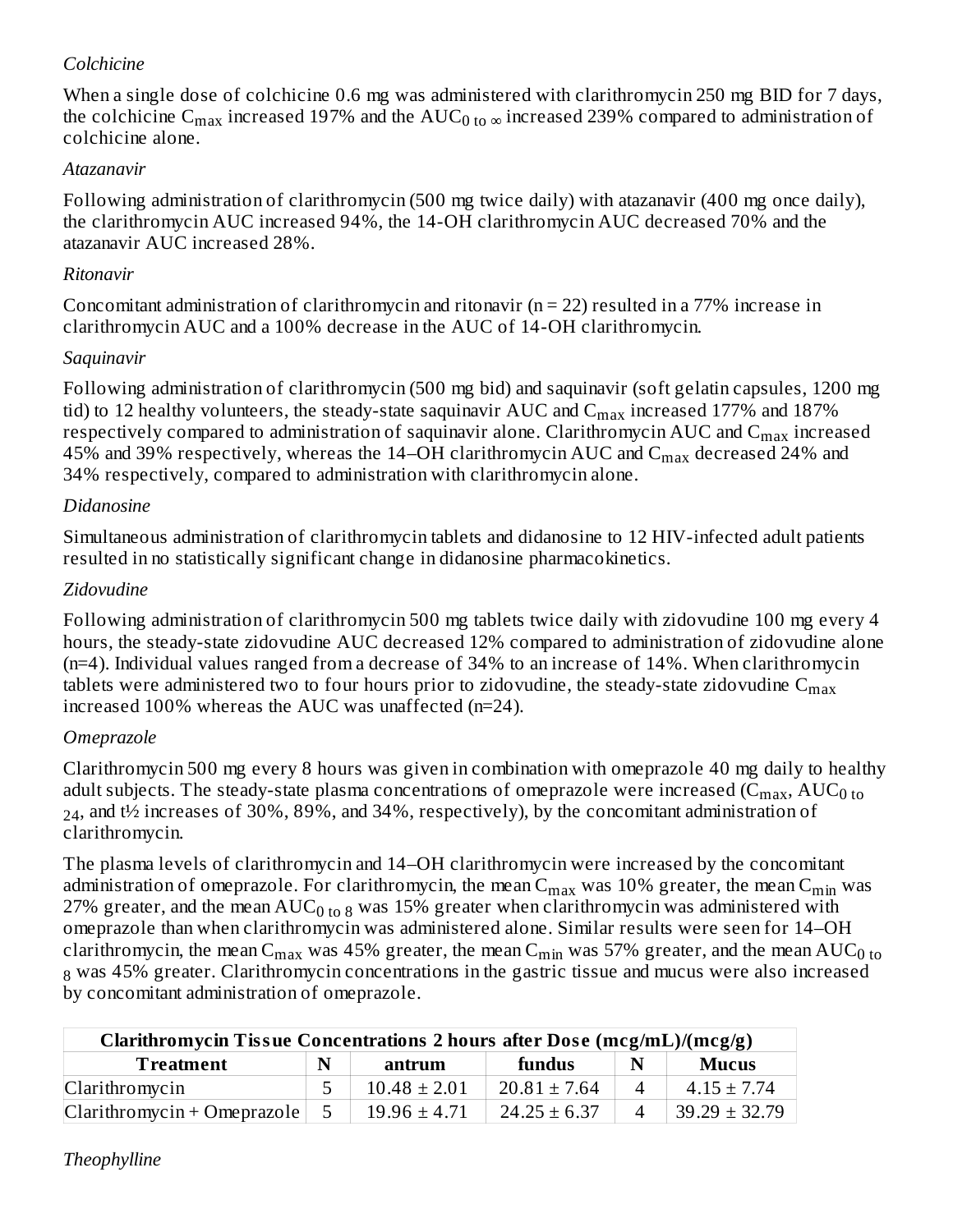*Colchicine*

When a single dose of colchicine 0.6 mg was administered with clarithromycin 250 mg BID for 7 days, the colchicine $C_{max}$ increased 197% and the $AUC_{0 \text{ to } \infty}$ increased 239% compared to administration of colchicine alone.

*Atazanavir*

Following administration of clarithromycin (500 mg twice daily) with atazanavir (400 mg once daily), the clarithromycin AUC increased 94%, the 14-OH clarithromycin AUC decreased 70% and the atazanavir AUC increased 28%.

*Ritonavir*

Concomitant administration of clarithromycin and ritonavir (n = 22) resulted in a 77% increase in clarithromycin AUC and a 100% decrease in the AUC of 14-OH clarithromycin.

*Saquinavir*

Following administration of clarithromycin (500 mg bid) and saquinavir (soft gelatin capsules, 1200 mg tid) to 12 healthy volunteers, the steady-state saquinavir AUC and $C_{max}$ increased 177% and 187% respectively compared to administration of saquinavir alone. Clarithromycin AUC and $C_{max}$ increased 45% and 39% respectively, whereas the 14–OH clarithromycin AUC and $C_{max}$ decreased 24% and 34% respectively, compared to administration with clarithromycin alone.

*Didanosine*

Simultaneous administration of clarithromycin tablets and didanosine to 12 HIV-infected adult patients resulted in no statistically significant change in didanosine pharmacokinetics.

*Zidovudine*

Following administration of clarithromycin 500 mg tablets twice daily with zidovudine 100 mg every 4 hours, the steady-state zidovudine AUC decreased 12% compared to administration of zidovudine alone (n=4). Individual values ranged from a decrease of 34% to an increase of 14%. When clarithromycin tablets were administered two to four hours prior to zidovudine, the steady-state zidovudine $C_{max}$ increased 100% whereas the AUC was unaffected (n=24).

*Omeprazole*

Clarithromycin 500 mg every 8 hours was given in combination with omeprazole 40 mg daily to healthy adult subjects. The steady-state plasma concentrations of omeprazole were increased ($C_{max}$, $AUC_{0 \text{ to } 24}$, and t½ increases of 30%, 89%, and 34%, respectively), by the concomitant administration of clarithromycin.

The plasma levels of clarithromycin and 14–OH clarithromycin were increased by the concomitant administration of omeprazole. For clarithromycin, the mean $C_{max}$ was 10% greater, the mean $C_{min}$ was 27% greater, and the mean $AUC_{0 \text{ to } 8}$ was 15% greater when clarithromycin was administered with omeprazole than when clarithromycin was administered alone. Similar results were seen for 14–OH clarithromycin, the mean $C_{max}$ was 45% greater, the mean $C_{min}$ was 57% greater, and the mean $AUC_{0 \text{ to } 8}$ was 45% greater. Clarithromycin concentrations in the gastric tissue and mucus were also increased by concomitant administration of omeprazole.

| Clarithromycin Tissue Concentrations 2 hours after Dose (mcg/mL)/(mcg/g) | | | | | |
|---|---|---|---|---|---|
| **Treatment** | **N** | **antrum** | **fundus** | **N** | **Mucus** |
| Clarithromycin | 5 | 10.48 ± 2.01 | 20.81 ± 7.64 | 4 | 4.15 ± 7.74 |
| Clarithromycin + Omeprazole | 5 | 19.96 ± 4.71 | 24.25 ± 6.37 | 4 | 39.29 ± 32.79 |

*Theophylline*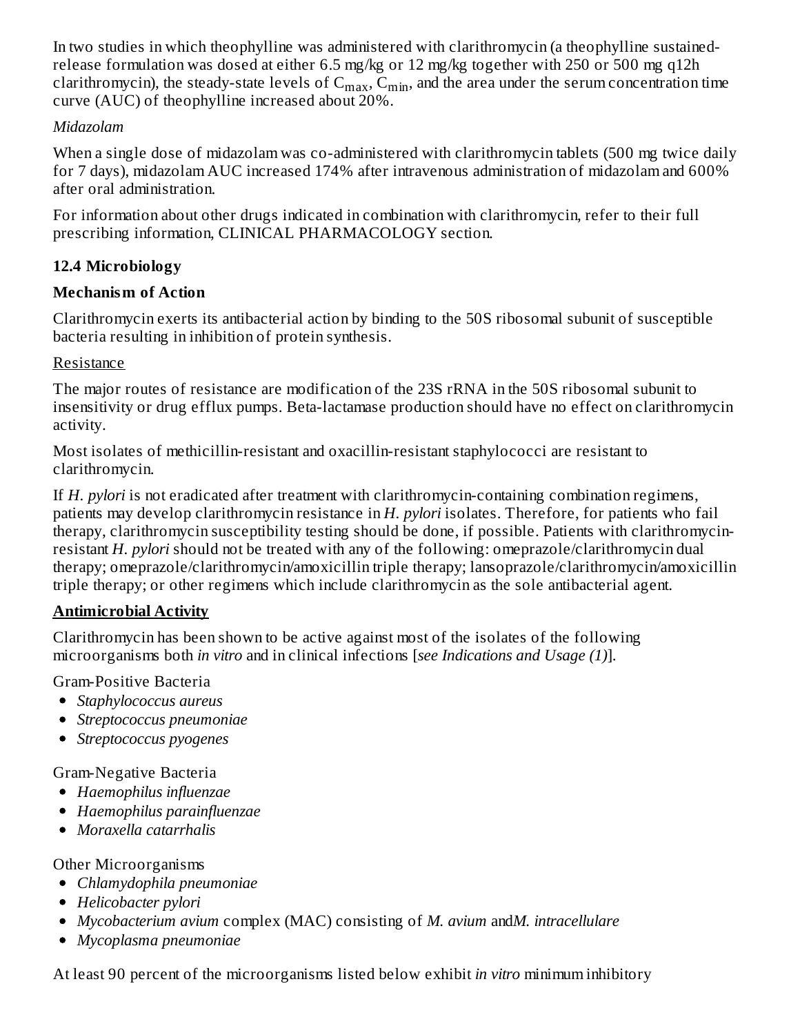In two studies in which theophylline was administered with clarithromycin (a theophylline sustained-release formulation was dosed at either 6.5 mg/kg or 12 mg/kg together with 250 or 500 mg q12h clarithromycin), the steady-state levels of $C_{max}$, $C_{min}$, and the area under the serum concentration time curve (AUC) of theophylline increased about 20%.

*Midazolam*

When a single dose of midazolam was co-administered with clarithromycin tablets (500 mg twice daily for 7 days), midazolam AUC increased 174% after intravenous administration of midazolam and 600% after oral administration.

For information about other drugs indicated in combination with clarithromycin, refer to their full prescribing information, CLINICAL PHARMACOLOGY section.

### 12.4 Microbiology

**Mechanism of Action**

Clarithromycin exerts its antibacterial action by binding to the 50S ribosomal subunit of susceptible bacteria resulting in inhibition of protein synthesis.

Resistance

The major routes of resistance are modification of the 23S rRNA in the 50S ribosomal subunit to insensitivity or drug efflux pumps. Beta-lactamase production should have no effect on clarithromycin activity.

Most isolates of methicillin-resistant and oxacillin-resistant staphylococci are resistant to clarithromycin.

If *H. pylori* is not eradicated after treatment with clarithromycin-containing combination regimens, patients may develop clarithromycin resistance in *H. pylori* isolates. Therefore, for patients who fail therapy, clarithromycin susceptibility testing should be done, if possible. Patients with clarithromycin-resistant *H. pylori* should not be treated with any of the following: omeprazole/clarithromycin dual therapy; omeprazole/clarithromycin/amoxicillin triple therapy; lansoprazole/clarithromycin/amoxicillin triple therapy; or other regimens which include clarithromycin as the sole antibacterial agent.

**Antimicrobial Activity**

Clarithromycin has been shown to be active against most of the isolates of the following microorganisms both *in vitro* and in clinical infections [*see Indications and Usage (1)*].

Gram-Positive Bacteria

- *Staphylococcus aureus*
- *Streptococcus pneumoniae*
- *Streptococcus pyogenes*

Gram-Negative Bacteria

- *Haemophilus influenzae*
- *Haemophilus parainfluenzae*
- *Moraxella catarrhalis*

Other Microorganisms

- *Chlamydophila pneumoniae*
- *Helicobacter pylori*
- *Mycobacterium avium* complex (MAC) consisting of *M. avium* and *M. intracellulare*
- *Mycoplasma pneumoniae*

At least 90 percent of the microorganisms listed below exhibit *in vitro* minimum inhibitory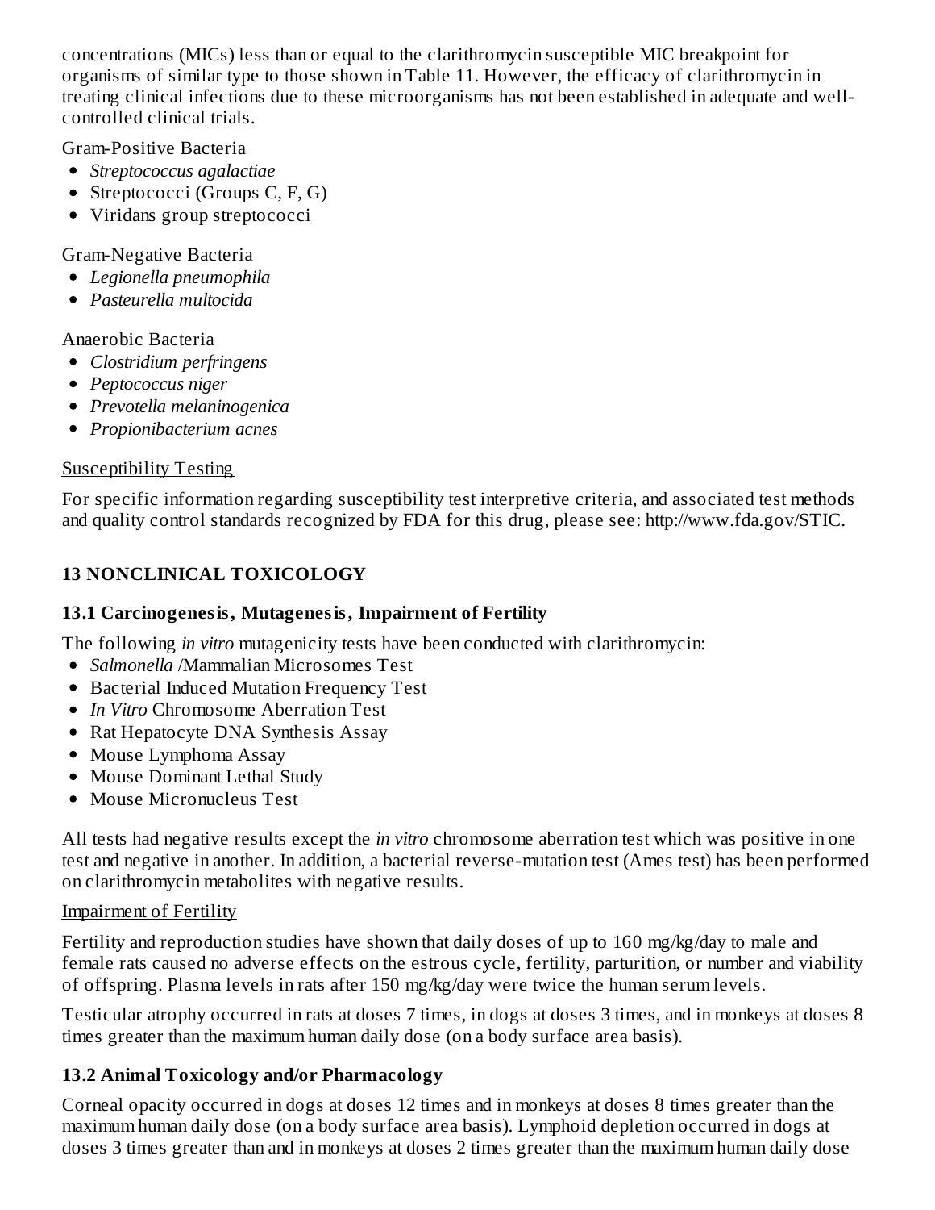concentrations (MICs) less than or equal to the clarithromycin susceptible MIC breakpoint for organisms of similar type to those shown in Table 11. However, the efficacy of clarithromycin in treating clinical infections due to these microorganisms has not been established in adequate and well-controlled clinical trials.

Gram-Positive Bacteria

- *Streptococcus agalactiae*
- Streptococci (Groups C, F, G)
- Viridans group streptococci

Gram-Negative Bacteria

- *Legionella pneumophila*
- *Pasteurella multocida*

Anaerobic Bacteria

- *Clostridium perfringens*
- *Peptococcus niger*
- *Prevotella melaninogenica*
- *Propionibacterium acnes*

Susceptibility Testing

For specific information regarding susceptibility test interpretive criteria, and associated test methods and quality control standards recognized by FDA for this drug, please see: http://www.fda.gov/STIC.

## 13 NONCLINICAL TOXICOLOGY

### 13.1 Carcinogenesis, Mutagenesis, Impairment of Fertility

The following *in vitro* mutagenicity tests have been conducted with clarithromycin:

- *Salmonella* /Mammalian Microsomes Test
- Bacterial Induced Mutation Frequency Test
- *In Vitro* Chromosome Aberration Test
- Rat Hepatocyte DNA Synthesis Assay
- Mouse Lymphoma Assay
- Mouse Dominant Lethal Study
- Mouse Micronucleus Test

All tests had negative results except the *in vitro* chromosome aberration test which was positive in one test and negative in another. In addition, a bacterial reverse-mutation test (Ames test) has been performed on clarithromycin metabolites with negative results.

Impairment of Fertility

Fertility and reproduction studies have shown that daily doses of up to 160 mg/kg/day to male and female rats caused no adverse effects on the estrous cycle, fertility, parturition, or number and viability of offspring. Plasma levels in rats after 150 mg/kg/day were twice the human serum levels.

Testicular atrophy occurred in rats at doses 7 times, in dogs at doses 3 times, and in monkeys at doses 8 times greater than the maximum human daily dose (on a body surface area basis).

### 13.2 Animal Toxicology and/or Pharmacology

Corneal opacity occurred in dogs at doses 12 times and in monkeys at doses 8 times greater than the maximum human daily dose (on a body surface area basis). Lymphoid depletion occurred in dogs at doses 3 times greater than and in monkeys at doses 2 times greater than the maximum human daily dose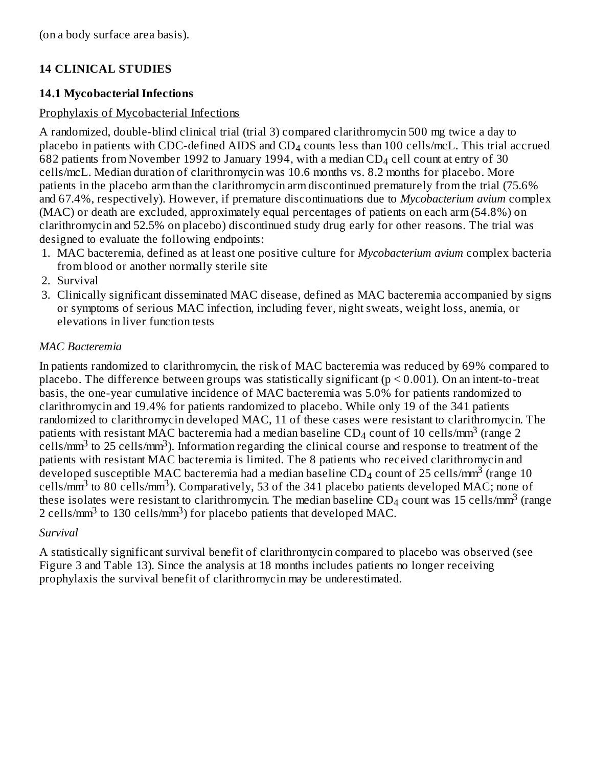(on a body surface area basis).

## 14 CLINICAL STUDIES

### 14.1 Mycobacterial Infections

Prophylaxis of Mycobacterial Infections

A randomized, double-blind clinical trial (trial 3) compared clarithromycin 500 mg twice a day to placebo in patients with CDC-defined AIDS and $CD_4$ counts less than 100 cells/mcL. This trial accrued 682 patients from November 1992 to January 1994, with a median $CD_4$ cell count at entry of 30 cells/mcL. Median duration of clarithromycin was 10.6 months vs. 8.2 months for placebo. More patients in the placebo arm than the clarithromycin arm discontinued prematurely from the trial (75.6% and 67.4%, respectively). However, if premature discontinuations due to *Mycobacterium avium* complex (MAC) or death are excluded, approximately equal percentages of patients on each arm (54.8%) on clarithromycin and 52.5% on placebo) discontinued study drug early for other reasons. The trial was designed to evaluate the following endpoints:

1. MAC bacteremia, defined as at least one positive culture for *Mycobacterium avium* complex bacteria from blood or another normally sterile site
2. Survival
3. Clinically significant disseminated MAC disease, defined as MAC bacteremia accompanied by signs or symptoms of serious MAC infection, including fever, night sweats, weight loss, anemia, or elevations in liver function tests

*MAC Bacteremia*

In patients randomized to clarithromycin, the risk of MAC bacteremia was reduced by 69% compared to placebo. The difference between groups was statistically significant ($p < 0.001$). On an intent-to-treat basis, the one-year cumulative incidence of MAC bacteremia was 5.0% for patients randomized to clarithromycin and 19.4% for patients randomized to placebo. While only 19 of the 341 patients randomized to clarithromycin developed MAC, 11 of these cases were resistant to clarithromycin. The patients with resistant MAC bacteremia had a median baseline $CD_4$ count of 10 cells/$mm^3$ (range 2 cells/$mm^3$ to 25 cells/$mm^3$). Information regarding the clinical course and response to treatment of the patients with resistant MAC bacteremia is limited. The 8 patients who received clarithromycin and developed susceptible MAC bacteremia had a median baseline $CD_4$ count of 25 cells/$mm^3$ (range 10 cells/$mm^3$ to 80 cells/$mm^3$). Comparatively, 53 of the 341 placebo patients developed MAC; none of these isolates were resistant to clarithromycin. The median baseline $CD_4$ count was 15 cells/$mm^3$ (range 2 cells/$mm^3$ to 130 cells/$mm^3$) for placebo patients that developed MAC.

*Survival*

A statistically significant survival benefit of clarithromycin compared to placebo was observed (see Figure 3 and Table 13). Since the analysis at 18 months includes patients no longer receiving prophylaxis the survival benefit of clarithromycin may be underestimated.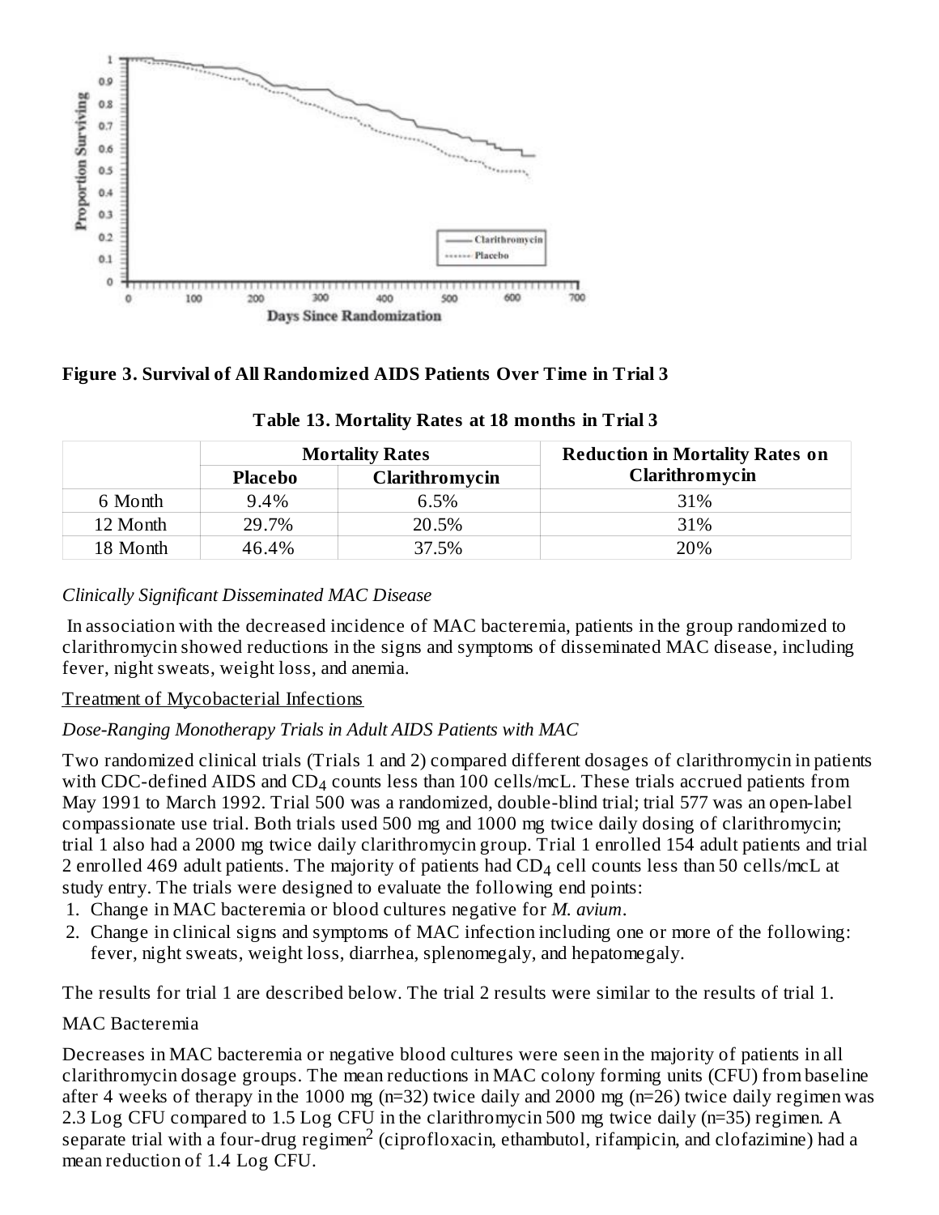**Figure 3. Survival of All Randomized AIDS Patients Over Time in Trial 3**

**Table 13. Mortality Rates at 18 months in Trial 3**

| | Mortality Rates | | Reduction in Mortality Rates on Clarithromycin |
|---|---|---|---|
| | Placebo | Clarithromycin | |
| 6 Month | 9.4% | 6.5% | 31% |
| 12 Month | 29.7% | 20.5% | 31% |
| 18 Month | 46.4% | 37.5% | 20% |

*Clinically Significant Disseminated MAC Disease*

In association with the decreased incidence of MAC bacteremia, patients in the group randomized to clarithromycin showed reductions in the signs and symptoms of disseminated MAC disease, including fever, night sweats, weight loss, and anemia.

Treatment of Mycobacterial Infections

*Dose-Ranging Monotherapy Trials in Adult AIDS Patients with MAC*

Two randomized clinical trials (Trials 1 and 2) compared different dosages of clarithromycin in patients with CDC-defined AIDS and $CD_4$ counts less than 100 cells/mcL. These trials accrued patients from May 1991 to March 1992. Trial 500 was a randomized, double-blind trial; trial 577 was an open-label compassionate use trial. Both trials used 500 mg and 1000 mg twice daily dosing of clarithromycin; trial 1 also had a 2000 mg twice daily clarithromycin group. Trial 1 enrolled 154 adult patients and trial 2 enrolled 469 adult patients. The majority of patients had $CD_4$ cell counts less than 50 cells/mcL at study entry. The trials were designed to evaluate the following end points:

1. Change in MAC bacteremia or blood cultures negative for *M. avium*.
2. Change in clinical signs and symptoms of MAC infection including one or more of the following: fever, night sweats, weight loss, diarrhea, splenomegaly, and hepatomegaly.

The results for trial 1 are described below. The trial 2 results were similar to the results of trial 1.

MAC Bacteremia

Decreases in MAC bacteremia or negative blood cultures were seen in the majority of patients in all clarithromycin dosage groups. The mean reductions in MAC colony forming units (CFU) from baseline after 4 weeks of therapy in the 1000 mg (n=32) twice daily and 2000 mg (n=26) twice daily regimen was 2.3 Log CFU compared to 1.5 Log CFU in the clarithromycin 500 mg twice daily (n=35) regimen. A separate trial with a four-drug regimen[2] (ciprofloxacin, ethambutol, rifampicin, and clofazimine) had a mean reduction of 1.4 Log CFU.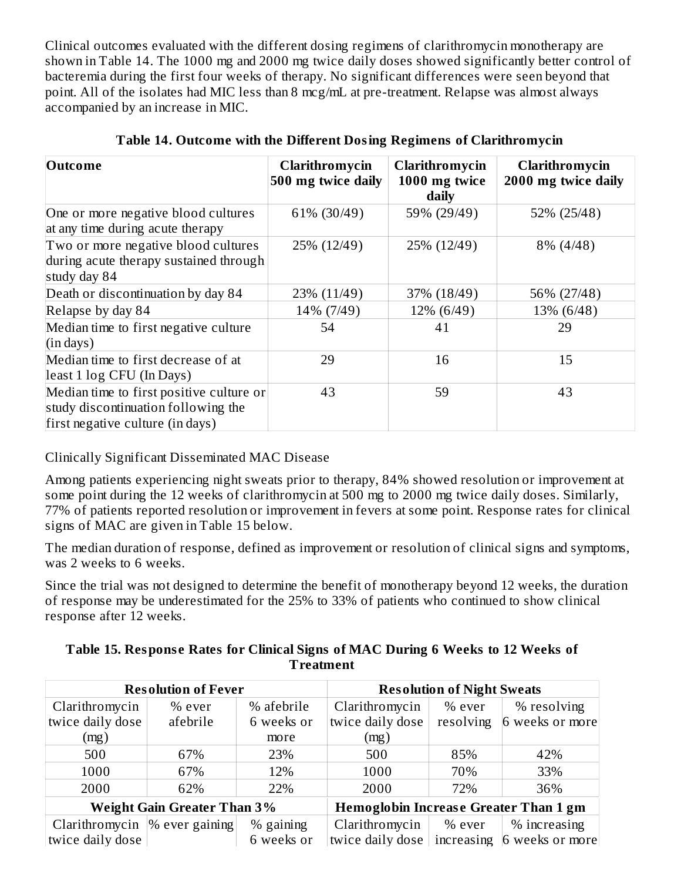Clinical outcomes evaluated with the different dosing regimens of clarithromycin monotherapy are shown in Table 14. The 1000 mg and 2000 mg twice daily doses showed significantly better control of bacteremia during the first four weeks of therapy. No significant differences were seen beyond that point. All of the isolates had MIC less than 8 mcg/mL at pre-treatment. Relapse was almost always accompanied by an increase in MIC.

**Table 14. Outcome with the Different Dosing Regimens of Clarithromycin**

| Outcome | Clarithromycin 500 mg twice daily | Clarithromycin 1000 mg twice daily | Clarithromycin 2000 mg twice daily |
|---|---|---|---|
| One or more negative blood cultures at any time during acute therapy | 61% (30/49) | 59% (29/49) | 52% (25/48) |
| Two or more negative blood cultures during acute therapy sustained through study day 84 | 25% (12/49) | 25% (12/49) | 8% (4/48) |
| Death or discontinuation by day 84 | 23% (11/49) | 37% (18/49) | 56% (27/48) |
| Relapse by day 84 | 14% (7/49) | 12% (6/49) | 13% (6/48) |
| Median time to first negative culture (in days) | 54 | 41 | 29 |
| Median time to first decrease of at least 1 log CFU (In Days) | 29 | 16 | 15 |
| Median time to first positive culture or study discontinuation following the first negative culture (in days) | 43 | 59 | 43 |

Clinically Significant Disseminated MAC Disease

Among patients experiencing night sweats prior to therapy, 84% showed resolution or improvement at some point during the 12 weeks of clarithromycin at 500 mg to 2000 mg twice daily doses. Similarly, 77% of patients reported resolution or improvement in fevers at some point. Response rates for clinical signs of MAC are given in Table 15 below.

The median duration of response, defined as improvement or resolution of clinical signs and symptoms, was 2 weeks to 6 weeks.

Since the trial was not designed to determine the benefit of monotherapy beyond 12 weeks, the duration of response may be underestimated for the 25% to 33% of patients who continued to show clinical response after 12 weeks.

**Table 15. Response Rates for Clinical Signs of MAC During 6 Weeks to 12 Weeks of Treatment**

| **Resolution of Fever** | | | **Resolution of Night Sweats** | | |
|---|---|---|---|---|---|
| Clarithromycin twice daily dose (mg) | % ever afebrile | % afebrile 6 weeks or more | Clarithromycin twice daily dose (mg) | % ever resolving | % resolving 6 weeks or more |
| 500 | 67% | 23% | 500 | 85% | 42% |
| 1000 | 67% | 12% | 1000 | 70% | 33% |
| 2000 | 62% | 22% | 2000 | 72% | 36% |
| **Weight Gain Greater Than 3%** | | | **Hemoglobin Increase Greater Than 1 gm** | | |
| Clarithromycin twice daily dose | % ever gaining | % gaining 6 weeks or | Clarithromycin twice daily dose | % ever increasing | % increasing 6 weeks or more |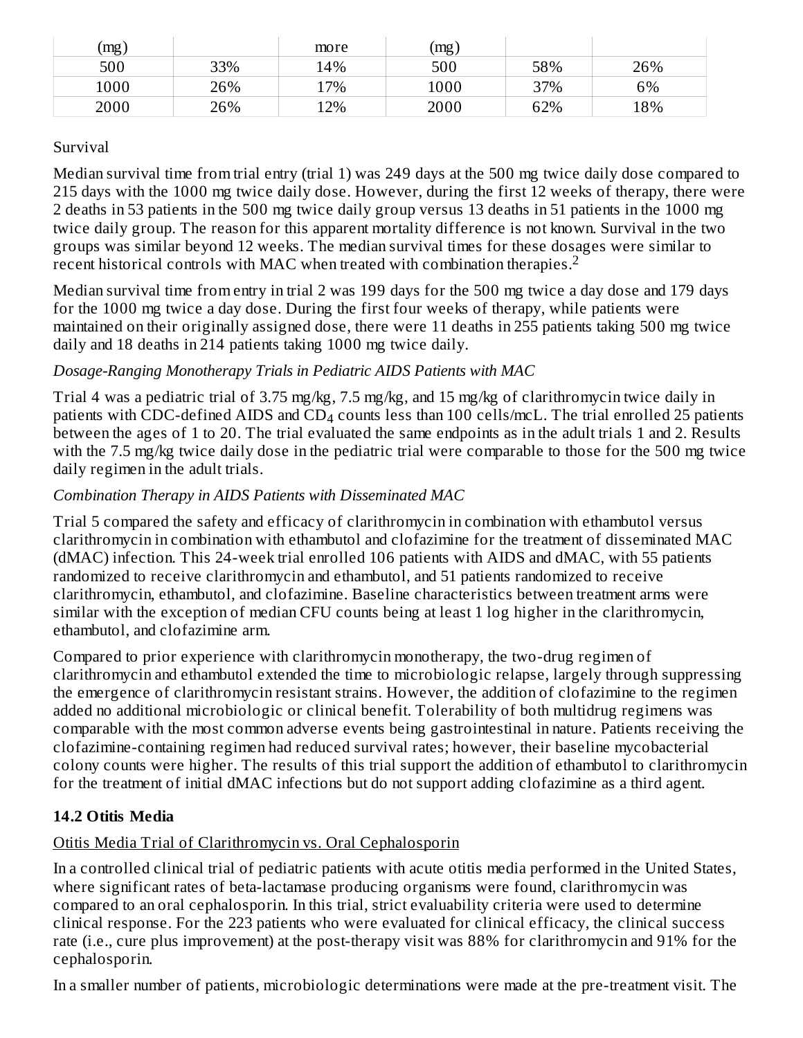| (mg) | | more | (mg) | | |
|---|---|---|---|---|---|
| 500 | 33% | 14% | 500 | 58% | 26% |
| 1000 | 26% | 17% | 1000 | 37% | 6% |
| 2000 | 26% | 12% | 2000 | 62% | 18% |

Survival

Median survival time from trial entry (trial 1) was 249 days at the 500 mg twice daily dose compared to 215 days with the 1000 mg twice daily dose. However, during the first 12 weeks of therapy, there were 2 deaths in 53 patients in the 500 mg twice daily group versus 13 deaths in 51 patients in the 1000 mg twice daily group. The reason for this apparent mortality difference is not known. Survival in the two groups was similar beyond 12 weeks. The median survival times for these dosages were similar to recent historical controls with MAC when treated with combination therapies.[2]

Median survival time from entry in trial 2 was 199 days for the 500 mg twice a day dose and 179 days for the 1000 mg twice a day dose. During the first four weeks of therapy, while patients were maintained on their originally assigned dose, there were 11 deaths in 255 patients taking 500 mg twice daily and 18 deaths in 214 patients taking 1000 mg twice daily.

*Dosage-Ranging Monotherapy Trials in Pediatric AIDS Patients with MAC*

Trial 4 was a pediatric trial of 3.75 mg/kg, 7.5 mg/kg, and 15 mg/kg of clarithromycin twice daily in patients with CDC-defined AIDS and $CD_4$ counts less than 100 cells/mcL. The trial enrolled 25 patients between the ages of 1 to 20. The trial evaluated the same endpoints as in the adult trials 1 and 2. Results with the 7.5 mg/kg twice daily dose in the pediatric trial were comparable to those for the 500 mg twice daily regimen in the adult trials.

*Combination Therapy in AIDS Patients with Disseminated MAC*

Trial 5 compared the safety and efficacy of clarithromycin in combination with ethambutol versus clarithromycin in combination with ethambutol and clofazimine for the treatment of disseminated MAC (dMAC) infection. This 24-week trial enrolled 106 patients with AIDS and dMAC, with 55 patients randomized to receive clarithromycin and ethambutol, and 51 patients randomized to receive clarithromycin, ethambutol, and clofazimine. Baseline characteristics between treatment arms were similar with the exception of median CFU counts being at least 1 log higher in the clarithromycin, ethambutol, and clofazimine arm.

Compared to prior experience with clarithromycin monotherapy, the two-drug regimen of clarithromycin and ethambutol extended the time to microbiologic relapse, largely through suppressing the emergence of clarithromycin resistant strains. However, the addition of clofazimine to the regimen added no additional microbiologic or clinical benefit. Tolerability of both multidrug regimens was comparable with the most common adverse events being gastrointestinal in nature. Patients receiving the clofazimine-containing regimen had reduced survival rates; however, their baseline mycobacterial colony counts were higher. The results of this trial support the addition of ethambutol to clarithromycin for the treatment of initial dMAC infections but do not support adding clofazimine as a third agent.

## 14.2 Otitis Media

Otitis Media Trial of Clarithromycin vs. Oral Cephalosporin

In a controlled clinical trial of pediatric patients with acute otitis media performed in the United States, where significant rates of beta-lactamase producing organisms were found, clarithromycin was compared to an oral cephalosporin. In this trial, strict evaluability criteria were used to determine clinical response. For the 223 patients who were evaluated for clinical efficacy, the clinical success rate (i.e., cure plus improvement) at the post-therapy visit was 88% for clarithromycin and 91% for the cephalosporin.

In a smaller number of patients, microbiologic determinations were made at the pre-treatment visit. The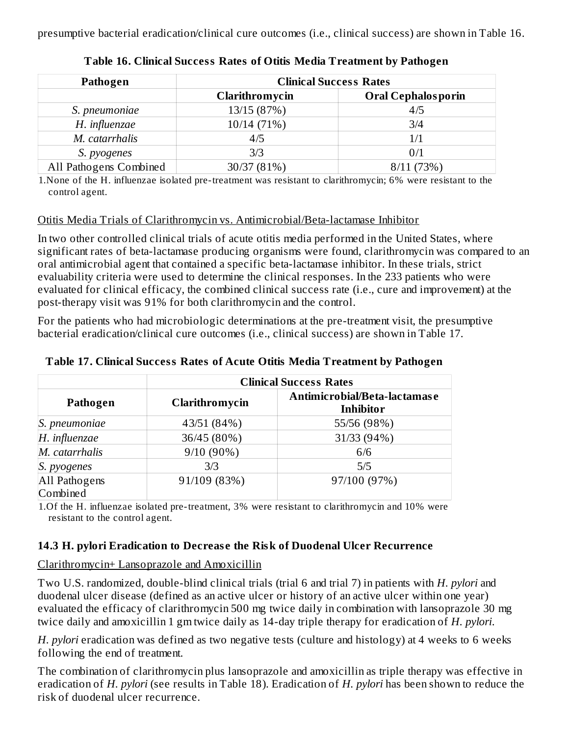presumptive bacterial eradication/clinical cure outcomes (i.e., clinical success) are shown in Table 16.

**Table 16. Clinical Success Rates of Otitis Media Treatment by Pathogen**

| Pathogen | Clinical Success Rates | |
|---|---|---|
| | Clarithromycin | Oral Cephalosporin |
| *S. pneumoniae* | 13/15 (87%) | 4/5 |
| *H. influenzae* | 10/14 (71%) | 3/4 |
| *M. catarrhalis* | 4/5 | 1/1 |
| *S. pyogenes* | 3/3 | 0/1 |
| All Pathogens Combined | 30/37 (81%) | 8/11 (73%) |

1.None of the H. influenzae isolated pre-treatment was resistant to clarithromycin; 6% were resistant to the control agent.

Otitis Media Trials of Clarithromycin vs. Antimicrobial/Beta-lactamase Inhibitor

In two other controlled clinical trials of acute otitis media performed in the United States, where significant rates of beta-lactamase producing organisms were found, clarithromycin was compared to an oral antimicrobial agent that contained a specific beta-lactamase inhibitor. In these trials, strict evaluability criteria were used to determine the clinical responses. In the 233 patients who were evaluated for clinical efficacy, the combined clinical success rate (i.e., cure and improvement) at the post-therapy visit was 91% for both clarithromycin and the control.

For the patients who had microbiologic determinations at the pre-treatment visit, the presumptive bacterial eradication/clinical cure outcomes (i.e., clinical success) are shown in Table 17.

**Table 17. Clinical Success Rates of Acute Otitis Media Treatment by Pathogen**

| | Clinical Success Rates | |
|---|---|---|
| Pathogen | Clarithromycin | Antimicrobial/Beta-lactamase Inhibitor |
| *S. pneumoniae* | 43/51 (84%) | 55/56 (98%) |
| *H. influenzae* | 36/45 (80%) | 31/33 (94%) |
| *M. catarrhalis* | 9/10 (90%) | 6/6 |
| *S. pyogenes* | 3/3 | 5/5 |
| All Pathogens Combined | 91/109 (83%) | 97/100 (97%) |

1.Of the H. influenzae isolated pre-treatment, 3% were resistant to clarithromycin and 10% were resistant to the control agent.

### 14.3 H. pylori Eradication to Decrease the Risk of Duodenal Ulcer Recurrence

Clarithromycin+ Lansoprazole and Amoxicillin

Two U.S. randomized, double-blind clinical trials (trial 6 and trial 7) in patients with *H. pylori* and duodenal ulcer disease (defined as an active ulcer or history of an active ulcer within one year) evaluated the efficacy of clarithromycin 500 mg twice daily in combination with lansoprazole 30 mg twice daily and amoxicillin 1 gm twice daily as 14-day triple therapy for eradication of *H. pylori.*

*H. pylori* eradication was defined as two negative tests (culture and histology) at 4 weeks to 6 weeks following the end of treatment.

The combination of clarithromycin plus lansoprazole and amoxicillin as triple therapy was effective in eradication of *H. pylori* (see results in Table 18). Eradication of *H. pylori* has been shown to reduce the risk of duodenal ulcer recurrence.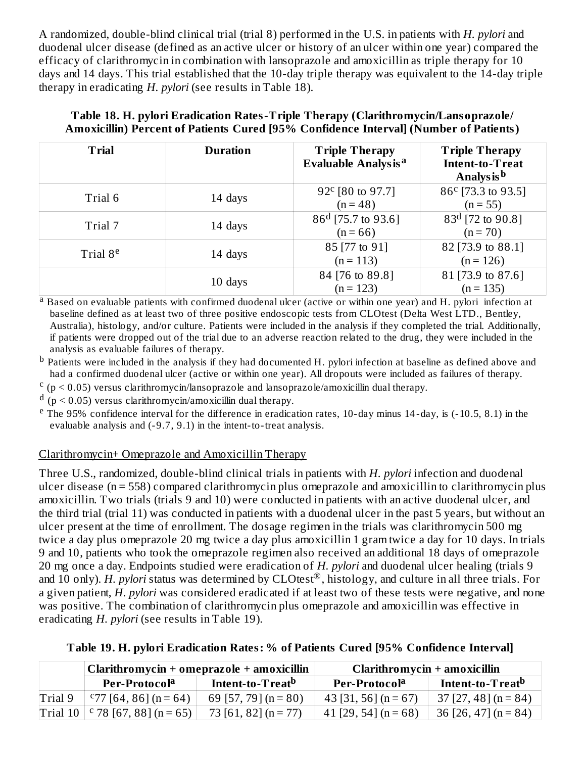A randomized, double-blind clinical trial (trial 8) performed in the U.S. in patients with *H. pylori* and duodenal ulcer disease (defined as an active ulcer or history of an ulcer within one year) compared the efficacy of clarithromycin in combination with lansoprazole and amoxicillin as triple therapy for 10 days and 14 days. This trial established that the 10-day triple therapy was equivalent to the 14-day triple therapy in eradicating *H. pylori* (see results in Table 18).

**Table 18. H. pylori Eradication Rates-Triple Therapy (Clarithromycin/Lansoprazole/ Amoxicillin) Percent of Patients Cured [95% Confidence Interval] (Number of Patients)**

| Trial | Duration | Triple Therapy Evaluable Analysis[a] | Triple Therapy Intent-to-Treat Analysis[b] |
|---|---|---|---|
| Trial 6 | 14 days | 92[c] [80 to 97.7] (n = 48) | 86[c] [73.3 to 93.5] (n = 55) |
| Trial 7 | 14 days | 86[d] [75.7 to 93.6] (n = 66) | 83[d] [72 to 90.8] (n = 70) |
| Trial 8[e] | 14 days | 85 [77 to 91] (n = 113) | 82 [73.9 to 88.1] (n = 126) |
| | 10 days | 84 [76 to 89.8] (n = 123) | 81 [73.9 to 87.6] (n = 135) |

[a] Based on evaluable patients with confirmed duodenal ulcer (active or within one year) and H. pylori infection at baseline defined as at least two of three positive endoscopic tests from CLOtest (Delta West LTD., Bentley, Australia), histology, and/or culture. Patients were included in the analysis if they completed the trial. Additionally, if patients were dropped out of the trial due to an adverse reaction related to the drug, they were included in the analysis as evaluable failures of therapy.

[b] Patients were included in the analysis if they had documented H. pylori infection at baseline as defined above and had a confirmed duodenal ulcer (active or within one year). All dropouts were included as failures of therapy.

[c] ($p < 0.05$) versus clarithromycin/lansoprazole and lansoprazole/amoxicillin dual therapy.

[d] ($p < 0.05$) versus clarithromycin/amoxicillin dual therapy.

[e] The 95% confidence interval for the difference in eradication rates, 10-day minus 14-day, is (-10.5, 8.1) in the evaluable analysis and (-9.7, 9.1) in the intent-to-treat analysis.

Clarithromycin+ Omeprazole and Amoxicillin Therapy

Three U.S., randomized, double-blind clinical trials in patients with *H. pylori* infection and duodenal ulcer disease (n = 558) compared clarithromycin plus omeprazole and amoxicillin to clarithromycin plus amoxicillin. Two trials (trials 9 and 10) were conducted in patients with an active duodenal ulcer, and the third trial (trial 11) was conducted in patients with a duodenal ulcer in the past 5 years, but without an ulcer present at the time of enrollment. The dosage regimen in the trials was clarithromycin 500 mg twice a day plus omeprazole 20 mg twice a day plus amoxicillin 1 gram twice a day for 10 days. In trials 9 and 10, patients who took the omeprazole regimen also received an additional 18 days of omeprazole 20 mg once a day. Endpoints studied were eradication of *H. pylori* and duodenal ulcer healing (trials 9 and 10 only). *H. pylori* status was determined by CLOtest®, histology, and culture in all three trials. For a given patient, *H. pylori* was considered eradicated if at least two of these tests were negative, and none was positive. The combination of clarithromycin plus omeprazole and amoxicillin was effective in eradicating *H. pylori* (see results in Table 19).

**Table 19. H. pylori Eradication Rates: % of Patients Cured [95% Confidence Interval]**

| | Clarithromycin + omeprazole + amoxicillin | | Clarithromycin + amoxicillin | |
|---|---|---|---|---|
| | Per-Protocol[a] | Intent-to-Treat[b] | Per-Protocol[a] | Intent-to-Treat[b] |
| Trial 9 | [c]77 [64, 86] (n = 64) | 69 [57, 79] (n = 80) | 43 [31, 56] (n = 67) | 37 [27, 48] (n = 84) |
| Trial 10 | [c] 78 [67, 88] (n = 65) | 73 [61, 82] (n = 77) | 41 [29, 54] (n = 68) | 36 [26, 47] (n = 84) |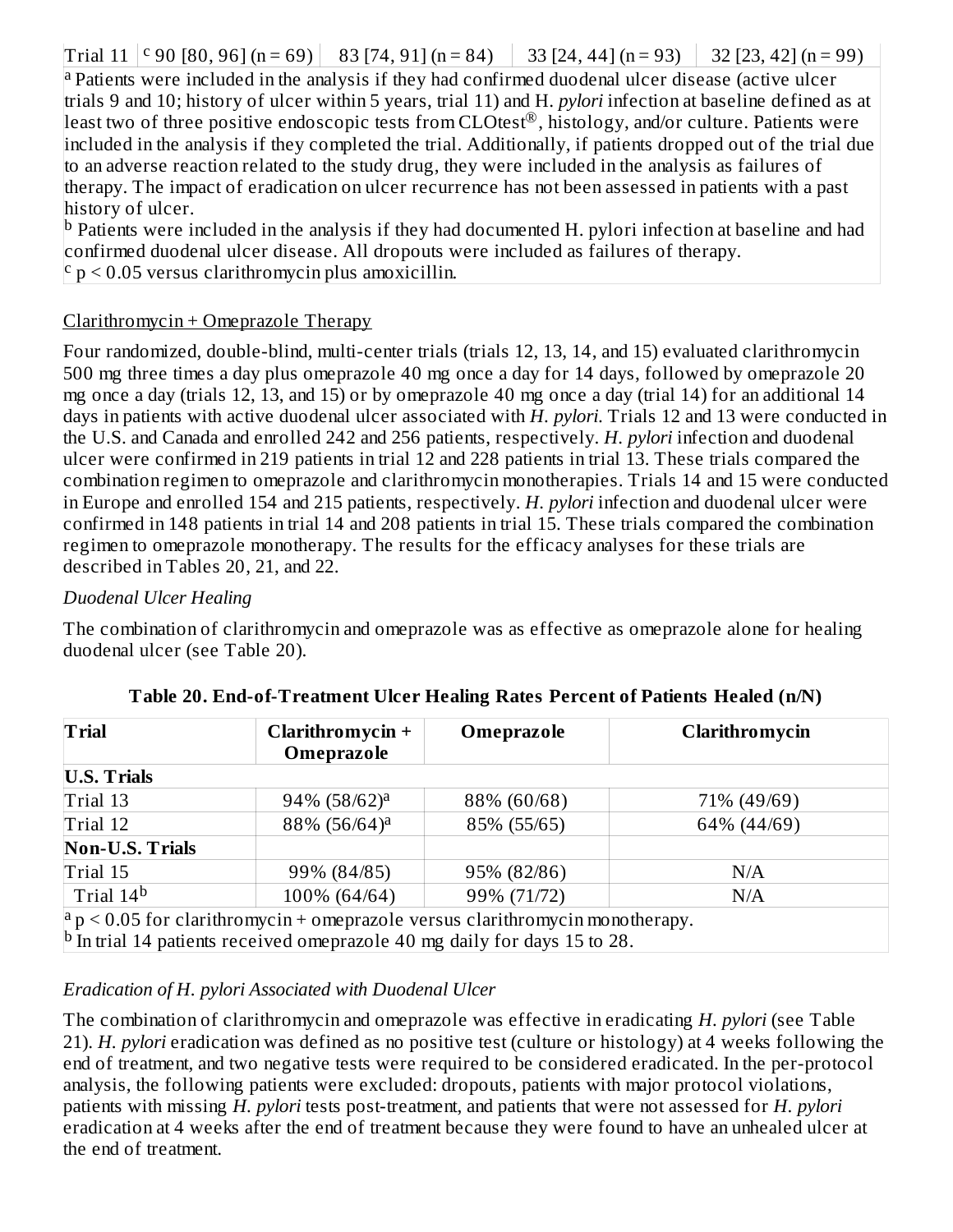| Trial 11 | [c] 90 [80, 96] (n = 69) | 83 [74, 91] (n = 84) | 33 [24, 44] (n = 93) | 32 [23, 42] (n = 99) |
|---|---|---|---|---|

[a] Patients were included in the analysis if they had confirmed duodenal ulcer disease (active ulcer trials 9 and 10; history of ulcer within 5 years, trial 11) and H. *pylori* infection at baseline defined as at least two of three positive endoscopic tests from CLOtest®, histology, and/or culture. Patients were included in the analysis if they completed the trial. Additionally, if patients dropped out of the trial due to an adverse reaction related to the study drug, they were included in the analysis as failures of therapy. The impact of eradication on ulcer recurrence has not been assessed in patients with a past history of ulcer.

[b] Patients were included in the analysis if they had documented H. pylori infection at baseline and had confirmed duodenal ulcer disease. All dropouts were included as failures of therapy.

[c] $p < 0.05$ versus clarithromycin plus amoxicillin.

Clarithromycin + Omeprazole Therapy

Four randomized, double-blind, multi-center trials (trials 12, 13, 14, and 15) evaluated clarithromycin 500 mg three times a day plus omeprazole 40 mg once a day for 14 days, followed by omeprazole 20 mg once a day (trials 12, 13, and 15) or by omeprazole 40 mg once a day (trial 14) for an additional 14 days in patients with active duodenal ulcer associated with *H. pylori*. Trials 12 and 13 were conducted in the U.S. and Canada and enrolled 242 and 256 patients, respectively. *H. pylori* infection and duodenal ulcer were confirmed in 219 patients in trial 12 and 228 patients in trial 13. These trials compared the combination regimen to omeprazole and clarithromycin monotherapies. Trials 14 and 15 were conducted in Europe and enrolled 154 and 215 patients, respectively. *H. pylori* infection and duodenal ulcer were confirmed in 148 patients in trial 14 and 208 patients in trial 15. These trials compared the combination regimen to omeprazole monotherapy. The results for the efficacy analyses for these trials are described in Tables 20, 21, and 22.

*Duodenal Ulcer Healing*

The combination of clarithromycin and omeprazole was as effective as omeprazole alone for healing duodenal ulcer (see Table 20).

**Table 20. End-of-Treatment Ulcer Healing Rates Percent of Patients Healed (n/N)**

| Trial | Clarithromycin + Omeprazole | Omeprazole | Clarithromycin |
|---|---|---|---|
| **U.S. Trials** | | | |
| Trial 13 | 94% (58/62)[a] | 88% (60/68) | 71% (49/69) |
| Trial 12 | 88% (56/64)[a] | 85% (55/65) | 64% (44/69) |
| **Non-U.S. Trials** | | | |
| Trial 15 | 99% (84/85) | 95% (82/86) | N/A |
| Trial 14[b] | 100% (64/64) | 99% (71/72) | N/A |

[a] $p < 0.05$ for clarithromycin + omeprazole versus clarithromycin monotherapy.
[b] In trial 14 patients received omeprazole 40 mg daily for days 15 to 28.

*Eradication of H. pylori Associated with Duodenal Ulcer*

The combination of clarithromycin and omeprazole was effective in eradicating *H. pylori* (see Table 21). *H. pylori* eradication was defined as no positive test (culture or histology) at 4 weeks following the end of treatment, and two negative tests were required to be considered eradicated. In the per-protocol analysis, the following patients were excluded: dropouts, patients with major protocol violations, patients with missing *H. pylori* tests post-treatment, and patients that were not assessed for *H. pylori* eradication at 4 weeks after the end of treatment because they were found to have an unhealed ulcer at the end of treatment.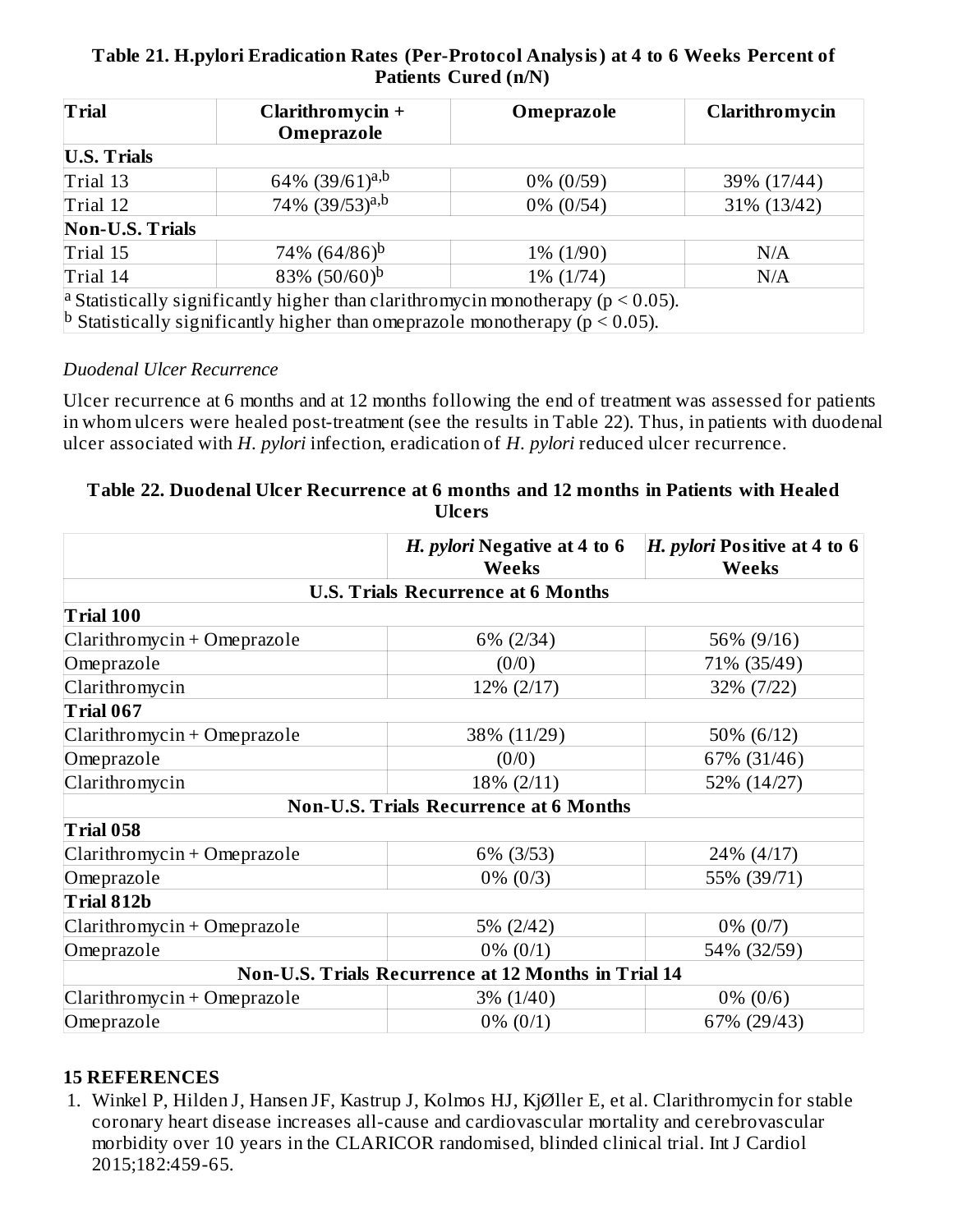**Table 21. H.pylori Eradication Rates (Per-Protocol Analysis) at 4 to 6 Weeks Percent of Patients Cured (n/N)**

| Trial | Clarithromycin + Omeprazole | Omeprazole | Clarithromycin |
|---|---|---|---|
| **U.S. Trials** | | | |
| Trial 13 | 64% (39/61)[a,b] | 0% (0/59) | 39% (17/44) |
| Trial 12 | 74% (39/53)[a,b] | 0% (0/54) | 31% (13/42) |
| **Non-U.S. Trials** | | | |
| Trial 15 | 74% (64/86)[b] | 1% (1/90) | N/A |
| Trial 14 | 83% (50/60)[b] | 1% (1/74) | N/A |

[a] Statistically significantly higher than clarithromycin monotherapy ($p < 0.05$).
[b] Statistically significantly higher than omeprazole monotherapy ($p < 0.05$).

*Duodenal Ulcer Recurrence*

Ulcer recurrence at 6 months and at 12 months following the end of treatment was assessed for patients in whom ulcers were healed post-treatment (see the results in Table 22). Thus, in patients with duodenal ulcer associated with *H. pylori* infection, eradication of *H. pylori* reduced ulcer recurrence.

**Table 22. Duodenal Ulcer Recurrence at 6 months and 12 months in Patients with Healed Ulcers**

| | *H. pylori* Negative at 4 to 6 Weeks | *H. pylori* Positive at 4 to 6 Weeks |
|---|---|---|
| **U.S. Trials Recurrence at 6 Months** | | |
| **Trial 100** | | |
| Clarithromycin + Omeprazole | 6% (2/34) | 56% (9/16) |
| Omeprazole | (0/0) | 71% (35/49) |
| Clarithromycin | 12% (2/17) | 32% (7/22) |
| **Trial 067** | | |
| Clarithromycin + Omeprazole | 38% (11/29) | 50% (6/12) |
| Omeprazole | (0/0) | 67% (31/46) |
| Clarithromycin | 18% (2/11) | 52% (14/27) |
| **Non-U.S. Trials Recurrence at 6 Months** | | |
| **Trial 058** | | |
| Clarithromycin + Omeprazole | 6% (3/53) | 24% (4/17) |
| Omeprazole | 0% (0/3) | 55% (39/71) |
| **Trial 812b** | | |
| Clarithromycin + Omeprazole | 5% (2/42) | 0% (0/7) |
| Omeprazole | 0% (0/1) | 54% (32/59) |
| **Non-U.S. Trials Recurrence at 12 Months in Trial 14** | | |
| Clarithromycin + Omeprazole | 3% (1/40) | 0% (0/6) |
| Omeprazole | 0% (0/1) | 67% (29/43) |

## 15 REFERENCES

1. Winkel P, Hilden J, Hansen JF, Kastrup J, Kolmos HJ, KjØller E, et al. Clarithromycin for stable coronary heart disease increases all-cause and cardiovascular mortality and cerebrovascular morbidity over 10 years in the CLARICOR randomised, blinded clinical trial. Int J Cardiol 2015;182:459-65.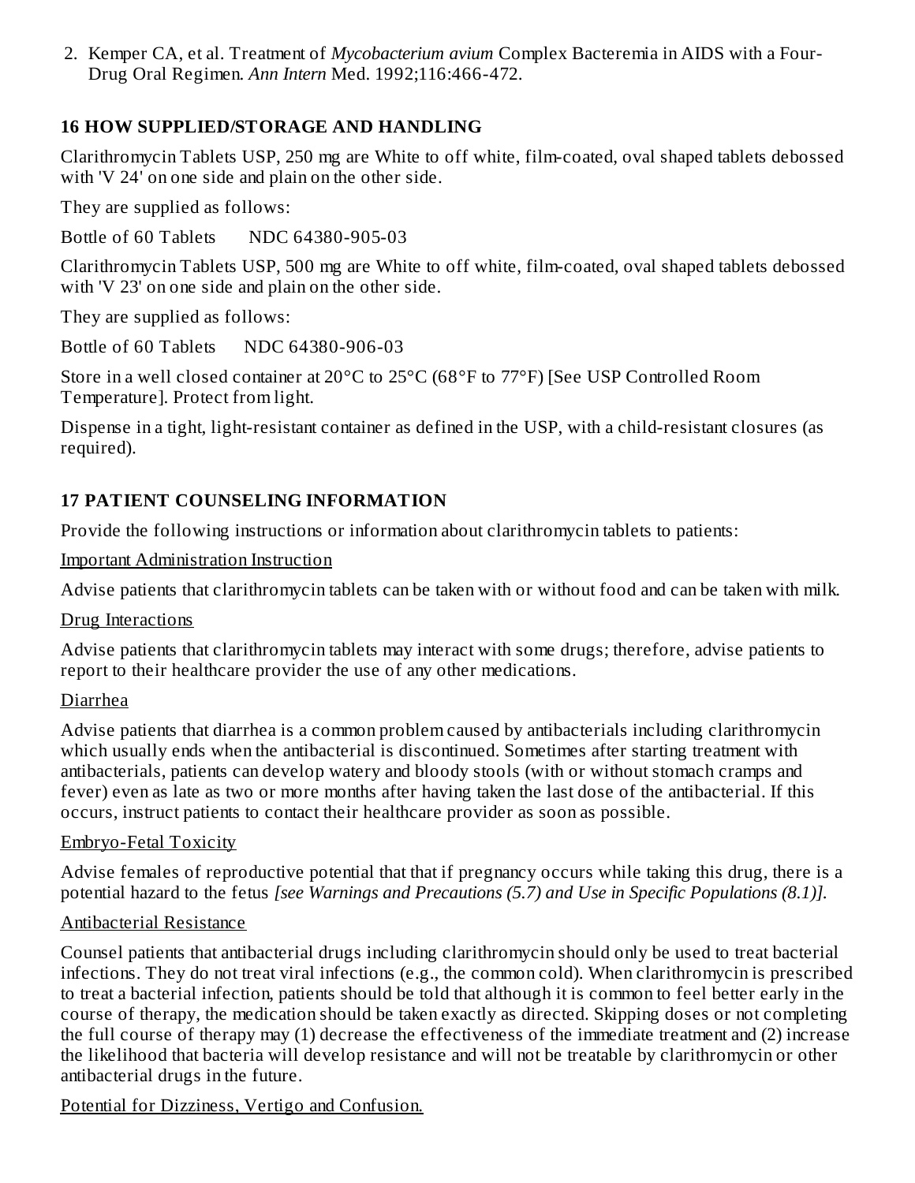2. Kemper CA, et al. Treatment of *Mycobacterium avium* Complex Bacteremia in AIDS with a Four-Drug Oral Regimen. *Ann Intern* Med. 1992;116:466-472.

## 16 HOW SUPPLIED/STORAGE AND HANDLING

Clarithromycin Tablets USP, 250 mg are White to off white, film-coated, oval shaped tablets debossed with 'V 24' on one side and plain on the other side.

They are supplied as follows:

Bottle of 60 Tablets NDC 64380-905-03

Clarithromycin Tablets USP, 500 mg are White to off white, film-coated, oval shaped tablets debossed with 'V 23' on one side and plain on the other side.

They are supplied as follows:

Bottle of 60 Tablets NDC 64380-906-03

Store in a well closed container at 20°C to 25°C (68°F to 77°F) [See USP Controlled Room Temperature]. Protect from light.

Dispense in a tight, light-resistant container as defined in the USP, with a child-resistant closures (as required).

## 17 PATIENT COUNSELING INFORMATION

Provide the following instructions or information about clarithromycin tablets to patients:

Important Administration Instruction

Advise patients that clarithromycin tablets can be taken with or without food and can be taken with milk.

Drug Interactions

Advise patients that clarithromycin tablets may interact with some drugs; therefore, advise patients to report to their healthcare provider the use of any other medications.

Diarrhea

Advise patients that diarrhea is a common problem caused by antibacterials including clarithromycin which usually ends when the antibacterial is discontinued. Sometimes after starting treatment with antibacterials, patients can develop watery and bloody stools (with or without stomach cramps and fever) even as late as two or more months after having taken the last dose of the antibacterial. If this occurs, instruct patients to contact their healthcare provider as soon as possible.

Embryo-Fetal Toxicity

Advise females of reproductive potential that that if pregnancy occurs while taking this drug, there is a potential hazard to the fetus *[see Warnings and Precautions (5.7) and Use in Specific Populations (8.1)]*.

Antibacterial Resistance

Counsel patients that antibacterial drugs including clarithromycin should only be used to treat bacterial infections. They do not treat viral infections (e.g., the common cold). When clarithromycin is prescribed to treat a bacterial infection, patients should be told that although it is common to feel better early in the course of therapy, the medication should be taken exactly as directed. Skipping doses or not completing the full course of therapy may (1) decrease the effectiveness of the immediate treatment and (2) increase the likelihood that bacteria will develop resistance and will not be treatable by clarithromycin or other antibacterial drugs in the future.

Potential for Dizziness, Vertigo and Confusion.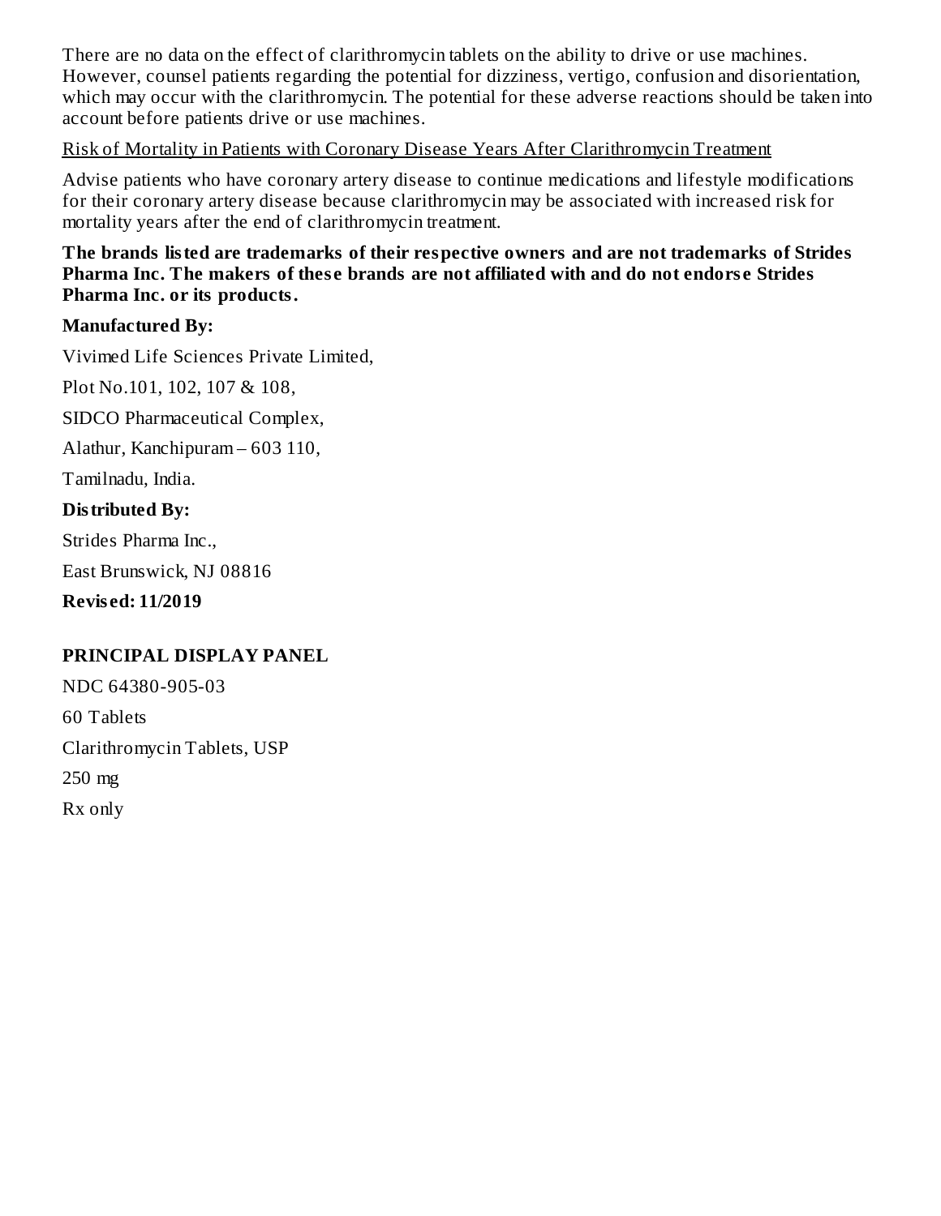There are no data on the effect of clarithromycin tablets on the ability to drive or use machines. However, counsel patients regarding the potential for dizziness, vertigo, confusion and disorientation, which may occur with the clarithromycin. The potential for these adverse reactions should be taken into account before patients drive or use machines.

Risk of Mortality in Patients with Coronary Disease Years After Clarithromycin Treatment

Advise patients who have coronary artery disease to continue medications and lifestyle modifications for their coronary artery disease because clarithromycin may be associated with increased risk for mortality years after the end of clarithromycin treatment.

**The brands listed are trademarks of their respective owners and are not trademarks of Strides Pharma Inc. The makers of these brands are not affiliated with and do not endorse Strides Pharma Inc. or its products.**

**Manufactured By:**

Vivimed Life Sciences Private Limited,

Plot No.101, 102, 107 & 108,

SIDCO Pharmaceutical Complex,

Alathur, Kanchipuram – 603 110,

Tamilnadu, India.

**Distributed By:**

Strides Pharma Inc.,

East Brunswick, NJ 08816

**Revised: 11/2019**

## PRINCIPAL DISPLAY PANEL

NDC 64380-905-03

60 Tablets

Clarithromycin Tablets, USP

250 mg

Rx only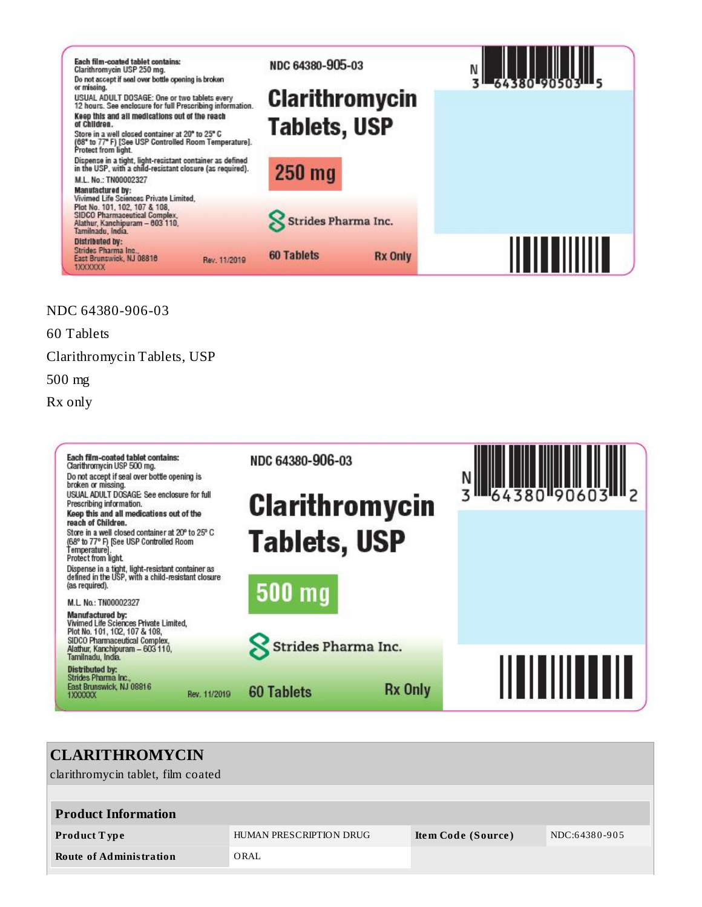Each film-coated tablet contains:
Clarithromycin USP 250 mg.
Do not accept if seal over bottle opening is broken or missing.
USUAL ADULT DOSAGE: One or two tablets every 12 hours. See enclosure for full Prescribing information.
**Keep this and all medications out of the reach of Children.**
Store in a well closed container at 20° to 25° C (68° to 77° F) [See USP Controlled Room Temperature]. Protect from light.
Dispense in a tight, light-resistant container as defined in the USP, with a child-resistant closure (as required).
M.L. No.: TN00002327
**Manufactured by:**
Vivimed Life Sciences Private Limited,
Plot No. 101, 102, 107 & 108,
SIDCO Pharmaceutical Complex,
Alathur, Kanchipuram – 603 110,
Tamilnadu, India.
**Distributed by:**
Strides Pharma Inc.,
East Brunswick, NJ 08816
1XXXXXX
Rev. 11/2019

NDC 64380-905-03

**Clarithromycin Tablets, USP**

**250 mg**

Strides Pharma Inc.

60 Tablets

Rx Only

N 3 64380 90503 5

NDC 64380-906-03

60 Tablets

Clarithromycin Tablets, USP

500 mg

Rx only

Each film-coated tablet contains:
Clarithromycin USP 500 mg.
Do not accept if seal over bottle opening is broken or missing.
USUAL ADULT DOSAGE: See enclosure for full Prescribing information.
**Keep this and all medications out of the reach of Children.**
Store in a well closed container at 20° to 25° C (68° to 77° F) [See USP Controlled Room Temperature].
Protect from light.
Dispense in a tight, light-resistant container as defined in the USP, with a child-resistant closure (as required).
M.L. No.: TN00002327
**Manufactured by:**
Vivimed Life Sciences Private Limited,
Plot No. 101, 102, 107 & 108,
SIDCO Pharmaceutical Complex,
Alathur, Kanchipuram – 603 110,
Tamilnadu, India.
**Distributed by:**
Strides Pharma Inc.,
East Brunswick, NJ 08816
1XXXXXX
Rev. 11/2019

NDC 64380-906-03

**Clarithromycin Tablets, USP**

**500 mg**

Strides Pharma Inc.

60 Tablets

Rx Only

N 3 64380 90603 2

## CLARITHROMYCIN

clarithromycin tablet, film coated

| Product Information | | | |
|---|---|---|---|
| **Product Type** | HUMAN PRESCRIPTION DRUG | **Item Code (Source)** | NDC:64380-905 |
| **Route of Administration** | ORAL | | |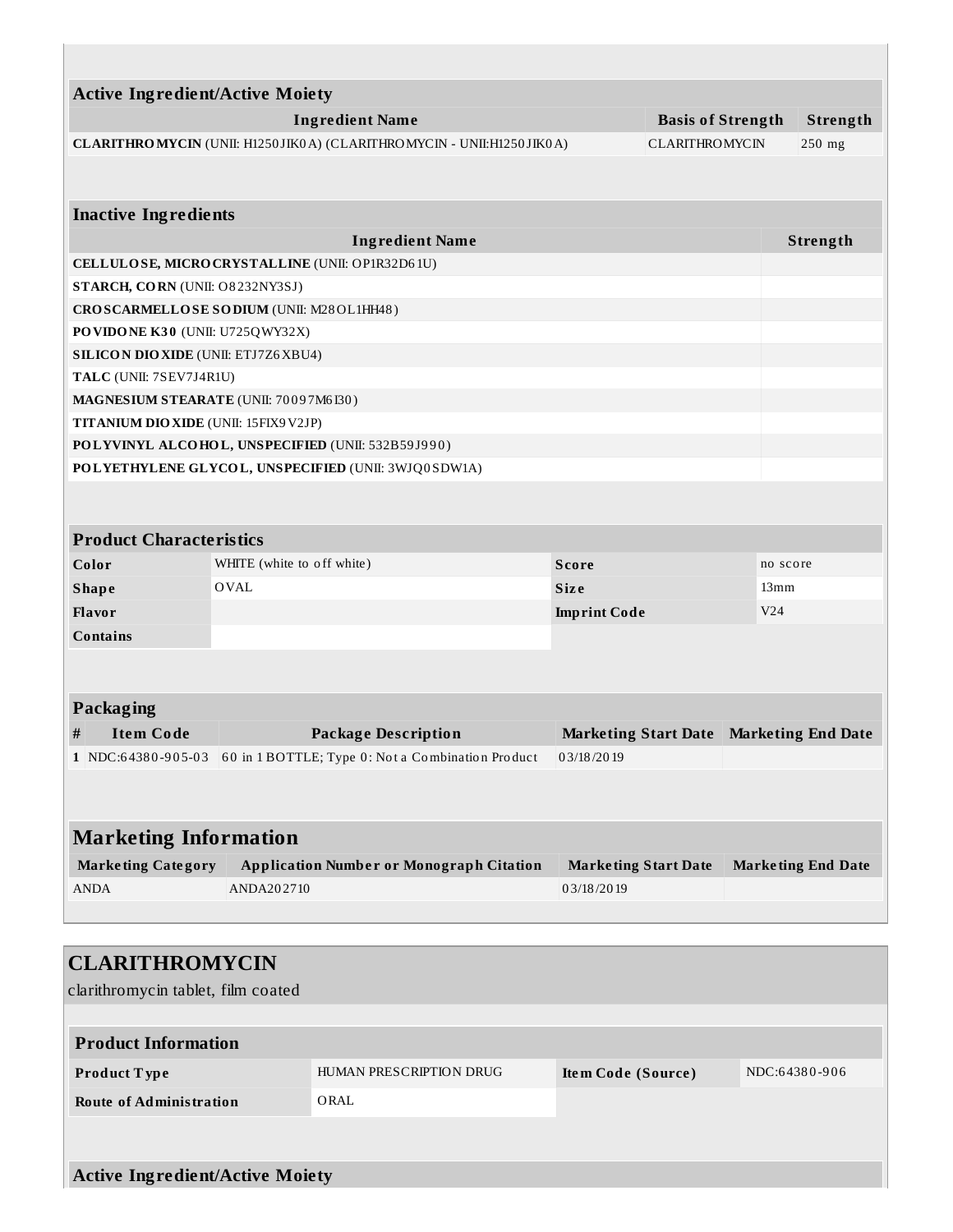### Active Ingredient/Active Moiety

| Ingredient Name | Basis of Strength | Strength |
|---|---|---|
| **CLARITHROMYCIN** (UNII: H1250JIK0A) (CLARITHROMYCIN - UNII:H1250JIK0A) | CLARITHROMYCIN | 250 mg |

### Inactive Ingredients

| Ingredient Name | Strength |
|---|---|
| **CELLULOSE, MICROCRYSTALLINE** (UNII: OP1R32D61U) | |
| **STARCH, CORN** (UNII: O8232NY3SJ) | |
| **CROSCARMELLOSE SODIUM** (UNII: M28OL1HH48) | |
| **POVIDONE K30** (UNII: U725QWY32X) | |
| **SILICON DIOXIDE** (UNII: ETJ7Z6XBU4) | |
| **TALC** (UNII: 7SEV7J4R1U) | |
| **MAGNESIUM STEARATE** (UNII: 70097M6I30) | |
| **TITANIUM DIOXIDE** (UNII: 15FIX9V2JP) | |
| **POLYVINYL ALCOHOL, UNSPECIFIED** (UNII: 532B59J990) | |
| **POLYETHYLENE GLYCOL, UNSPECIFIED** (UNII: 3WJQ0SDW1A) | |

### Product Characteristics

| | | | |
|---|---|---|---|
| **Color** | WHITE (white to off white) | **Score** | no score |
| **Shape** | OVAL | **Size** | 13mm |
| **Flavor** | | **Imprint Code** | V24 |
| **Contains** | | | |

### Packaging

| # | Item Code | Package Description | Marketing Start Date | Marketing End Date |
|---|---|---|---|---|
| 1 | NDC:64380-905-03 | 60 in 1 BOTTLE; Type 0: Not a Combination Product | 03/18/2019 | |

### Marketing Information

| Marketing Category | Application Number or Monograph Citation | Marketing Start Date | Marketing End Date |
|---|---|---|---|
| ANDA | ANDA202710 | 03/18/2019 | |

## CLARITHROMYCIN

clarithromycin tablet, film coated

### Product Information

| | | | |
|---|---|---|---|
| **Product Type** | HUMAN PRESCRIPTION DRUG | **Item Code (Source)** | NDC:64380-906 |
| **Route of Administration** | ORAL | | |

### Active Ingredient/Active Moiety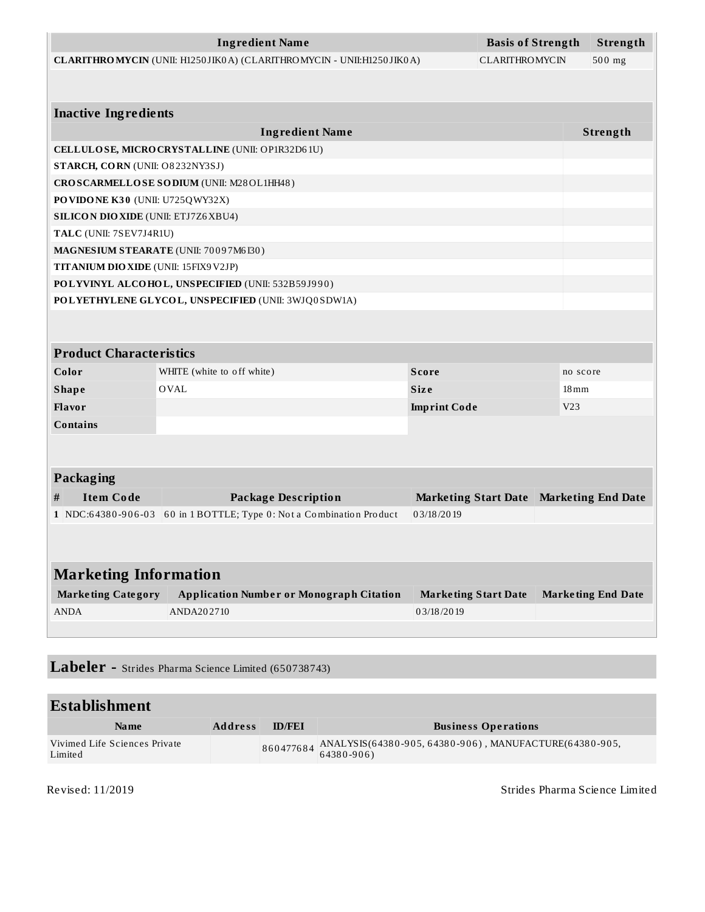| Ingredient Name | Basis of Strength | Strength |
|---|---|---|
| **CLARITHROMYCIN** (UNII: H1250JIK0A) (CLARITHROMYCIN - UNII:H1250JIK0A) | CLARITHROMYCIN | 500 mg |

| Inactive Ingredients | |
|---|---|
| **Ingredient Name** | **Strength** |
| **CELLULOSE, MICROCRYSTALLINE** (UNII: OP1R32D61U) | |
| **STARCH, CORN** (UNII: O8232NY3SJ) | |
| **CROSCARMELLOSE SODIUM** (UNII: M28OL1HH48) | |
| **POVIDONE K30** (UNII: U725QWY32X) | |
| **SILICON DIOXIDE** (UNII: ETJ7Z6XBU4) | |
| **TALC** (UNII: 7SEV7J4R1U) | |
| **MAGNESIUM STEARATE** (UNII: 70097M6I30) | |
| **TITANIUM DIOXIDE** (UNII: 15FIX9V2JP) | |
| **POLYVINYL ALCOHOL, UNSPECIFIED** (UNII: 532B59J990) | |
| **POLYETHYLENE GLYCOL, UNSPECIFIED** (UNII: 3WJQ0SDW1A) | |

| Product Characteristics | | | |
|---|---|---|---|
| **Color** | WHITE (white to off white) | **Score** | no score |
| **Shape** | OVAL | **Size** | 18mm |
| **Flavor** | | **Imprint Code** | V23 |
| **Contains** | | | |

| Packaging | | | | |
|---|---|---|---|---|
| **#** | **Item Code** | **Package Description** | **Marketing Start Date** | **Marketing End Date** |
| 1 | NDC:64380-906-03 | 60 in 1 BOTTLE; Type 0: Not a Combination Product | 03/18/2019 | |

| Marketing Information | | | |
|---|---|---|---|
| **Marketing Category** | **Application Number or Monograph Citation** | **Marketing Start Date** | **Marketing End Date** |
| ANDA | ANDA202710 | 03/18/2019 | |

## Labeler - Strides Pharma Science Limited (650738743)

| Establishment | | | |
|---|---|---|---|
| **Name** | **Address** | **ID/FEI** | **Business Operations** |
| Vivimed Life Sciences Private Limited | | 860477684 | ANALYSIS(64380-905, 64380-906) , MANUFACTURE(64380-905, 64380-906) |

Revised: 11/2019

Strides Pharma Science Limited